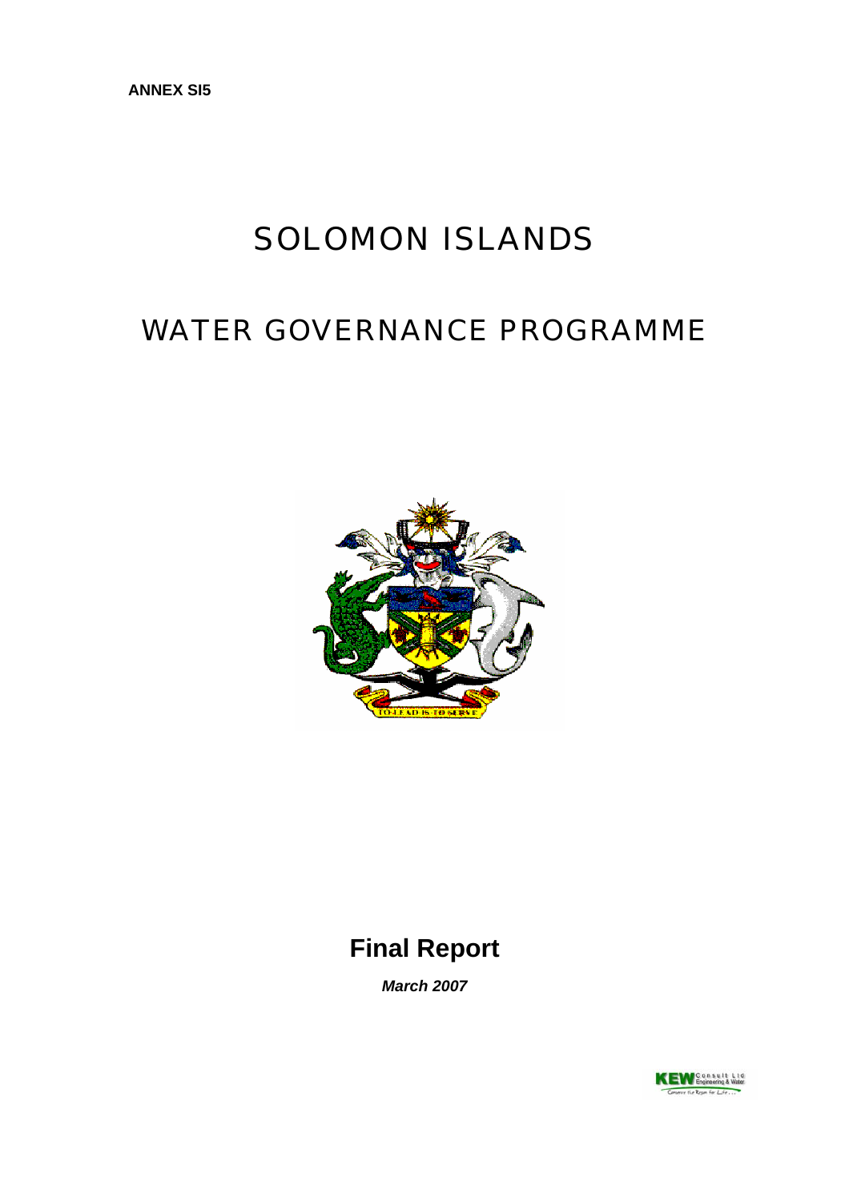**ANNEX SI5**

# SOLOMON ISLANDS

# WATER GOVERNANCE PROGRAMME

## Final Report

***March 2007***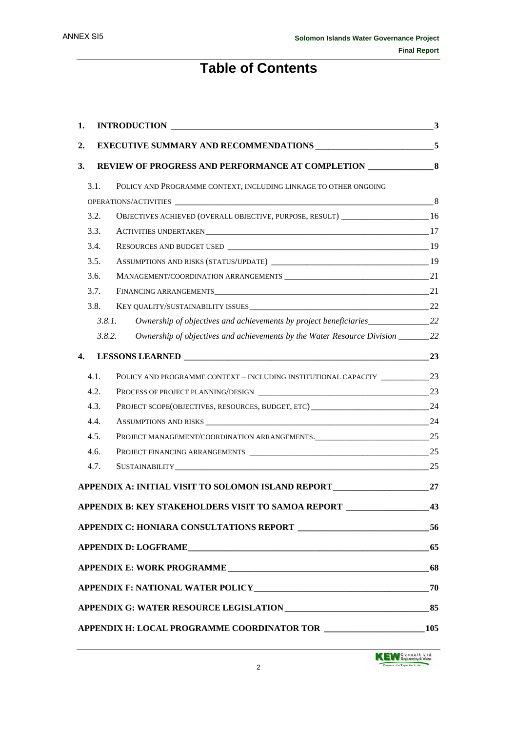# Table of Contents

1. **INTRODUCTION** 3
2. **EXECUTIVE SUMMARY AND RECOMMENDATIONS** 5
3. **REVIEW OF PROGRESS AND PERFORMANCE AT COMPLETION** 8
   - 3.1. POLICY AND PROGRAMME CONTEXT, INCLUDING LINKAGE TO OTHER ONGOING OPERATIONS/ACTIVITIES 8
   - 3.2. OBJECTIVES ACHIEVED (OVERALL OBJECTIVE, PURPOSE, RESULT) 16
   - 3.3. ACTIVITIES UNDERTAKEN 17
   - 3.4. RESOURCES AND BUDGET USED 19
   - 3.5. ASSUMPTIONS AND RISKS (STATUS/UPDATE) 19
   - 3.6. MANAGEMENT/COORDINATION ARRANGEMENTS 21
   - 3.7. FINANCING ARRANGEMENTS 21
   - 3.8. KEY QUALITY/SUSTAINABILITY ISSUES 22
     - *3.8.1. Ownership of objectives and achievements by project beneficiaries* 22
     - *3.8.2. Ownership of objectives and achievements by the Water Resource Division* 22
4. **LESSONS LEARNED** 23
   - 4.1. POLICY AND PROGRAMME CONTEXT – INCLUDING INSTITUTIONAL CAPACITY 23
   - 4.2. PROCESS OF PROJECT PLANNING/DESIGN 23
   - 4.3. PROJECT SCOPE(OBJECTIVES, RESOURCES, BUDGET, ETC) 24
   - 4.4. ASSUMPTIONS AND RISKS 24
   - 4.5. PROJECT MANAGEMENT/COORDINATION ARRANGEMENTS. 25
   - 4.6. PROJECT FINANCING ARRANGEMENTS 25
   - 4.7. SUSTAINABILITY 25

**APPENDIX A: INITIAL VISIT TO SOLOMON ISLAND REPORT** 27

**APPENDIX B: KEY STAKEHOLDERS VISIT TO SAMOA REPORT** 43

**APPENDIX C: HONIARA CONSULTATIONS REPORT** 56

**APPENDIX D: LOGFRAME** 65

**APPENDIX E: WORK PROGRAMME** 68

**APPENDIX F: NATIONAL WATER POLICY** 70

**APPENDIX G: WATER RESOURCE LEGISLATION** 85

**APPENDIX H: LOCAL PROGRAMME COORDINATOR TOR** 105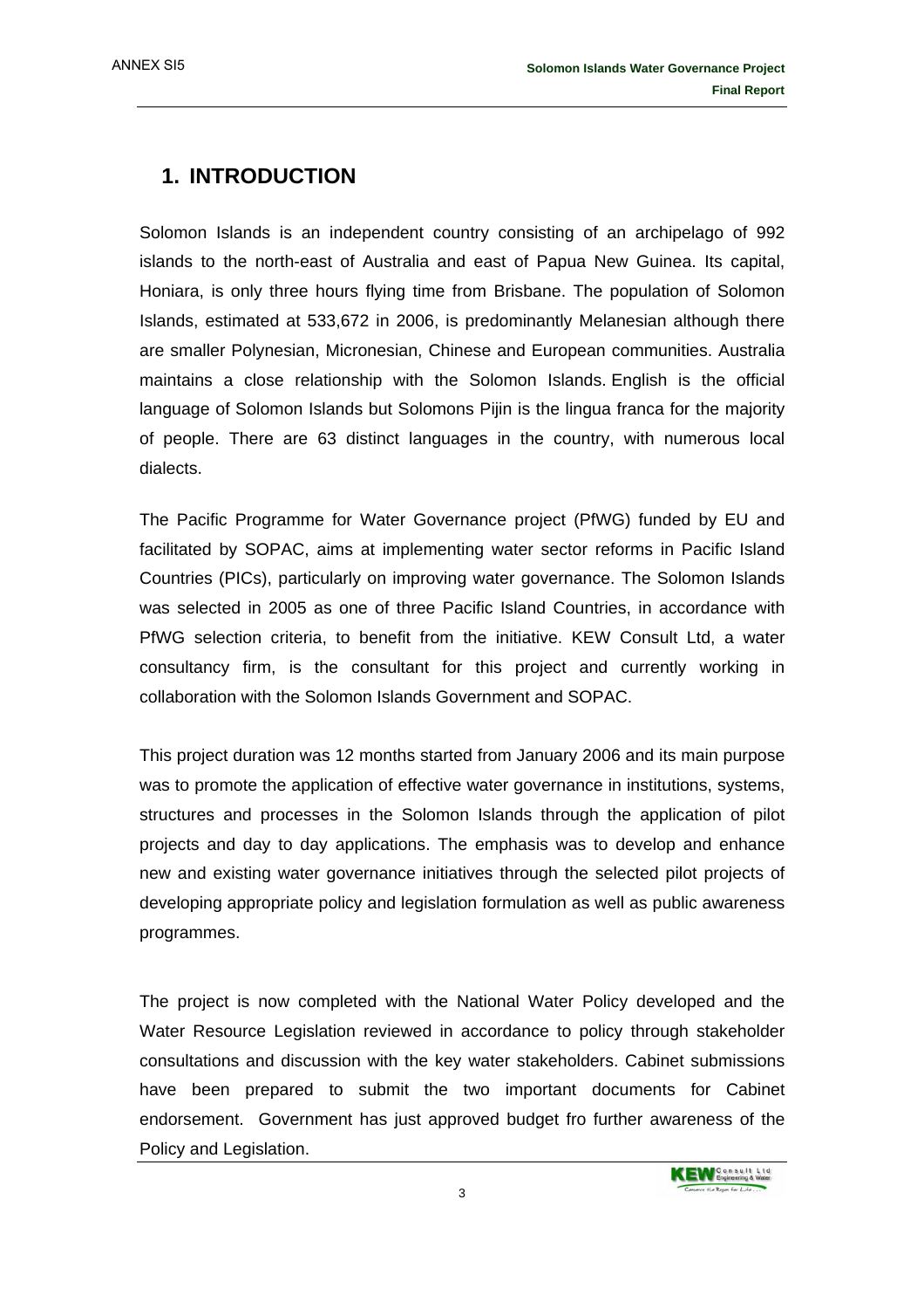## 1. INTRODUCTION

Solomon Islands is an independent country consisting of an archipelago of 992 islands to the north-east of Australia and east of Papua New Guinea. Its capital, Honiara, is only three hours flying time from Brisbane. The population of Solomon Islands, estimated at 533,672 in 2006, is predominantly Melanesian although there are smaller Polynesian, Micronesian, Chinese and European communities. Australia maintains a close relationship with the Solomon Islands. English is the official language of Solomon Islands but Solomons Pijin is the lingua franca for the majority of people. There are 63 distinct languages in the country, with numerous local dialects.

The Pacific Programme for Water Governance project (PfWG) funded by EU and facilitated by SOPAC, aims at implementing water sector reforms in Pacific Island Countries (PICs), particularly on improving water governance. The Solomon Islands was selected in 2005 as one of three Pacific Island Countries, in accordance with PfWG selection criteria, to benefit from the initiative. KEW Consult Ltd, a water consultancy firm, is the consultant for this project and currently working in collaboration with the Solomon Islands Government and SOPAC.

This project duration was 12 months started from January 2006 and its main purpose was to promote the application of effective water governance in institutions, systems, structures and processes in the Solomon Islands through the application of pilot projects and day to day applications. The emphasis was to develop and enhance new and existing water governance initiatives through the selected pilot projects of developing appropriate policy and legislation formulation as well as public awareness programmes.

The project is now completed with the National Water Policy developed and the Water Resource Legislation reviewed in accordance to policy through stakeholder consultations and discussion with the key water stakeholders. Cabinet submissions have been prepared to submit the two important documents for Cabinet endorsement. Government has just approved budget fro further awareness of the Policy and Legislation.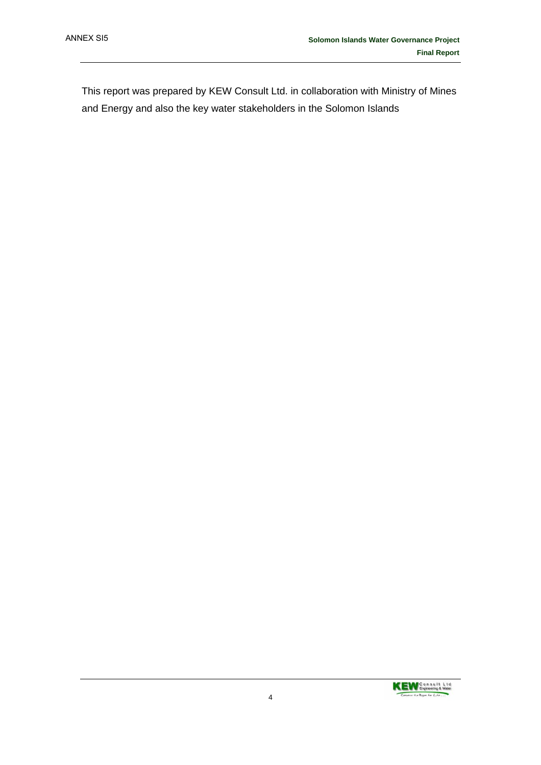This report was prepared by KEW Consult Ltd. in collaboration with Ministry of Mines and Energy and also the key water stakeholders in the Solomon Islands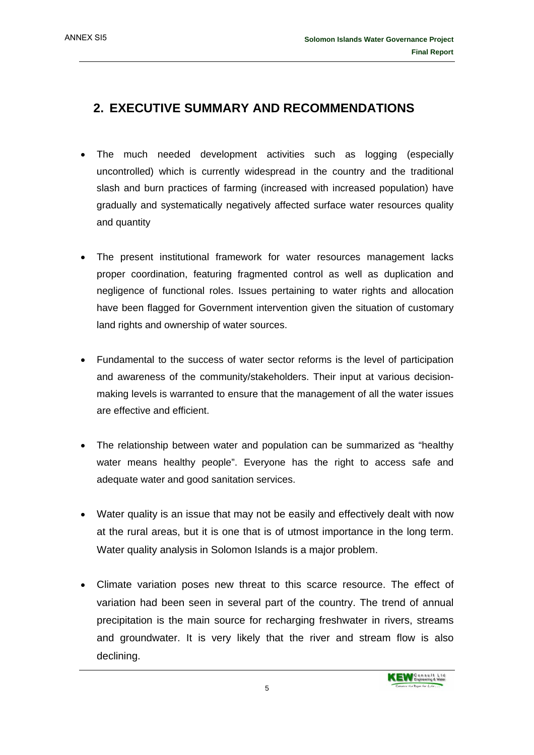## 2. EXECUTIVE SUMMARY AND RECOMMENDATIONS

- The much needed development activities such as logging (especially uncontrolled) which is currently widespread in the country and the traditional slash and burn practices of farming (increased with increased population) have gradually and systematically negatively affected surface water resources quality and quantity

- The present institutional framework for water resources management lacks proper coordination, featuring fragmented control as well as duplication and negligence of functional roles. Issues pertaining to water rights and allocation have been flagged for Government intervention given the situation of customary land rights and ownership of water sources.

- Fundamental to the success of water sector reforms is the level of participation and awareness of the community/stakeholders. Their input at various decision-making levels is warranted to ensure that the management of all the water issues are effective and efficient.

- The relationship between water and population can be summarized as "healthy water means healthy people". Everyone has the right to access safe and adequate water and good sanitation services.

- Water quality is an issue that may not be easily and effectively dealt with now at the rural areas, but it is one that is of utmost importance in the long term. Water quality analysis in Solomon Islands is a major problem.

- Climate variation poses new threat to this scarce resource. The effect of variation had been seen in several part of the country. The trend of annual precipitation is the main source for recharging freshwater in rivers, streams and groundwater. It is very likely that the river and stream flow is also declining.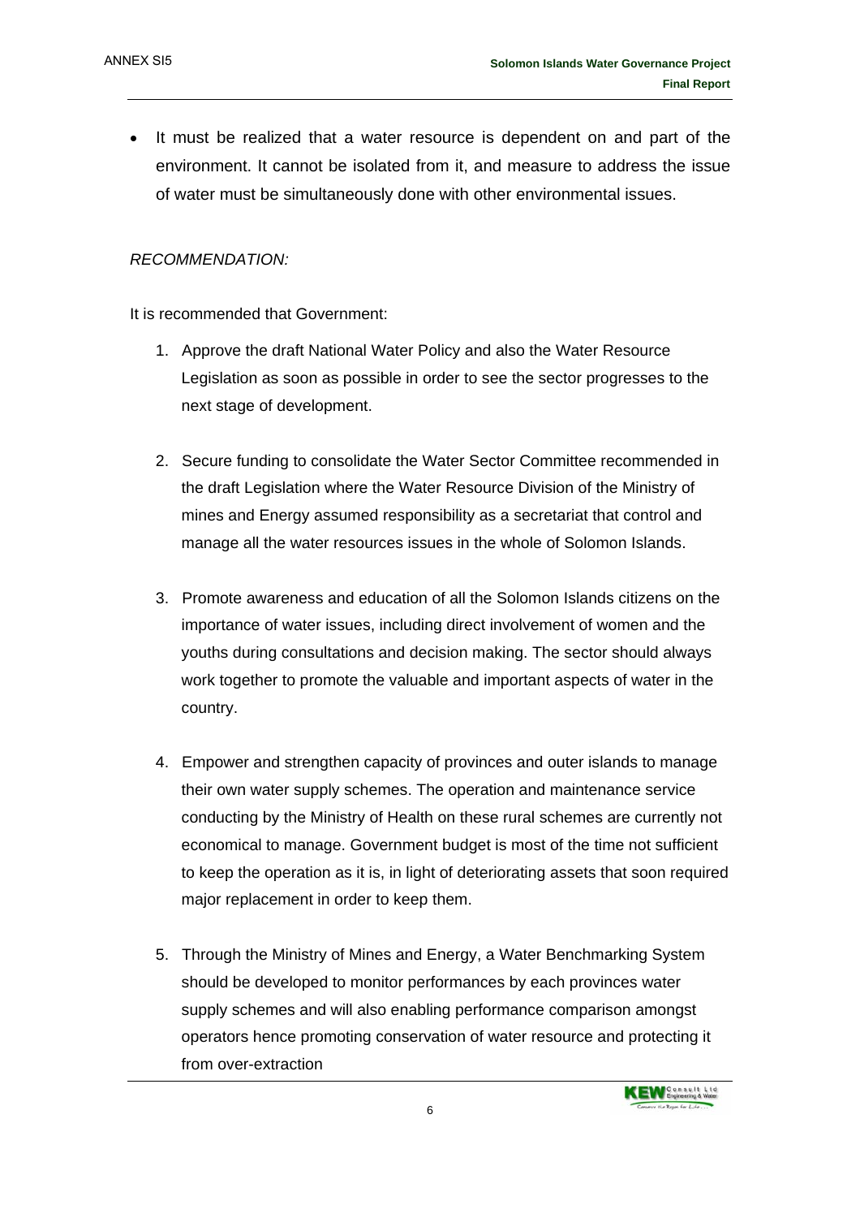- It must be realized that a water resource is dependent on and part of the environment. It cannot be isolated from it, and measure to address the issue of water must be simultaneously done with other environmental issues.

*RECOMMENDATION:*

It is recommended that Government:

1. Approve the draft National Water Policy and also the Water Resource Legislation as soon as possible in order to see the sector progresses to the next stage of development.

2. Secure funding to consolidate the Water Sector Committee recommended in the draft Legislation where the Water Resource Division of the Ministry of mines and Energy assumed responsibility as a secretariat that control and manage all the water resources issues in the whole of Solomon Islands.

3. Promote awareness and education of all the Solomon Islands citizens on the importance of water issues, including direct involvement of women and the youths during consultations and decision making. The sector should always work together to promote the valuable and important aspects of water in the country.

4. Empower and strengthen capacity of provinces and outer islands to manage their own water supply schemes. The operation and maintenance service conducting by the Ministry of Health on these rural schemes are currently not economical to manage. Government budget is most of the time not sufficient to keep the operation as it is, in light of deteriorating assets that soon required major replacement in order to keep them.

5. Through the Ministry of Mines and Energy, a Water Benchmarking System should be developed to monitor performances by each provinces water supply schemes and will also enabling performance comparison amongst operators hence promoting conservation of water resource and protecting it from over-extraction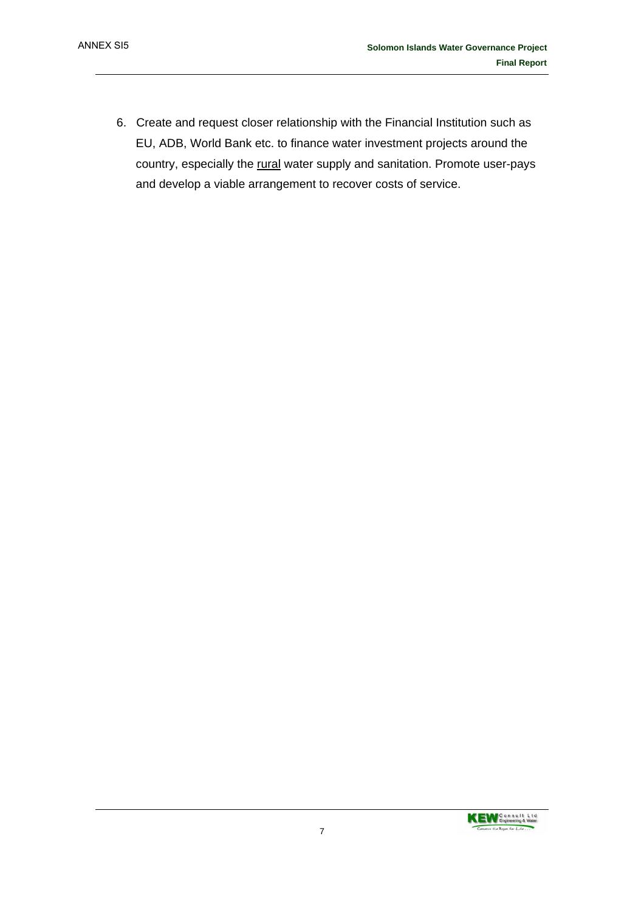6. Create and request closer relationship with the Financial Institution such as EU, ADB, World Bank etc. to finance water investment projects around the country, especially the <u>rural</u> water supply and sanitation. Promote user-pays and develop a viable arrangement to recover costs of service.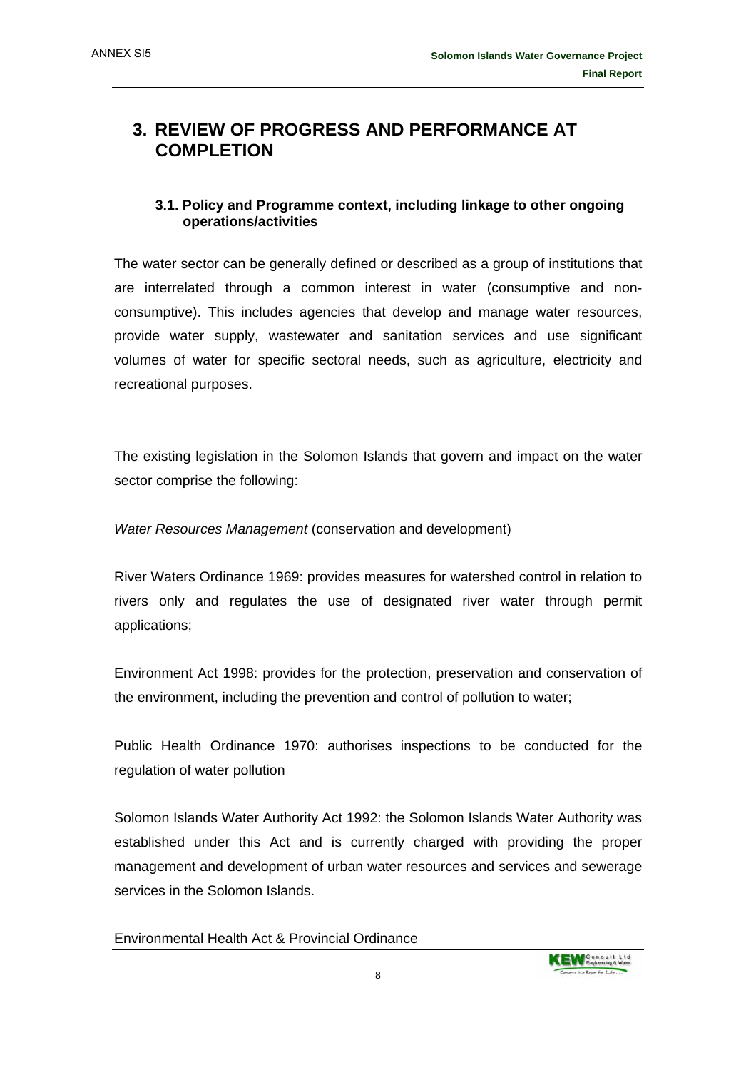# 3. REVIEW OF PROGRESS AND PERFORMANCE AT COMPLETION

## 3.1. Policy and Programme context, including linkage to other ongoing operations/activities

The water sector can be generally defined or described as a group of institutions that are interrelated through a common interest in water (consumptive and non-consumptive). This includes agencies that develop and manage water resources, provide water supply, wastewater and sanitation services and use significant volumes of water for specific sectoral needs, such as agriculture, electricity and recreational purposes.

The existing legislation in the Solomon Islands that govern and impact on the water sector comprise the following:

*Water Resources Management* (conservation and development)

River Waters Ordinance 1969: provides measures for watershed control in relation to rivers only and regulates the use of designated river water through permit applications;

Environment Act 1998: provides for the protection, preservation and conservation of the environment, including the prevention and control of pollution to water;

Public Health Ordinance 1970: authorises inspections to be conducted for the regulation of water pollution

Solomon Islands Water Authority Act 1992: the Solomon Islands Water Authority was established under this Act and is currently charged with providing the proper management and development of urban water resources and services and sewerage services in the Solomon Islands.

Environmental Health Act & Provincial Ordinance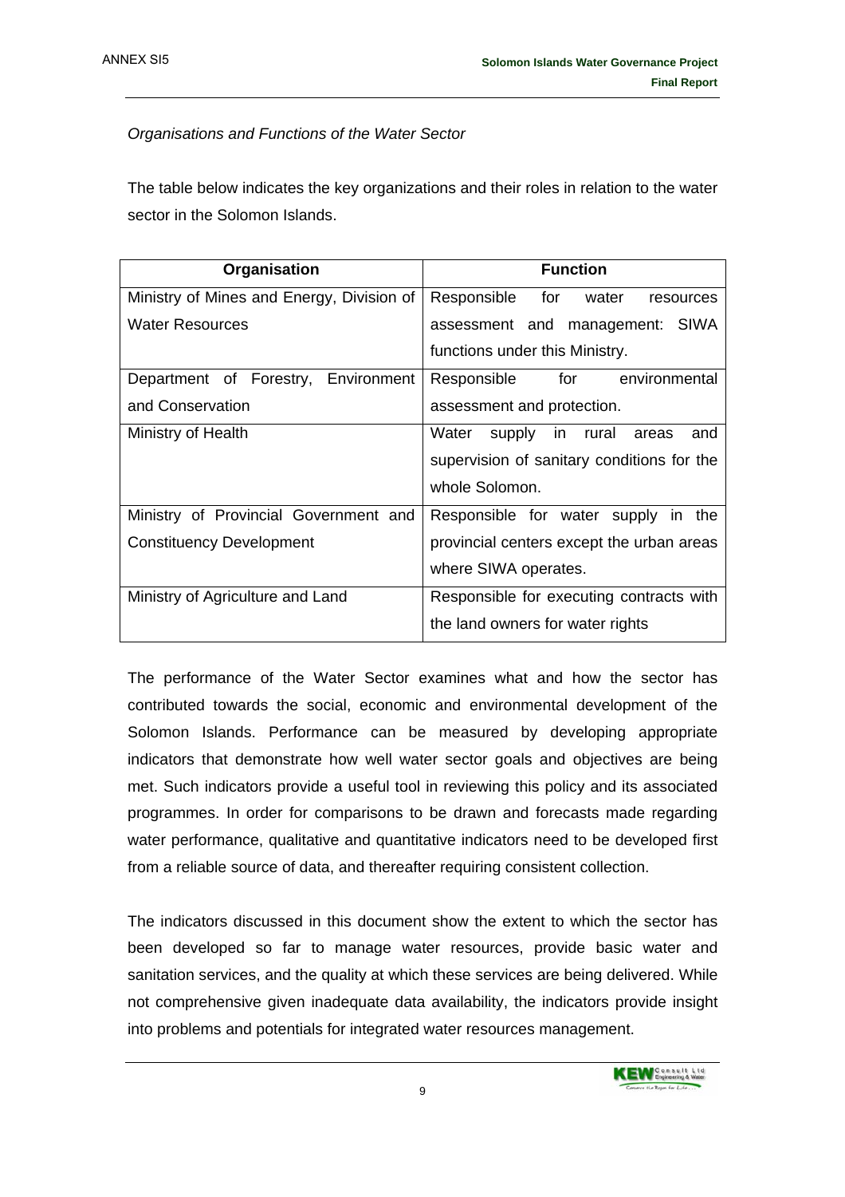*Organisations and Functions of the Water Sector*

The table below indicates the key organizations and their roles in relation to the water sector in the Solomon Islands.

| Organisation | Function |
|---|---|
| Ministry of Mines and Energy, Division of Water Resources | Responsible for water resources assessment and management: SIWA functions under this Ministry. |
| Department of Forestry, Environment and Conservation | Responsible for environmental assessment and protection. |
| Ministry of Health | Water supply in rural areas and supervision of sanitary conditions for the whole Solomon. |
| Ministry of Provincial Government and Constituency Development | Responsible for water supply in the provincial centers except the urban areas where SIWA operates. |
| Ministry of Agriculture and Land | Responsible for executing contracts with the land owners for water rights |

The performance of the Water Sector examines what and how the sector has contributed towards the social, economic and environmental development of the Solomon Islands. Performance can be measured by developing appropriate indicators that demonstrate how well water sector goals and objectives are being met. Such indicators provide a useful tool in reviewing this policy and its associated programmes. In order for comparisons to be drawn and forecasts made regarding water performance, qualitative and quantitative indicators need to be developed first from a reliable source of data, and thereafter requiring consistent collection.

The indicators discussed in this document show the extent to which the sector has been developed so far to manage water resources, provide basic water and sanitation services, and the quality at which these services are being delivered. While not comprehensive given inadequate data availability, the indicators provide insight into problems and potentials for integrated water resources management.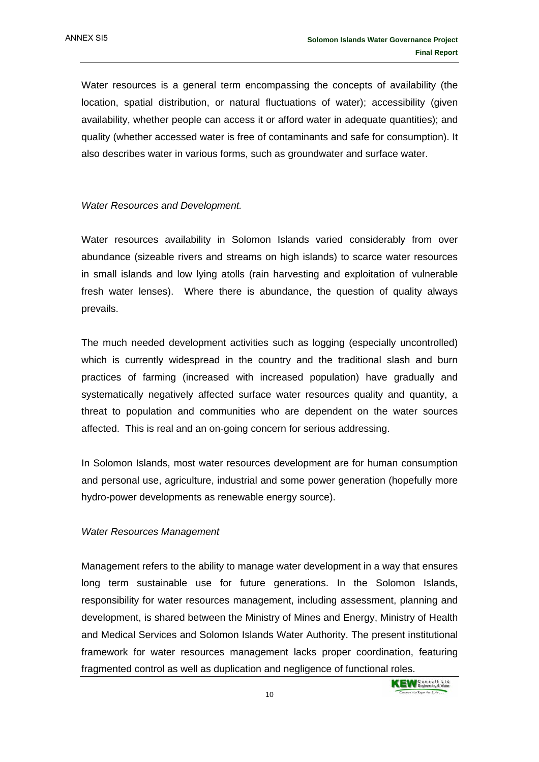Water resources is a general term encompassing the concepts of availability (the location, spatial distribution, or natural fluctuations of water); accessibility (given availability, whether people can access it or afford water in adequate quantities); and quality (whether accessed water is free of contaminants and safe for consumption). It also describes water in various forms, such as groundwater and surface water.

*Water Resources and Development.*

Water resources availability in Solomon Islands varied considerably from over abundance (sizeable rivers and streams on high islands) to scarce water resources in small islands and low lying atolls (rain harvesting and exploitation of vulnerable fresh water lenses). Where there is abundance, the question of quality always prevails.

The much needed development activities such as logging (especially uncontrolled) which is currently widespread in the country and the traditional slash and burn practices of farming (increased with increased population) have gradually and systematically negatively affected surface water resources quality and quantity, a threat to population and communities who are dependent on the water sources affected. This is real and an on-going concern for serious addressing.

In Solomon Islands, most water resources development are for human consumption and personal use, agriculture, industrial and some power generation (hopefully more hydro-power developments as renewable energy source).

*Water Resources Management*

Management refers to the ability to manage water development in a way that ensures long term sustainable use for future generations. In the Solomon Islands, responsibility for water resources management, including assessment, planning and development, is shared between the Ministry of Mines and Energy, Ministry of Health and Medical Services and Solomon Islands Water Authority. The present institutional framework for water resources management lacks proper coordination, featuring fragmented control as well as duplication and negligence of functional roles.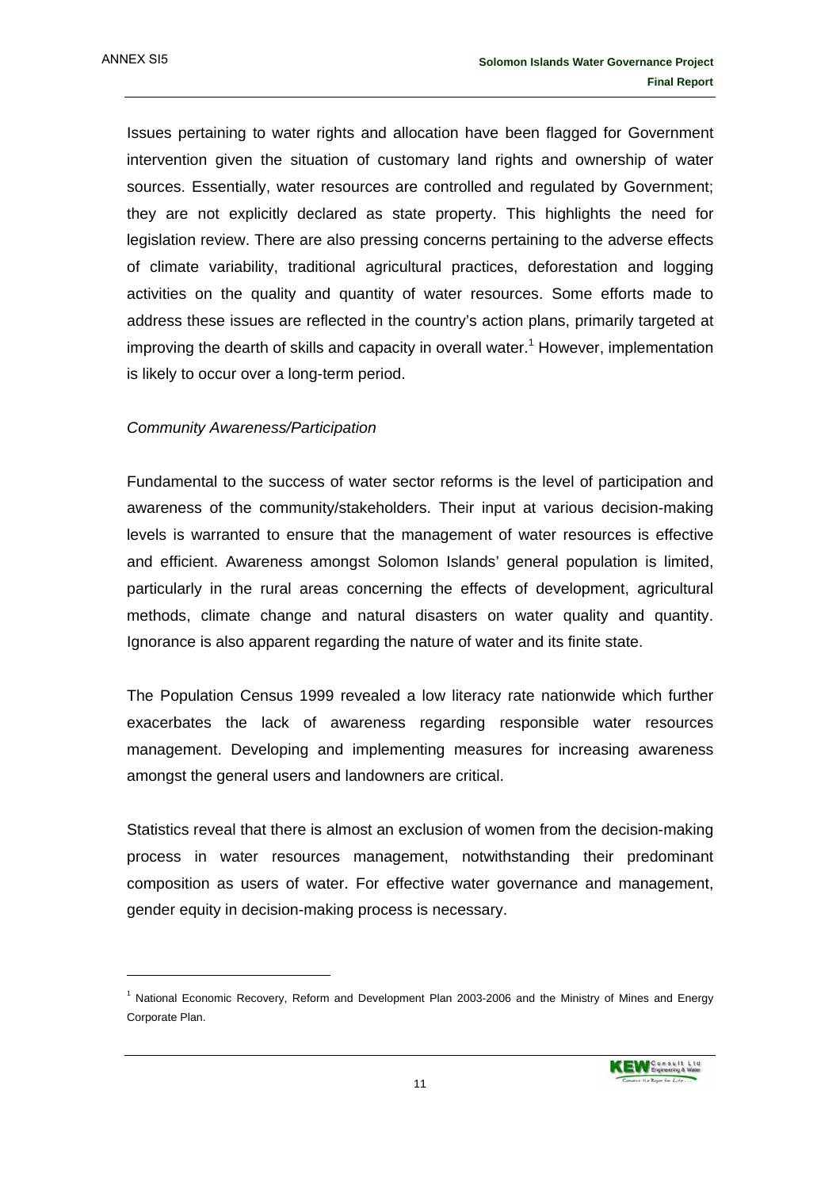Issues pertaining to water rights and allocation have been flagged for Government intervention given the situation of customary land rights and ownership of water sources. Essentially, water resources are controlled and regulated by Government; they are not explicitly declared as state property. This highlights the need for legislation review. There are also pressing concerns pertaining to the adverse effects of climate variability, traditional agricultural practices, deforestation and logging activities on the quality and quantity of water resources. Some efforts made to address these issues are reflected in the country's action plans, primarily targeted at improving the dearth of skills and capacity in overall water.[1] However, implementation is likely to occur over a long-term period.

*Community Awareness/Participation*

Fundamental to the success of water sector reforms is the level of participation and awareness of the community/stakeholders. Their input at various decision-making levels is warranted to ensure that the management of water resources is effective and efficient. Awareness amongst Solomon Islands' general population is limited, particularly in the rural areas concerning the effects of development, agricultural methods, climate change and natural disasters on water quality and quantity. Ignorance is also apparent regarding the nature of water and its finite state.

The Population Census 1999 revealed a low literacy rate nationwide which further exacerbates the lack of awareness regarding responsible water resources management. Developing and implementing measures for increasing awareness amongst the general users and landowners are critical.

Statistics reveal that there is almost an exclusion of women from the decision-making process in water resources management, notwithstanding their predominant composition as users of water. For effective water governance and management, gender equity in decision-making process is necessary.

[1] National Economic Recovery, Reform and Development Plan 2003-2006 and the Ministry of Mines and Energy Corporate Plan.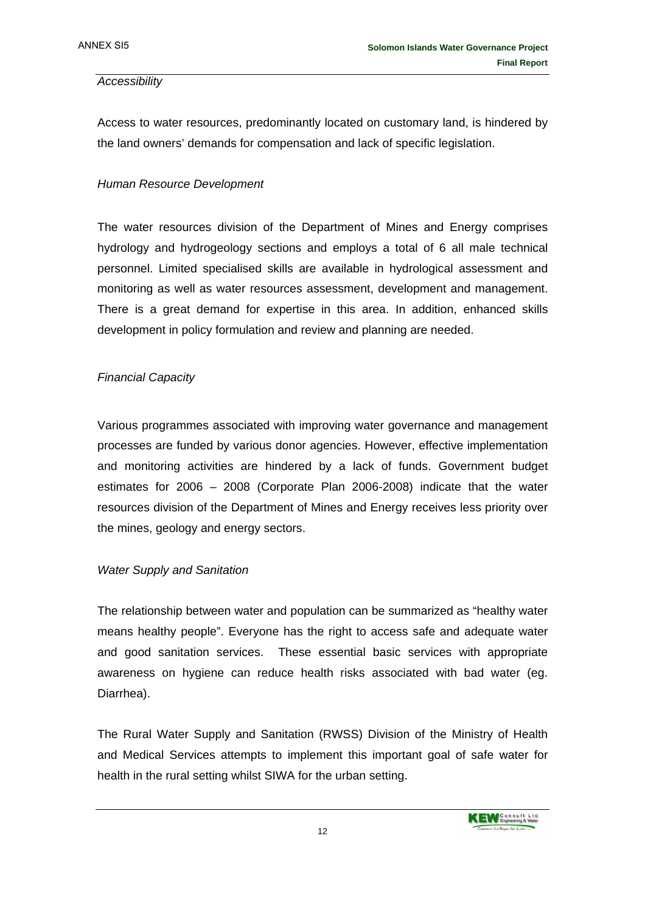*Accessibility*

Access to water resources, predominantly located on customary land, is hindered by the land owners' demands for compensation and lack of specific legislation.

*Human Resource Development*

The water resources division of the Department of Mines and Energy comprises hydrology and hydrogeology sections and employs a total of 6 all male technical personnel. Limited specialised skills are available in hydrological assessment and monitoring as well as water resources assessment, development and management. There is a great demand for expertise in this area. In addition, enhanced skills development in policy formulation and review and planning are needed.

*Financial Capacity*

Various programmes associated with improving water governance and management processes are funded by various donor agencies. However, effective implementation and monitoring activities are hindered by a lack of funds. Government budget estimates for 2006 – 2008 (Corporate Plan 2006-2008) indicate that the water resources division of the Department of Mines and Energy receives less priority over the mines, geology and energy sectors.

*Water Supply and Sanitation*

The relationship between water and population can be summarized as "healthy water means healthy people". Everyone has the right to access safe and adequate water and good sanitation services. These essential basic services with appropriate awareness on hygiene can reduce health risks associated with bad water (eg. Diarrhea).

The Rural Water Supply and Sanitation (RWSS) Division of the Ministry of Health and Medical Services attempts to implement this important goal of safe water for health in the rural setting whilst SIWA for the urban setting.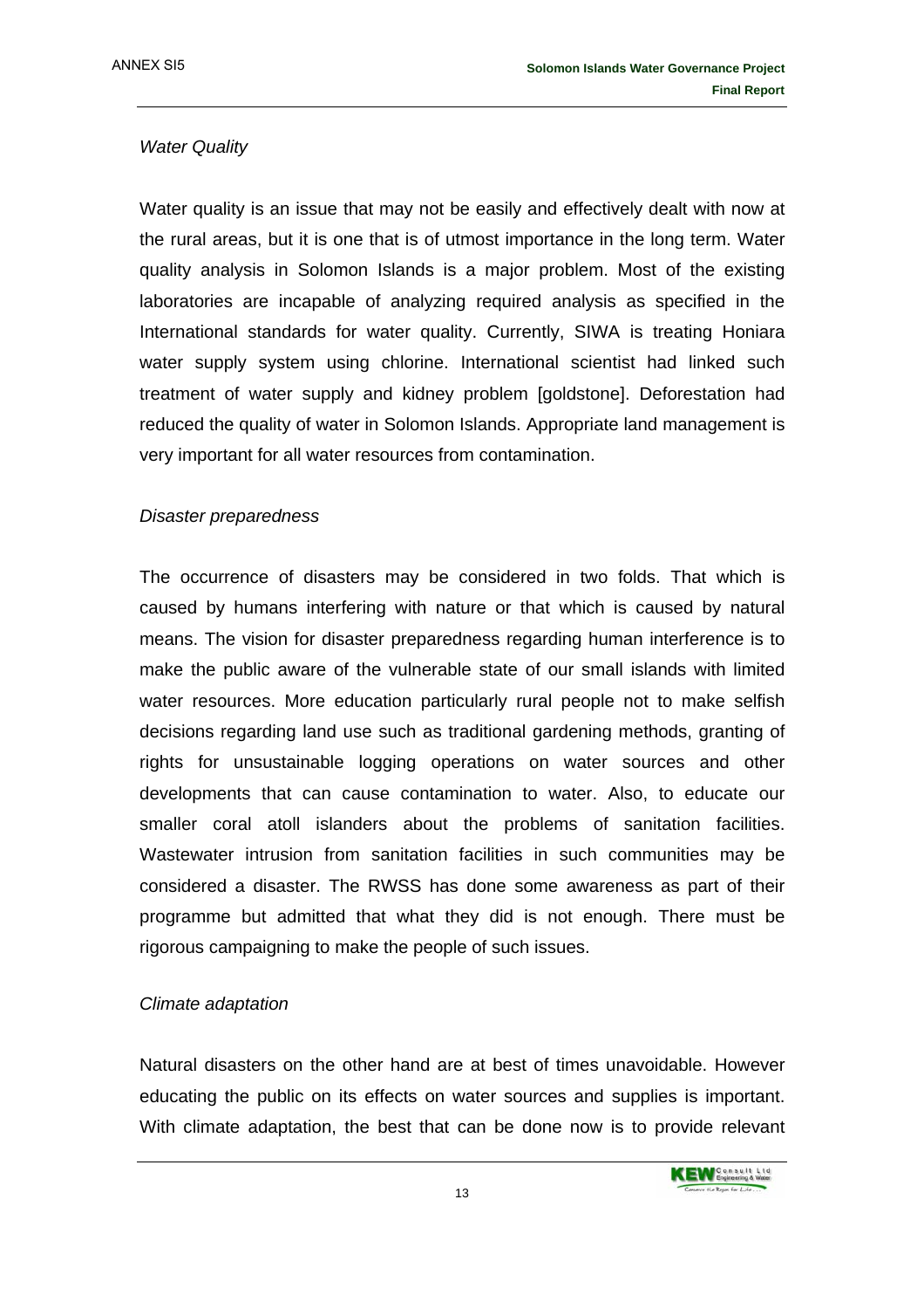*Water Quality*

Water quality is an issue that may not be easily and effectively dealt with now at the rural areas, but it is one that is of utmost importance in the long term. Water quality analysis in Solomon Islands is a major problem. Most of the existing laboratories are incapable of analyzing required analysis as specified in the International standards for water quality. Currently, SIWA is treating Honiara water supply system using chlorine. International scientist had linked such treatment of water supply and kidney problem [goldstone]. Deforestation had reduced the quality of water in Solomon Islands. Appropriate land management is very important for all water resources from contamination.

*Disaster preparedness*

The occurrence of disasters may be considered in two folds. That which is caused by humans interfering with nature or that which is caused by natural means. The vision for disaster preparedness regarding human interference is to make the public aware of the vulnerable state of our small islands with limited water resources. More education particularly rural people not to make selfish decisions regarding land use such as traditional gardening methods, granting of rights for unsustainable logging operations on water sources and other developments that can cause contamination to water. Also, to educate our smaller coral atoll islanders about the problems of sanitation facilities. Wastewater intrusion from sanitation facilities in such communities may be considered a disaster. The RWSS has done some awareness as part of their programme but admitted that what they did is not enough. There must be rigorous campaigning to make the people of such issues.

*Climate adaptation*

Natural disasters on the other hand are at best of times unavoidable. However educating the public on its effects on water sources and supplies is important. With climate adaptation, the best that can be done now is to provide relevant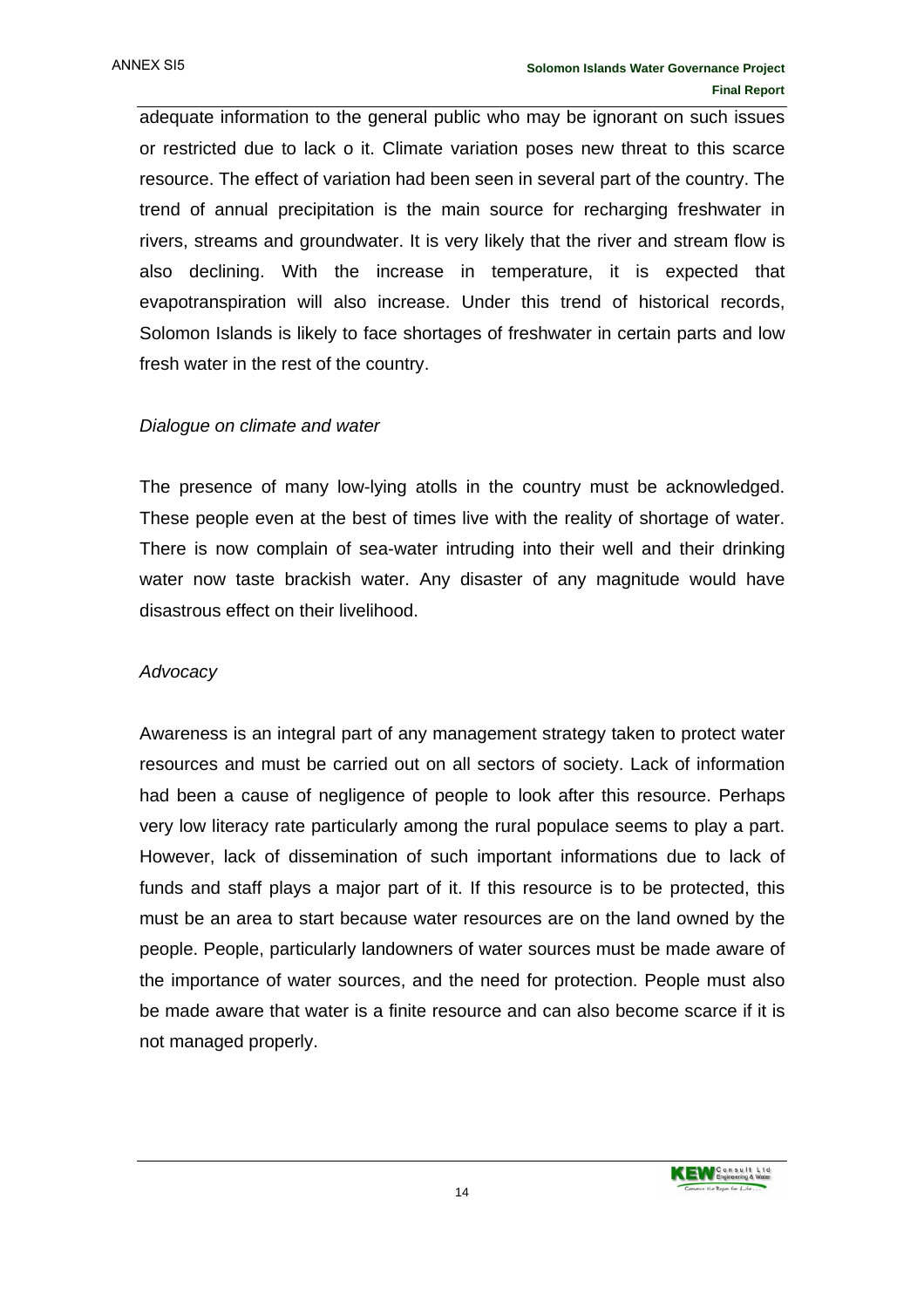adequate information to the general public who may be ignorant on such issues or restricted due to lack o it. Climate variation poses new threat to this scarce resource. The effect of variation had been seen in several part of the country. The trend of annual precipitation is the main source for recharging freshwater in rivers, streams and groundwater. It is very likely that the river and stream flow is also declining. With the increase in temperature, it is expected that evapotranspiration will also increase. Under this trend of historical records, Solomon Islands is likely to face shortages of freshwater in certain parts and low fresh water in the rest of the country.

*Dialogue on climate and water*

The presence of many low-lying atolls in the country must be acknowledged. These people even at the best of times live with the reality of shortage of water. There is now complain of sea-water intruding into their well and their drinking water now taste brackish water. Any disaster of any magnitude would have disastrous effect on their livelihood.

*Advocacy*

Awareness is an integral part of any management strategy taken to protect water resources and must be carried out on all sectors of society. Lack of information had been a cause of negligence of people to look after this resource. Perhaps very low literacy rate particularly among the rural populace seems to play a part. However, lack of dissemination of such important informations due to lack of funds and staff plays a major part of it. If this resource is to be protected, this must be an area to start because water resources are on the land owned by the people. People, particularly landowners of water sources must be made aware of the importance of water sources, and the need for protection. People must also be made aware that water is a finite resource and can also become scarce if it is not managed properly.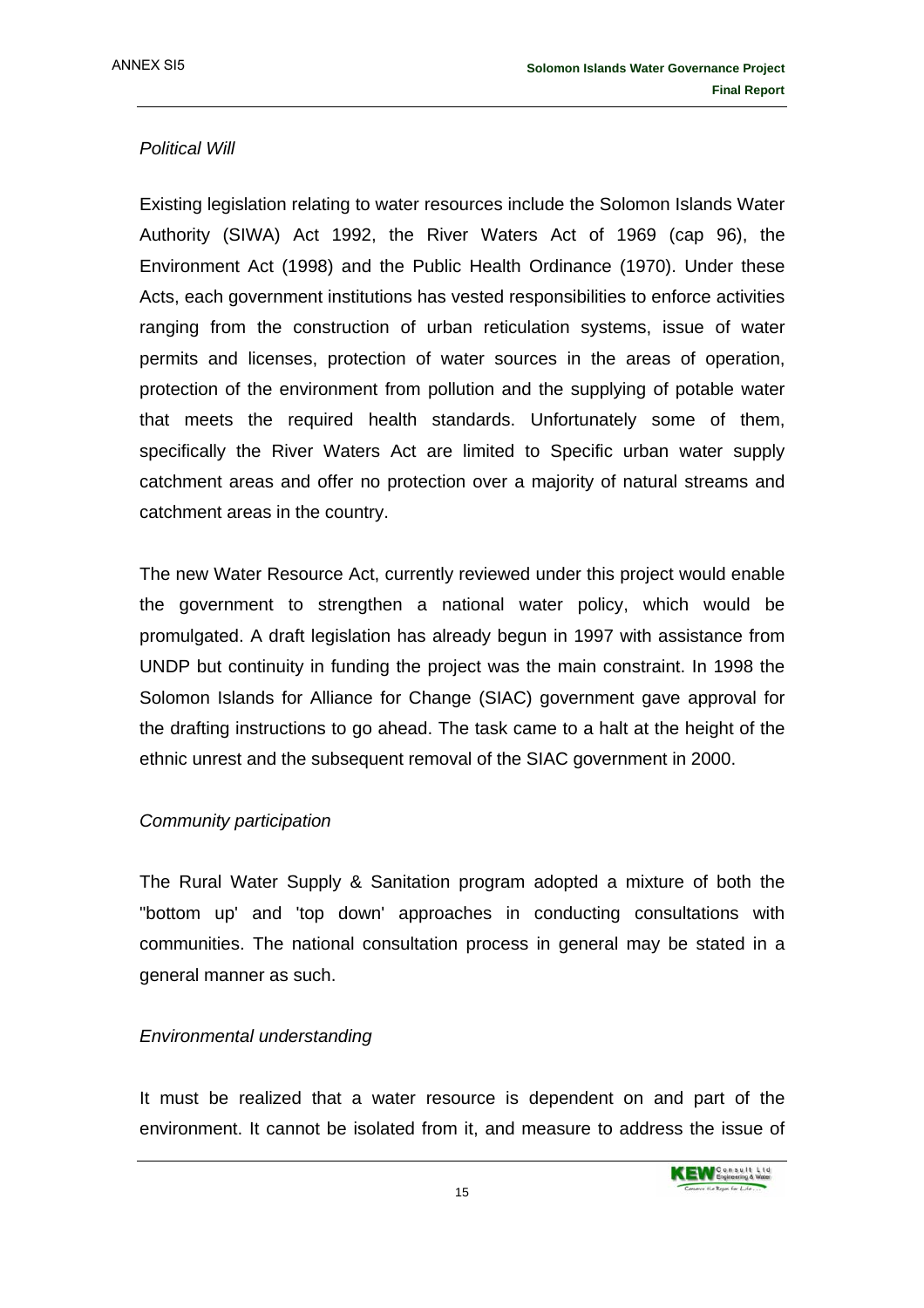*Political Will*

Existing legislation relating to water resources include the Solomon Islands Water Authority (SIWA) Act 1992, the River Waters Act of 1969 (cap 96), the Environment Act (1998) and the Public Health Ordinance (1970). Under these Acts, each government institutions has vested responsibilities to enforce activities ranging from the construction of urban reticulation systems, issue of water permits and licenses, protection of water sources in the areas of operation, protection of the environment from pollution and the supplying of potable water that meets the required health standards. Unfortunately some of them, specifically the River Waters Act are limited to Specific urban water supply catchment areas and offer no protection over a majority of natural streams and catchment areas in the country.

The new Water Resource Act, currently reviewed under this project would enable the government to strengthen a national water policy, which would be promulgated. A draft legislation has already begun in 1997 with assistance from UNDP but continuity in funding the project was the main constraint. In 1998 the Solomon Islands for Alliance for Change (SIAC) government gave approval for the drafting instructions to go ahead. The task came to a halt at the height of the ethnic unrest and the subsequent removal of the SIAC government in 2000.

*Community participation*

The Rural Water Supply & Sanitation program adopted a mixture of both the "bottom up' and 'top down' approaches in conducting consultations with communities. The national consultation process in general may be stated in a general manner as such.

*Environmental understanding*

It must be realized that a water resource is dependent on and part of the environment. It cannot be isolated from it, and measure to address the issue of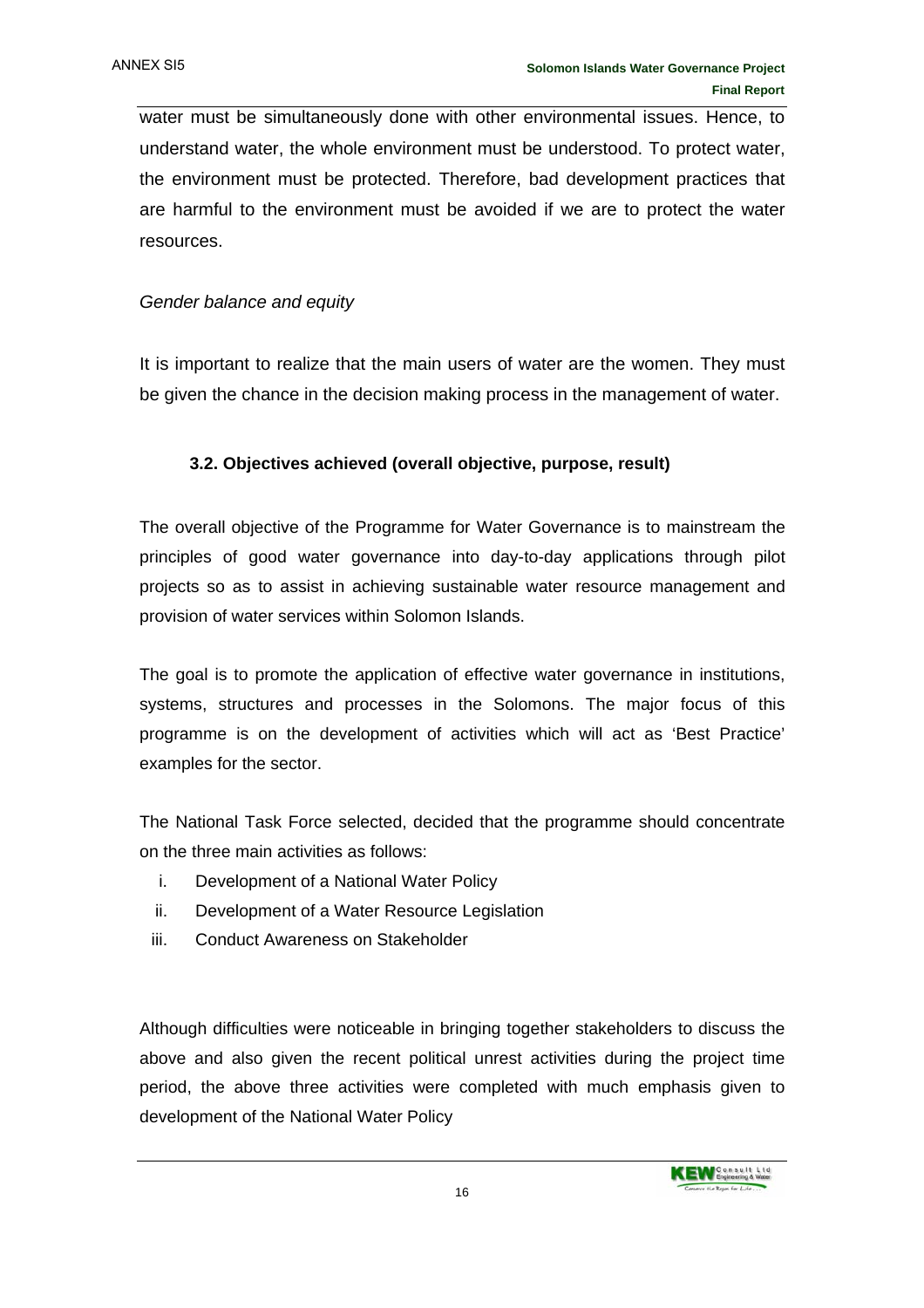water must be simultaneously done with other environmental issues. Hence, to understand water, the whole environment must be understood. To protect water, the environment must be protected. Therefore, bad development practices that are harmful to the environment must be avoided if we are to protect the water resources.

*Gender balance and equity*

It is important to realize that the main users of water are the women. They must be given the chance in the decision making process in the management of water.

### 3.2. Objectives achieved (overall objective, purpose, result)

The overall objective of the Programme for Water Governance is to mainstream the principles of good water governance into day-to-day applications through pilot projects so as to assist in achieving sustainable water resource management and provision of water services within Solomon Islands.

The goal is to promote the application of effective water governance in institutions, systems, structures and processes in the Solomons. The major focus of this programme is on the development of activities which will act as 'Best Practice' examples for the sector.

The National Task Force selected, decided that the programme should concentrate on the three main activities as follows:

i. Development of a National Water Policy
ii. Development of a Water Resource Legislation
iii. Conduct Awareness on Stakeholder

Although difficulties were noticeable in bringing together stakeholders to discuss the above and also given the recent political unrest activities during the project time period, the above three activities were completed with much emphasis given to development of the National Water Policy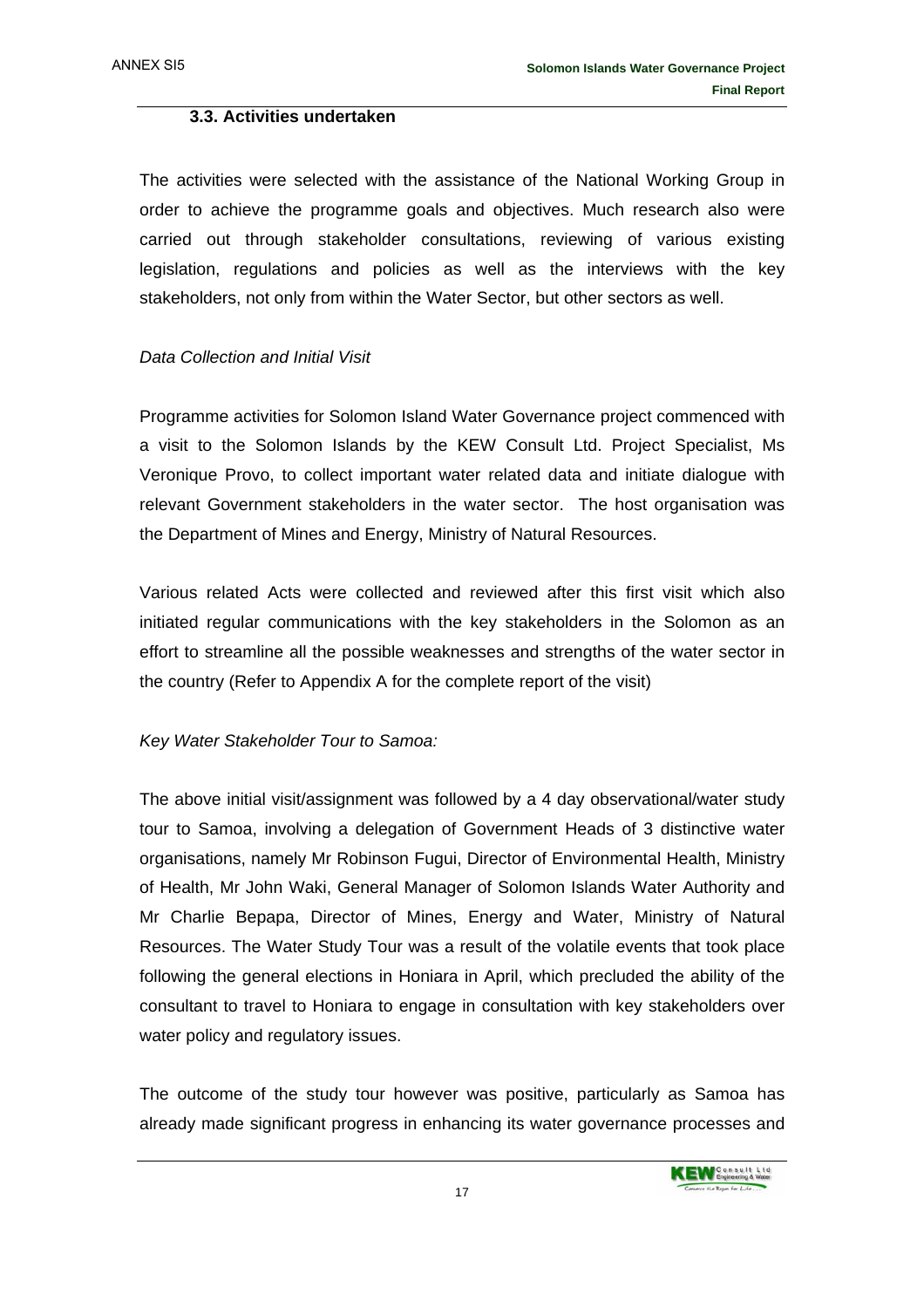### 3.3. Activities undertaken

The activities were selected with the assistance of the National Working Group in order to achieve the programme goals and objectives. Much research also were carried out through stakeholder consultations, reviewing of various existing legislation, regulations and policies as well as the interviews with the key stakeholders, not only from within the Water Sector, but other sectors as well.

*Data Collection and Initial Visit*

Programme activities for Solomon Island Water Governance project commenced with a visit to the Solomon Islands by the KEW Consult Ltd. Project Specialist, Ms Veronique Provo, to collect important water related data and initiate dialogue with relevant Government stakeholders in the water sector. The host organisation was the Department of Mines and Energy, Ministry of Natural Resources.

Various related Acts were collected and reviewed after this first visit which also initiated regular communications with the key stakeholders in the Solomon as an effort to streamline all the possible weaknesses and strengths of the water sector in the country (Refer to Appendix A for the complete report of the visit)

*Key Water Stakeholder Tour to Samoa:*

The above initial visit/assignment was followed by a 4 day observational/water study tour to Samoa, involving a delegation of Government Heads of 3 distinctive water organisations, namely Mr Robinson Fugui, Director of Environmental Health, Ministry of Health, Mr John Waki, General Manager of Solomon Islands Water Authority and Mr Charlie Bepapa, Director of Mines, Energy and Water, Ministry of Natural Resources. The Water Study Tour was a result of the volatile events that took place following the general elections in Honiara in April, which precluded the ability of the consultant to travel to Honiara to engage in consultation with key stakeholders over water policy and regulatory issues.

The outcome of the study tour however was positive, particularly as Samoa has already made significant progress in enhancing its water governance processes and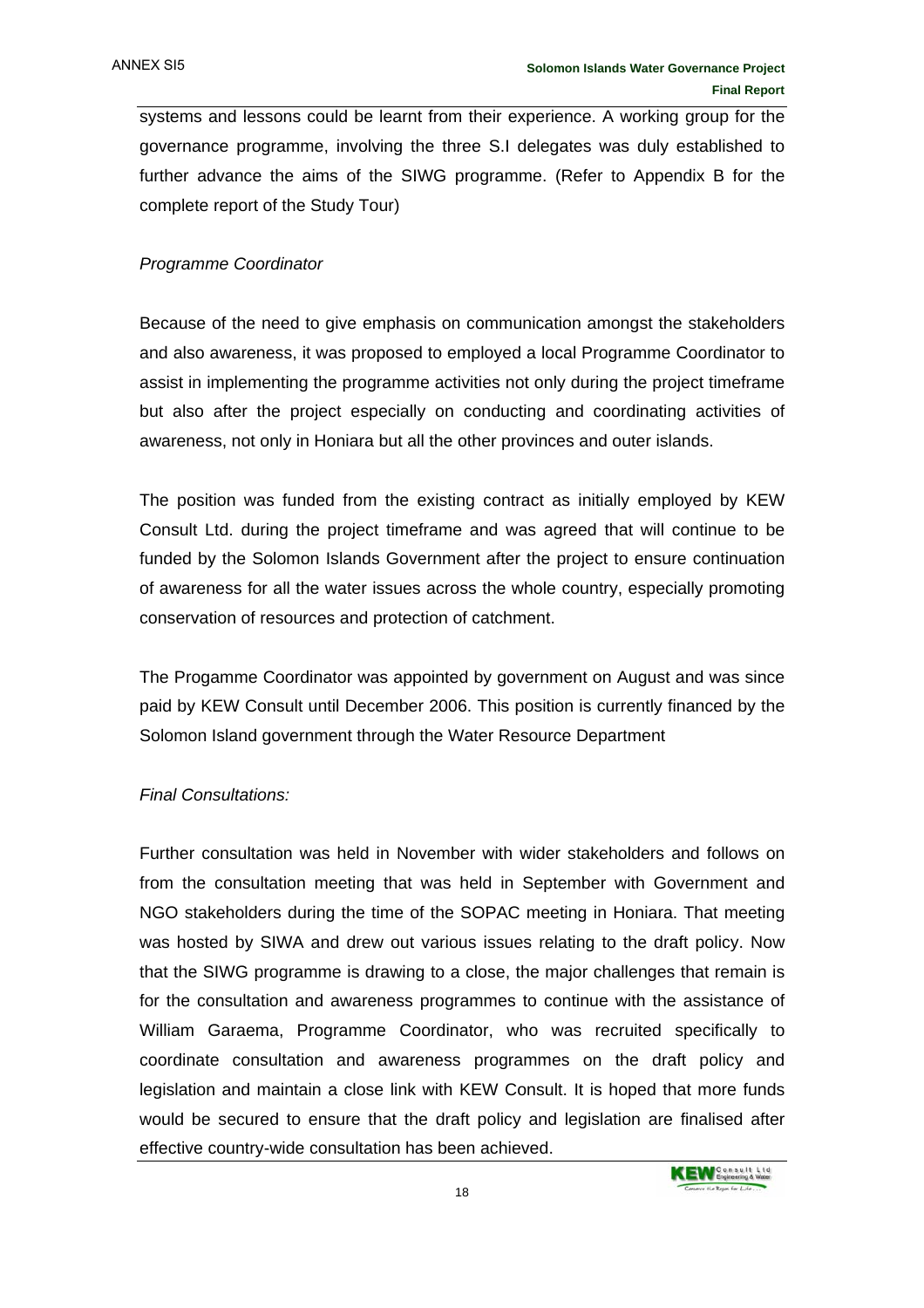systems and lessons could be learnt from their experience. A working group for the governance programme, involving the three S.I delegates was duly established to further advance the aims of the SIWG programme. (Refer to Appendix B for the complete report of the Study Tour)

*Programme Coordinator*

Because of the need to give emphasis on communication amongst the stakeholders and also awareness, it was proposed to employed a local Programme Coordinator to assist in implementing the programme activities not only during the project timeframe but also after the project especially on conducting and coordinating activities of awareness, not only in Honiara but all the other provinces and outer islands.

The position was funded from the existing contract as initially employed by KEW Consult Ltd. during the project timeframe and was agreed that will continue to be funded by the Solomon Islands Government after the project to ensure continuation of awareness for all the water issues across the whole country, especially promoting conservation of resources and protection of catchment.

The Progamme Coordinator was appointed by government on August and was since paid by KEW Consult until December 2006. This position is currently financed by the Solomon Island government through the Water Resource Department

*Final Consultations:*

Further consultation was held in November with wider stakeholders and follows on from the consultation meeting that was held in September with Government and NGO stakeholders during the time of the SOPAC meeting in Honiara. That meeting was hosted by SIWA and drew out various issues relating to the draft policy. Now that the SIWG programme is drawing to a close, the major challenges that remain is for the consultation and awareness programmes to continue with the assistance of William Garaema, Programme Coordinator, who was recruited specifically to coordinate consultation and awareness programmes on the draft policy and legislation and maintain a close link with KEW Consult. It is hoped that more funds would be secured to ensure that the draft policy and legislation are finalised after effective country-wide consultation has been achieved.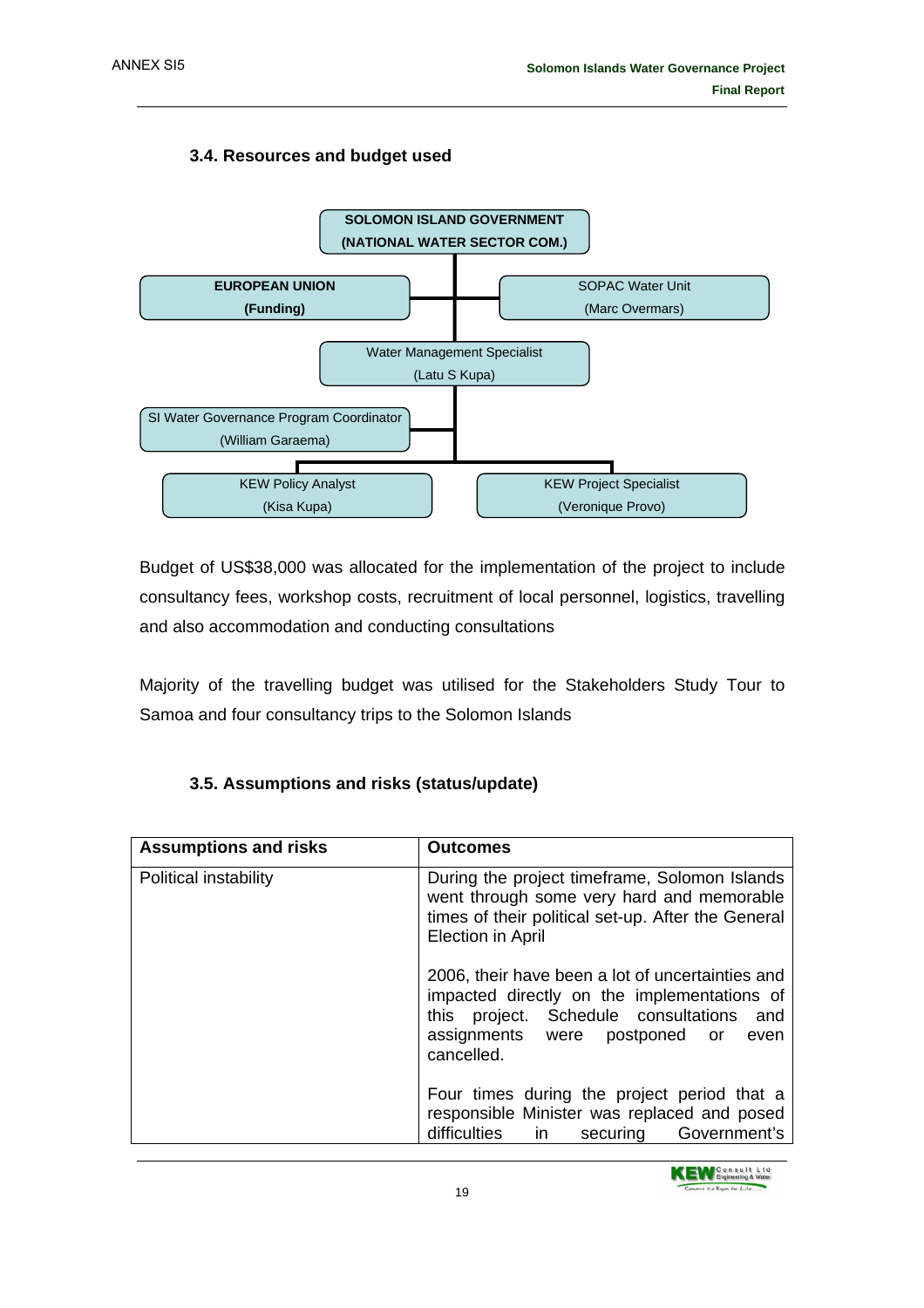### 3.4. Resources and budget used

**SOLOMON ISLAND GOVERNMENT**
**(NATIONAL WATER SECTOR COM.)**

**EUROPEAN UNION**
**(Funding)**

SOPAC Water Unit
(Marc Overmars)

Water Management Specialist
(Latu S Kupa)

SI Water Governance Program Coordinator
(William Garaema)

KEW Policy Analyst
(Kisa Kupa)

KEW Project Specialist
(Veronique Provo)

Budget of US$38,000 was allocated for the implementation of the project to include consultancy fees, workshop costs, recruitment of local personnel, logistics, travelling and also accommodation and conducting consultations

Majority of the travelling budget was utilised for the Stakeholders Study Tour to Samoa and four consultancy trips to the Solomon Islands

### 3.5. Assumptions and risks (status/update)

| Assumptions and risks | Outcomes |
|---|---|
| Political instability | During the project timeframe, Solomon Islands went through some very hard and memorable times of their political set-up. After the General Election in April<br><br>2006, their have been a lot of uncertainties and impacted directly on the implementations of this project. Schedule consultations and assignments were postponed or even cancelled.<br><br>Four times during the project period that a responsible Minister was replaced and posed difficulties in securing Government's |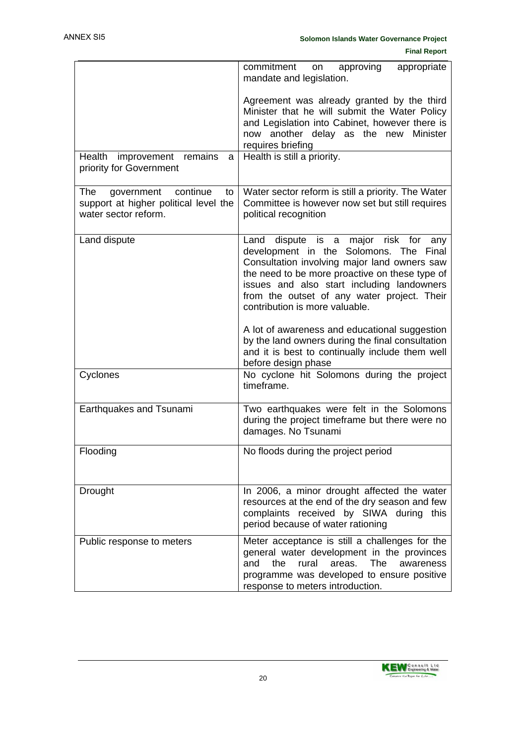|  |  |
|---|---|
|  | commitment on approving appropriate mandate and legislation.<br><br>Agreement was already granted by the third Minister that he will submit the Water Policy and Legislation into Cabinet, however there is now another delay as the new Minister requires briefing |
| Health improvement remains a priority for Government | Health is still a priority. |
| The government continue to support at higher political level the water sector reform. | Water sector reform is still a priority. The Water Committee is however now set but still requires political recognition |
| Land dispute | Land dispute is a major risk for any development in the Solomons. The Final Consultation involving major land owners saw the need to be more proactive on these type of issues and also start including landowners from the outset of any water project. Their contribution is more valuable.<br><br>A lot of awareness and educational suggestion by the land owners during the final consultation and it is best to continually include them well before design phase |
| Cyclones | No cyclone hit Solomons during the project timeframe. |
| Earthquakes and Tsunami | Two earthquakes were felt in the Solomons during the project timeframe but there were no damages. No Tsunami |
| Flooding | No floods during the project period |
| Drought | In 2006, a minor drought affected the water resources at the end of the dry season and few complaints received by SIWA during this period because of water rationing |
| Public response to meters | Meter acceptance is still a challenges for the general water development in the provinces and the rural areas. The awareness programme was developed to ensure positive response to meters introduction. |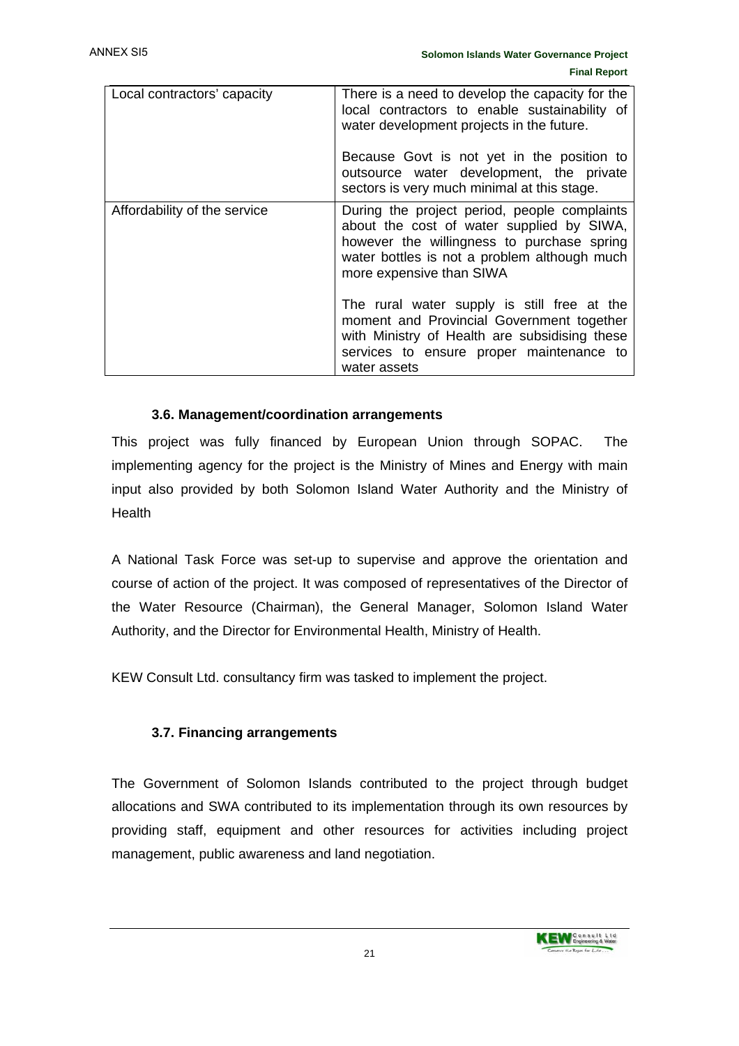| Local contractors' capacity | There is a need to develop the capacity for the local contractors to enable sustainability of water development projects in the future.<br><br>Because Govt is not yet in the position to outsource water development, the private sectors is very much minimal at this stage. |
|---|---|
| Affordability of the service | During the project period, people complaints about the cost of water supplied by SIWA, however the willingness to purchase spring water bottles is not a problem although much more expensive than SIWA<br><br>The rural water supply is still free at the moment and Provincial Government together with Ministry of Health are subsidising these services to ensure proper maintenance to water assets |

### 3.6. Management/coordination arrangements

This project was fully financed by European Union through SOPAC. The implementing agency for the project is the Ministry of Mines and Energy with main input also provided by both Solomon Island Water Authority and the Ministry of Health

A National Task Force was set-up to supervise and approve the orientation and course of action of the project. It was composed of representatives of the Director of the Water Resource (Chairman), the General Manager, Solomon Island Water Authority, and the Director for Environmental Health, Ministry of Health.

KEW Consult Ltd. consultancy firm was tasked to implement the project.

### 3.7. Financing arrangements

The Government of Solomon Islands contributed to the project through budget allocations and SWA contributed to its implementation through its own resources by providing staff, equipment and other resources for activities including project management, public awareness and land negotiation.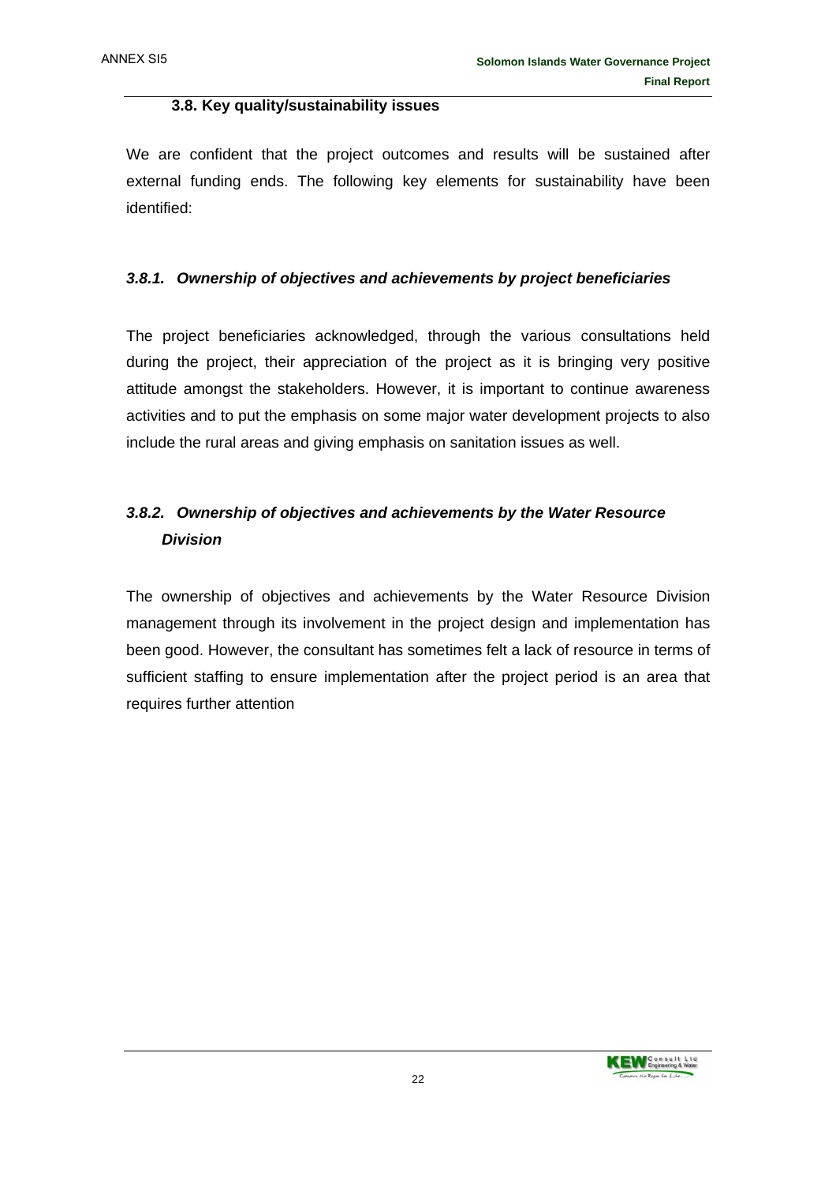### 3.8. Key quality/sustainability issues

We are confident that the project outcomes and results will be sustained after external funding ends. The following key elements for sustainability have been identified:

#### *3.8.1. Ownership of objectives and achievements by project beneficiaries*

The project beneficiaries acknowledged, through the various consultations held during the project, their appreciation of the project as it is bringing very positive attitude amongst the stakeholders. However, it is important to continue awareness activities and to put the emphasis on some major water development projects to also include the rural areas and giving emphasis on sanitation issues as well.

#### *3.8.2. Ownership of objectives and achievements by the Water Resource Division*

The ownership of objectives and achievements by the Water Resource Division management through its involvement in the project design and implementation has been good. However, the consultant has sometimes felt a lack of resource in terms of sufficient staffing to ensure implementation after the project period is an area that requires further attention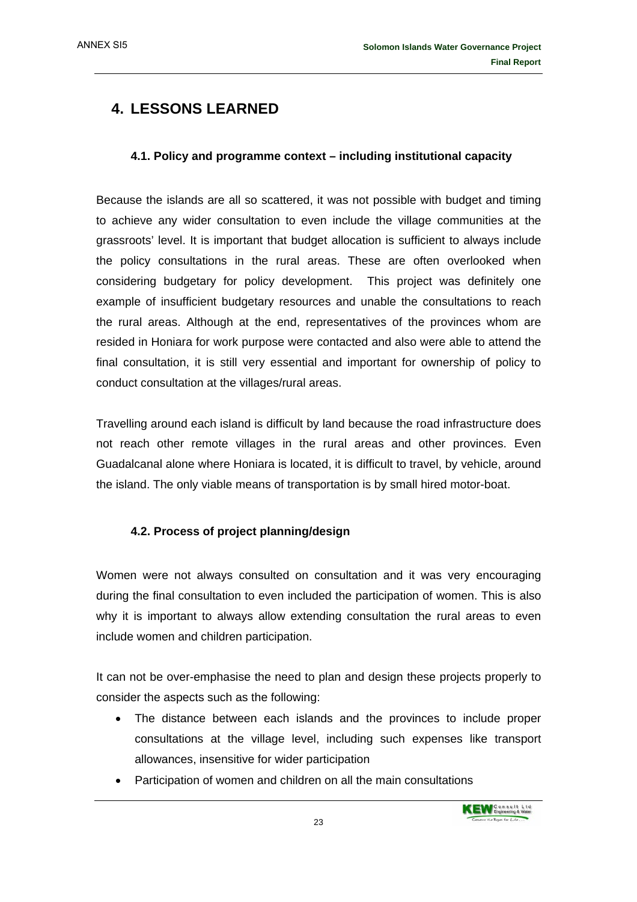# 4. LESSONS LEARNED

### 4.1. Policy and programme context – including institutional capacity

Because the islands are all so scattered, it was not possible with budget and timing to achieve any wider consultation to even include the village communities at the grassroots' level. It is important that budget allocation is sufficient to always include the policy consultations in the rural areas. These are often overlooked when considering budgetary for policy development. This project was definitely one example of insufficient budgetary resources and unable the consultations to reach the rural areas. Although at the end, representatives of the provinces whom are resided in Honiara for work purpose were contacted and also were able to attend the final consultation, it is still very essential and important for ownership of policy to conduct consultation at the villages/rural areas.

Travelling around each island is difficult by land because the road infrastructure does not reach other remote villages in the rural areas and other provinces. Even Guadalcanal alone where Honiara is located, it is difficult to travel, by vehicle, around the island. The only viable means of transportation is by small hired motor-boat.

### 4.2. Process of project planning/design

Women were not always consulted on consultation and it was very encouraging during the final consultation to even included the participation of women. This is also why it is important to always allow extending consultation the rural areas to even include women and children participation.

It can not be over-emphasise the need to plan and design these projects properly to consider the aspects such as the following:

- The distance between each islands and the provinces to include proper consultations at the village level, including such expenses like transport allowances, insensitive for wider participation
- Participation of women and children on all the main consultations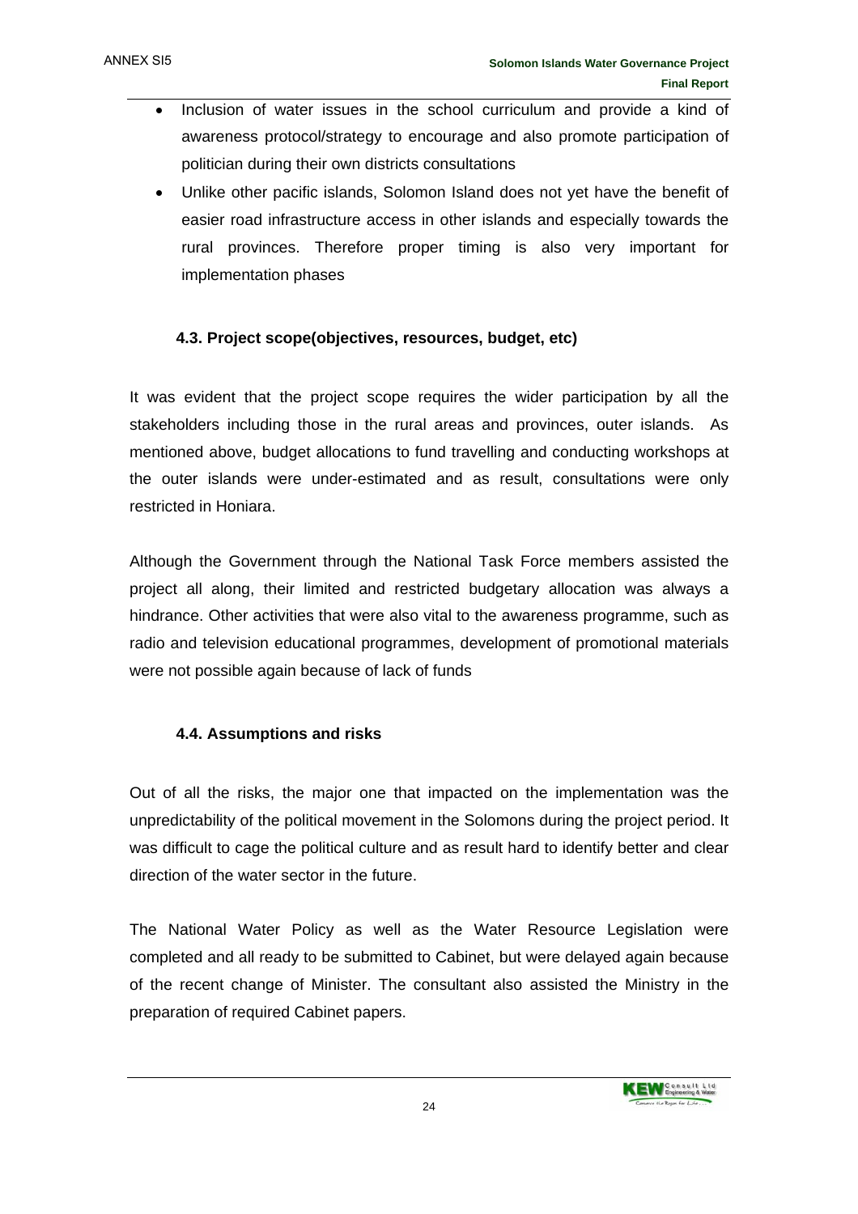- Inclusion of water issues in the school curriculum and provide a kind of awareness protocol/strategy to encourage and also promote participation of politician during their own districts consultations
- Unlike other pacific islands, Solomon Island does not yet have the benefit of easier road infrastructure access in other islands and especially towards the rural provinces. Therefore proper timing is also very important for implementation phases

### 4.3. Project scope(objectives, resources, budget, etc)

It was evident that the project scope requires the wider participation by all the stakeholders including those in the rural areas and provinces, outer islands. As mentioned above, budget allocations to fund travelling and conducting workshops at the outer islands were under-estimated and as result, consultations were only restricted in Honiara.

Although the Government through the National Task Force members assisted the project all along, their limited and restricted budgetary allocation was always a hindrance. Other activities that were also vital to the awareness programme, such as radio and television educational programmes, development of promotional materials were not possible again because of lack of funds

### 4.4. Assumptions and risks

Out of all the risks, the major one that impacted on the implementation was the unpredictability of the political movement in the Solomons during the project period. It was difficult to cage the political culture and as result hard to identify better and clear direction of the water sector in the future.

The National Water Policy as well as the Water Resource Legislation were completed and all ready to be submitted to Cabinet, but were delayed again because of the recent change of Minister. The consultant also assisted the Ministry in the preparation of required Cabinet papers.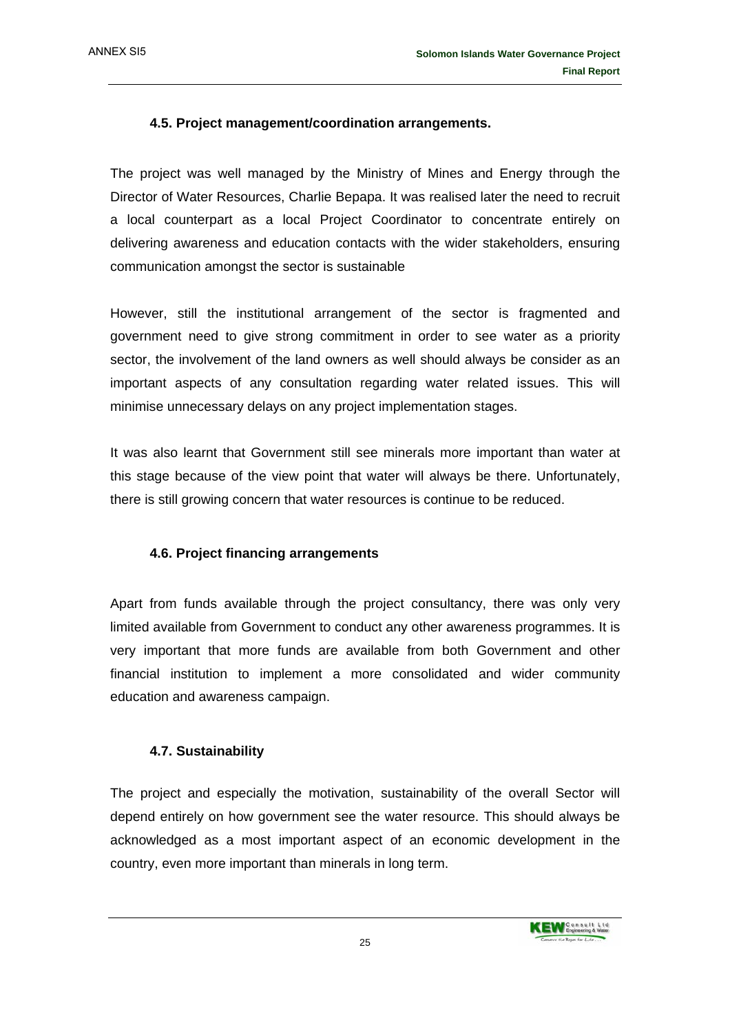### 4.5. Project management/coordination arrangements.

The project was well managed by the Ministry of Mines and Energy through the Director of Water Resources, Charlie Bepapa. It was realised later the need to recruit a local counterpart as a local Project Coordinator to concentrate entirely on delivering awareness and education contacts with the wider stakeholders, ensuring communication amongst the sector is sustainable

However, still the institutional arrangement of the sector is fragmented and government need to give strong commitment in order to see water as a priority sector, the involvement of the land owners as well should always be consider as an important aspects of any consultation regarding water related issues. This will minimise unnecessary delays on any project implementation stages.

It was also learnt that Government still see minerals more important than water at this stage because of the view point that water will always be there. Unfortunately, there is still growing concern that water resources is continue to be reduced.

### 4.6. Project financing arrangements

Apart from funds available through the project consultancy, there was only very limited available from Government to conduct any other awareness programmes. It is very important that more funds are available from both Government and other financial institution to implement a more consolidated and wider community education and awareness campaign.

### 4.7. Sustainability

The project and especially the motivation, sustainability of the overall Sector will depend entirely on how government see the water resource. This should always be acknowledged as a most important aspect of an economic development in the country, even more important than minerals in long term.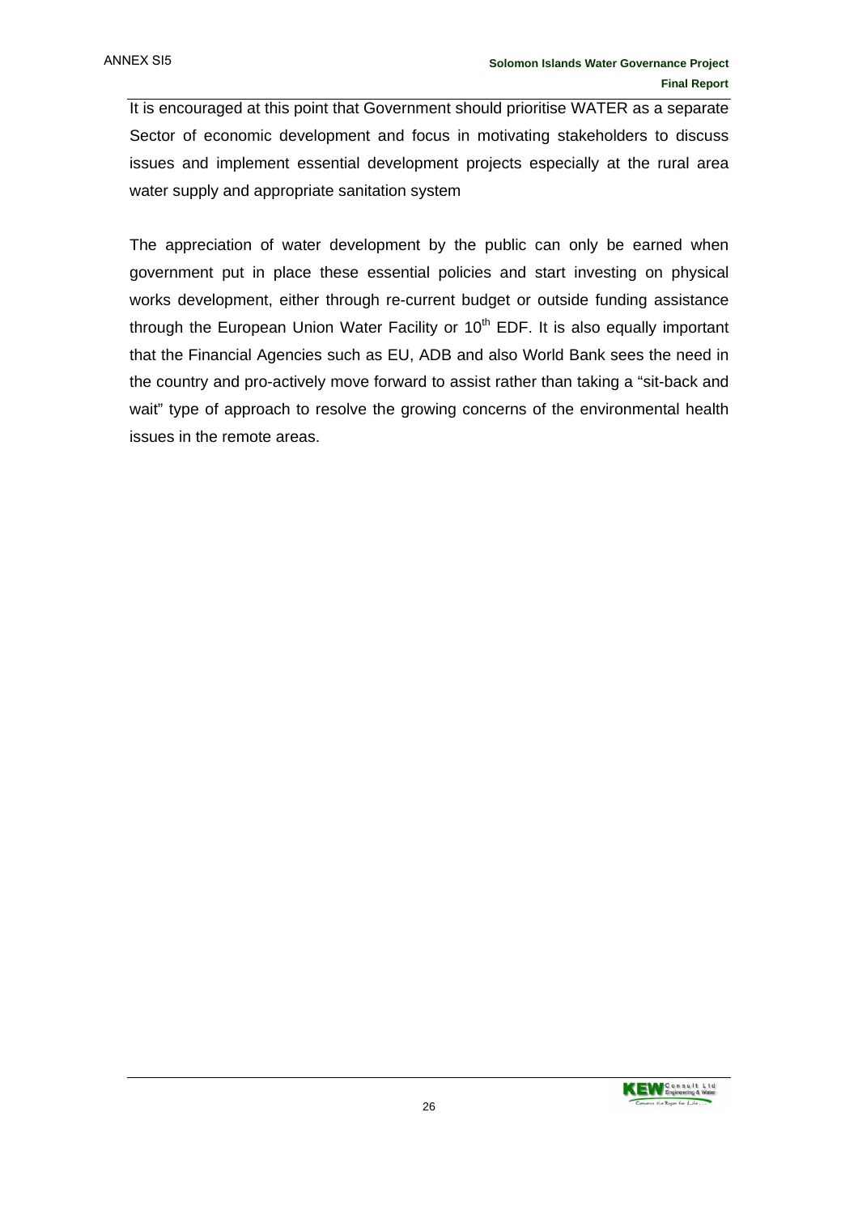It is encouraged at this point that Government should prioritise WATER as a separate Sector of economic development and focus in motivating stakeholders to discuss issues and implement essential development projects especially at the rural area water supply and appropriate sanitation system

The appreciation of water development by the public can only be earned when government put in place these essential policies and start investing on physical works development, either through re-current budget or outside funding assistance through the European Union Water Facility or $10^{th}$ EDF. It is also equally important that the Financial Agencies such as EU, ADB and also World Bank sees the need in the country and pro-actively move forward to assist rather than taking a "sit-back and wait" type of approach to resolve the growing concerns of the environmental health issues in the remote areas.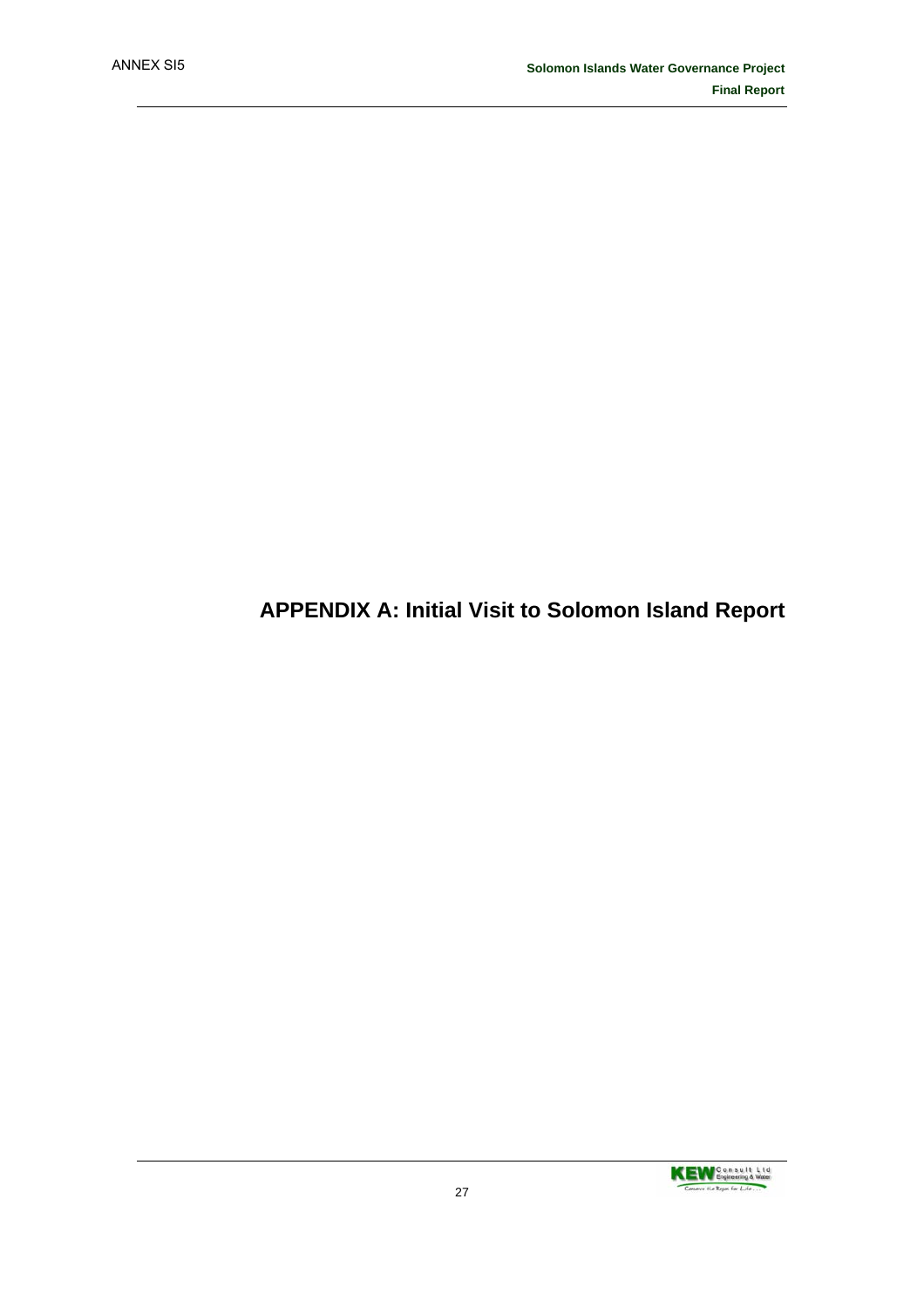# APPENDIX A: Initial Visit to Solomon Island Report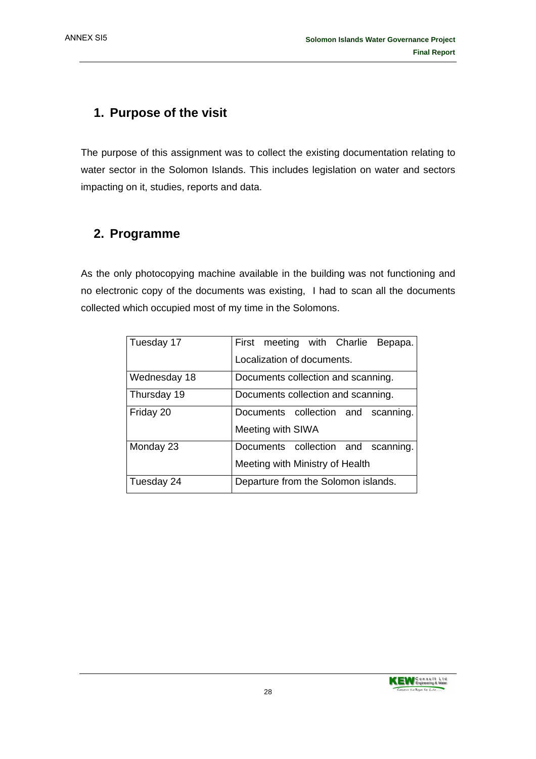## 1. Purpose of the visit

The purpose of this assignment was to collect the existing documentation relating to water sector in the Solomon Islands. This includes legislation on water and sectors impacting on it, studies, reports and data.

## 2. Programme

As the only photocopying machine available in the building was not functioning and no electronic copy of the documents was existing, I had to scan all the documents collected which occupied most of my time in the Solomons.

| | |
|---|---|
| Tuesday 17 | First meeting with Charlie Bepapa. Localization of documents. |
| Wednesday 18 | Documents collection and scanning. |
| Thursday 19 | Documents collection and scanning. |
| Friday 20 | Documents collection and scanning. Meeting with SIWA |
| Monday 23 | Documents collection and scanning. Meeting with Ministry of Health |
| Tuesday 24 | Departure from the Solomon islands. |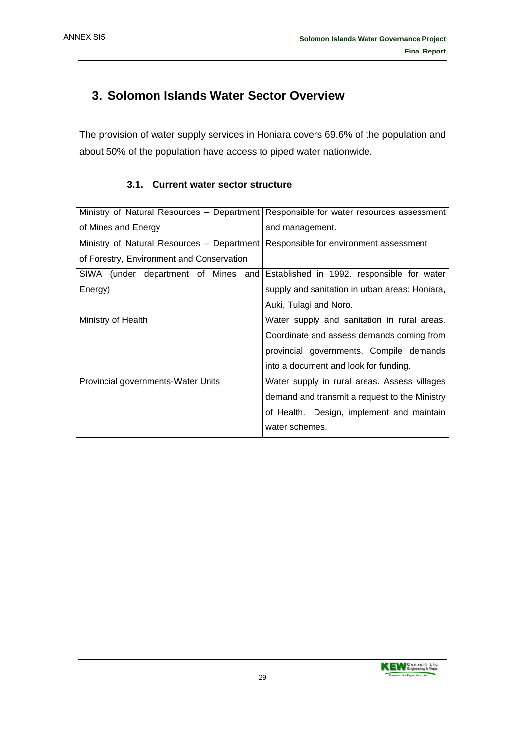## 3. Solomon Islands Water Sector Overview

The provision of water supply services in Honiara covers 69.6% of the population and about 50% of the population have access to piped water nationwide.

### 3.1. Current water sector structure

| | |
|---|---|
| Ministry of Natural Resources – Department of Mines and Energy | Responsible for water resources assessment and management. |
| Ministry of Natural Resources – Department of Forestry, Environment and Conservation | Responsible for environment assessment |
| SIWA (under department of Mines and Energy) | Established in 1992. responsible for water supply and sanitation in urban areas: Honiara, Auki, Tulagi and Noro. |
| Ministry of Health | Water supply and sanitation in rural areas. Coordinate and assess demands coming from provincial governments. Compile demands into a document and look for funding. |
| Provincial governments-Water Units | Water supply in rural areas. Assess villages demand and transmit a request to the Ministry of Health. Design, implement and maintain water schemes. |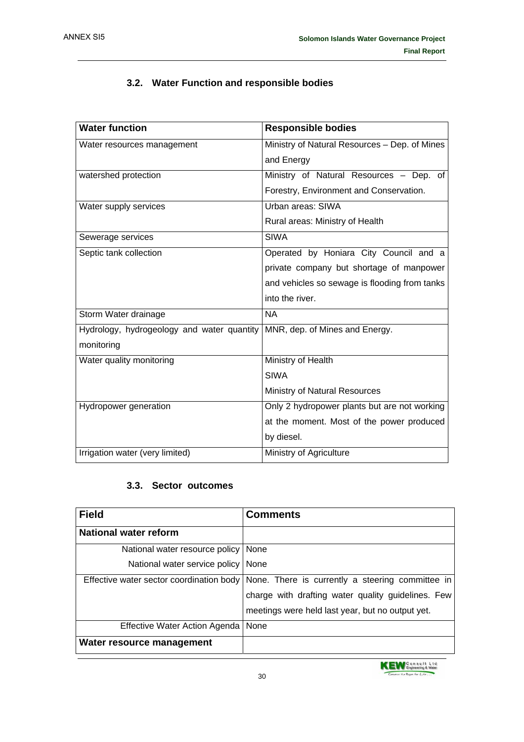### 3.2. Water Function and responsible bodies

| Water function | Responsible bodies |
|---|---|
| Water resources management | Ministry of Natural Resources – Dep. of Mines and Energy |
| watershed protection | Ministry of Natural Resources – Dep. of Forestry, Environment and Conservation. |
| Water supply services | Urban areas: SIWA<br>Rural areas: Ministry of Health |
| Sewerage services | SIWA |
| Septic tank collection | Operated by Honiara City Council and a private company but shortage of manpower and vehicles so sewage is flooding from tanks into the river. |
| Storm Water drainage | NA |
| Hydrology, hydrogeology and water quantity monitoring | MNR, dep. of Mines and Energy. |
| Water quality monitoring | Ministry of Health<br>SIWA<br>Ministry of Natural Resources |
| Hydropower generation | Only 2 hydropower plants but are not working at the moment. Most of the power produced by diesel. |
| Irrigation water (very limited) | Ministry of Agriculture |

### 3.3. Sector outcomes

| Field | Comments |
|---|---|
| **National water reform** | |
| National water resource policy | None |
| National water service policy | None |
| Effective water sector coordination body | None. There is currently a steering committee in charge with drafting water quality guidelines. Few meetings were held last year, but no output yet. |
| Effective Water Action Agenda | None |
| **Water resource management** | |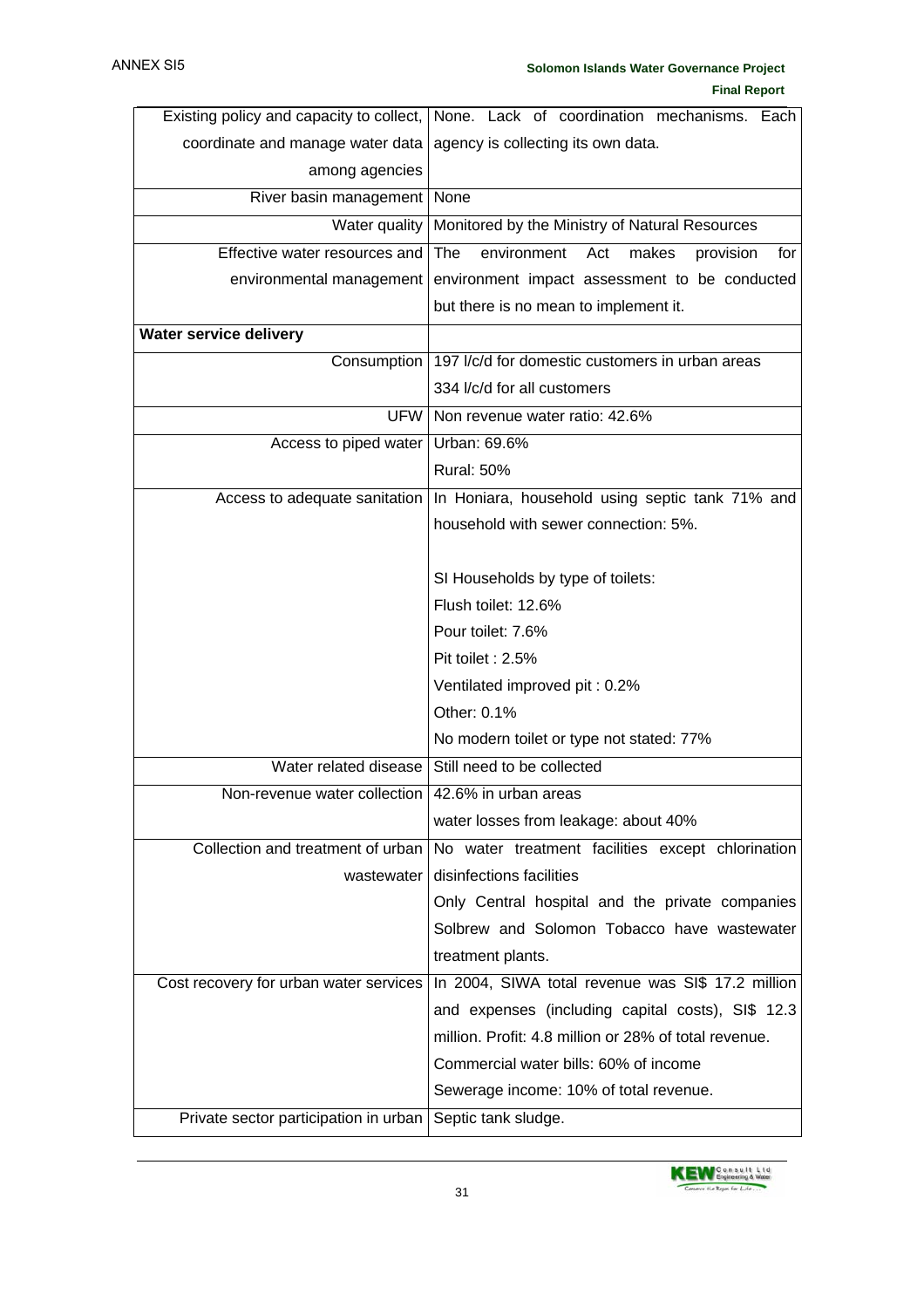| | |
|---|---|
| Existing policy and capacity to collect, coordinate and manage water data among agencies | None. Lack of coordination mechanisms. Each agency is collecting its own data. |
| River basin management | None |
| Water quality | Monitored by the Ministry of Natural Resources |
| Effective water resources and environmental management | The environment Act makes provision for environment impact assessment to be conducted but there is no mean to implement it. |
| **Water service delivery** | |
| Consumption | 197 l/c/d for domestic customers in urban areas<br>334 l/c/d for all customers |
| UFW | Non revenue water ratio: 42.6% |
| Access to piped water | Urban: 69.6%<br>Rural: 50% |
| Access to adequate sanitation | In Honiara, household using septic tank 71% and household with sewer connection: 5%.<br><br>SI Households by type of toilets:<br>Flush toilet: 12.6%<br>Pour toilet: 7.6%<br>Pit toilet : 2.5%<br>Ventilated improved pit : 0.2%<br>Other: 0.1%<br>No modern toilet or type not stated: 77% |
| Water related disease | Still need to be collected |
| Non-revenue water collection | 42.6% in urban areas<br>water losses from leakage: about 40% |
| Collection and treatment of urban wastewater | No water treatment facilities except chlorination disinfections facilities<br>Only Central hospital and the private companies Solbrew and Solomon Tobacco have wastewater treatment plants. |
| Cost recovery for urban water services | In 2004, SIWA total revenue was SI$ 17.2 million and expenses (including capital costs), SI$ 12.3 million. Profit: 4.8 million or 28% of total revenue.<br>Commercial water bills: 60% of income<br>Sewerage income: 10% of total revenue. |
| Private sector participation in urban | Septic tank sludge. |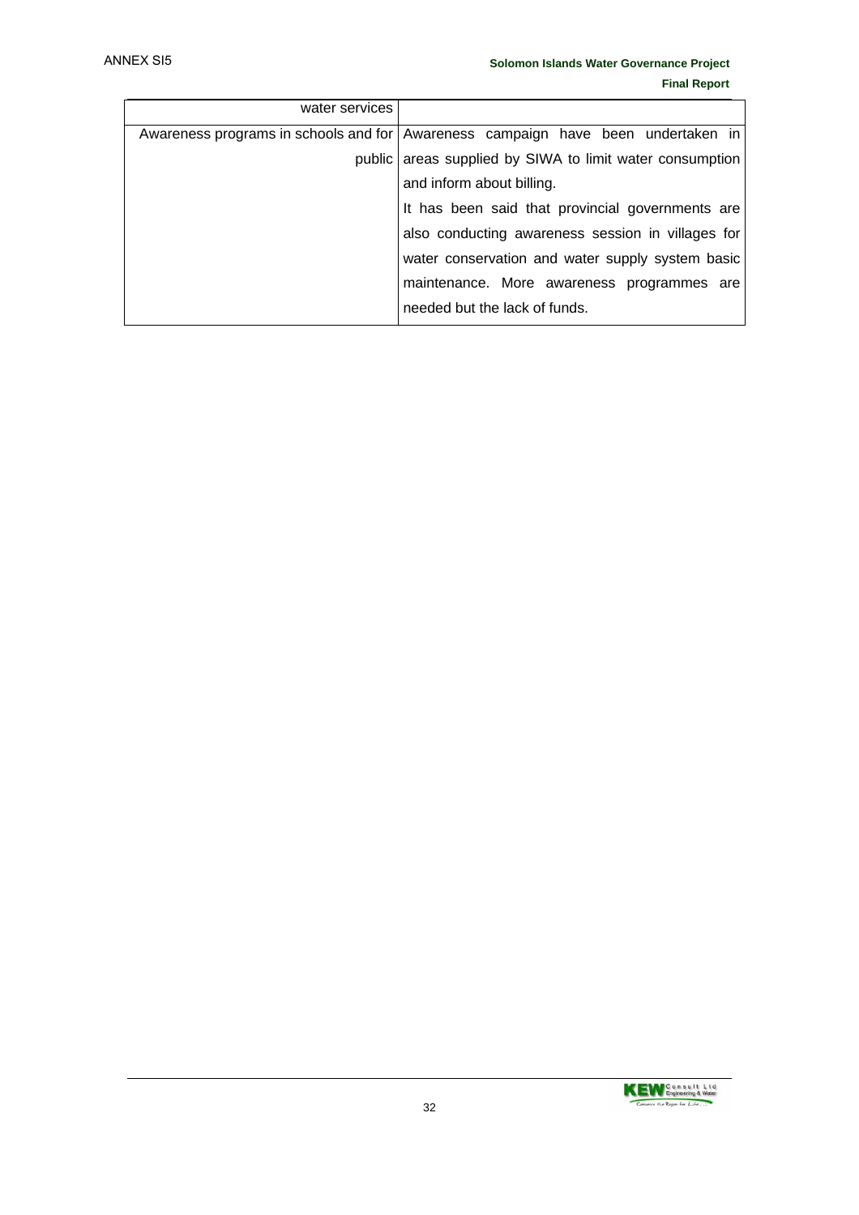| | |
|---|---|
| water services | |
| Awareness programs in schools and for public | Awareness campaign have been undertaken in areas supplied by SIWA to limit water consumption and inform about billing.<br>It has been said that provincial governments are also conducting awareness session in villages for water conservation and water supply system basic maintenance. More awareness programmes are needed but the lack of funds. |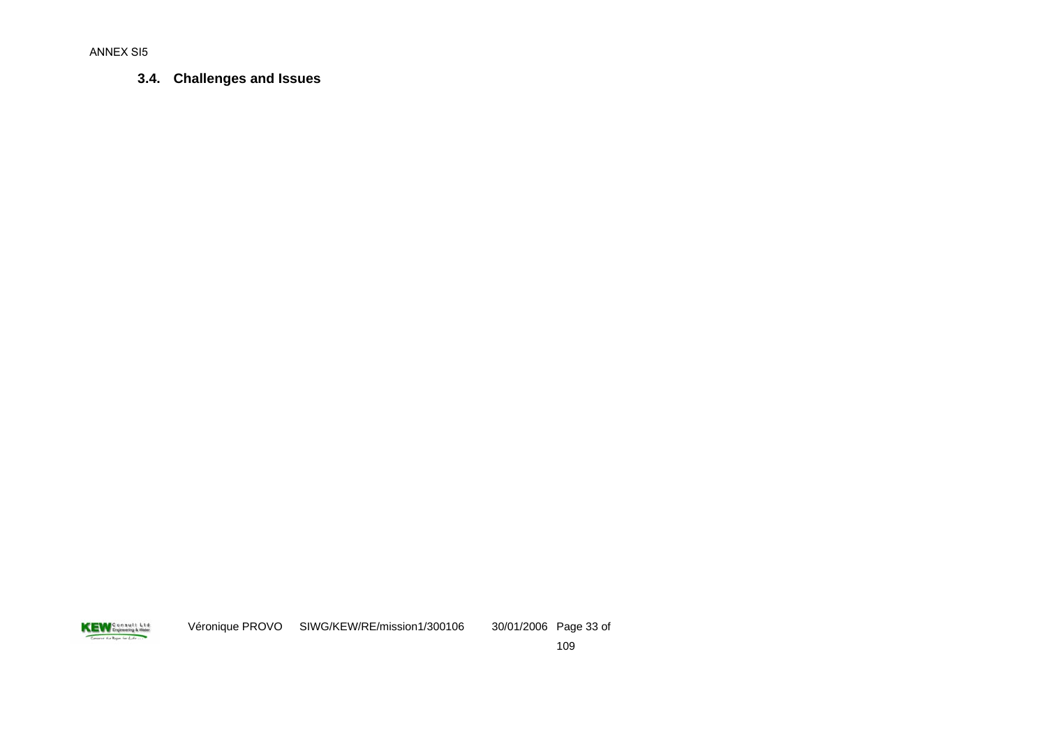### 3.4. Challenges and Issues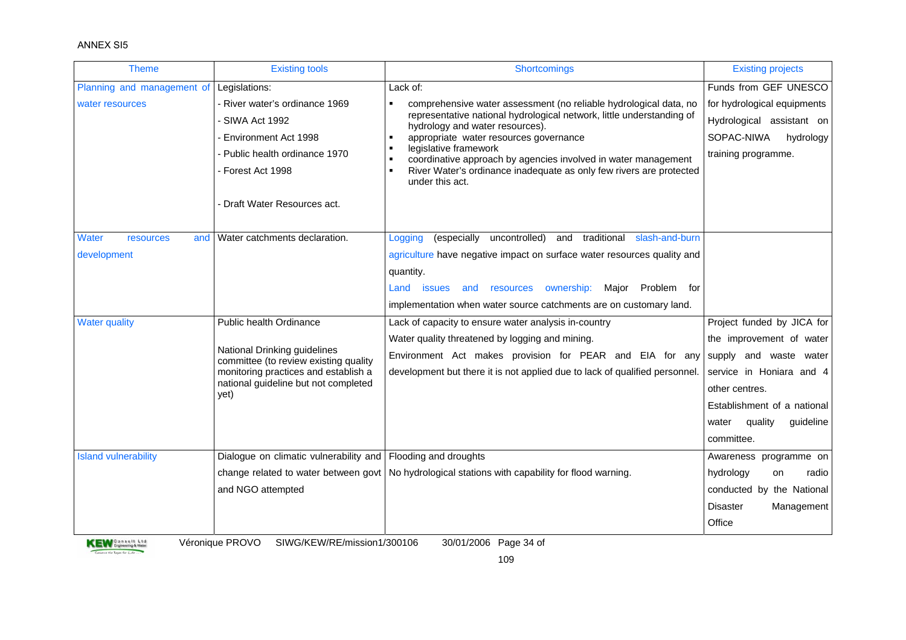ANNEX SI5

| Theme | Existing tools | Shortcomings | Existing projects |
|---|---|---|---|
| Planning and management of water resources | Legislations:<br>- River water's ordinance 1969<br>- SIWA Act 1992<br>- Environment Act 1998<br>- Public health ordinance 1970<br>- Forest Act 1998<br><br>- Draft Water Resources act. | Lack of:<br>▪ comprehensive water assessment (no reliable hydrological data, no representative national hydrological network, little understanding of hydrology and water resources).<br>▪ appropriate water resources governance<br>▪ legislative framework<br>▪ coordinative approach by agencies involved in water management<br>▪ River Water's ordinance inadequate as only few rivers are protected under this act. | Funds from GEF UNESCO for hydrological equipments<br>Hydrological assistant on SOPAC-NIWA hydrology training programme. |
| Water resources and development | Water catchments declaration. | Logging (especially uncontrolled) and traditional slash-and-burn agriculture have negative impact on surface water resources quality and quantity.<br>Land issues and resources ownership: Major Problem for implementation when water source catchments are on customary land. | |
| Water quality | Public health Ordinance<br><br>National Drinking guidelines committee (to review existing quality monitoring practices and establish a national guideline but not completed yet) | Lack of capacity to ensure water analysis in-country<br>Water quality threatened by logging and mining.<br>Environment Act makes provision for PEAR and EIA for any development but there it is not applied due to lack of qualified personnel. | Project funded by JICA for the improvement of water supply and waste water service in Honiara and 4 other centres.<br>Establishment of a national water quality guideline committee. |
| Island vulnerability | Dialogue on climatic vulnerability and change related to water between govt and NGO attempted | Flooding and droughts<br>No hydrological stations with capability for flood warning. | Awareness programme on hydrology on radio conducted by the National Disaster Management Office |

Véronique PROVO SIWG/KEW/RE/mission1/300106 30/01/2006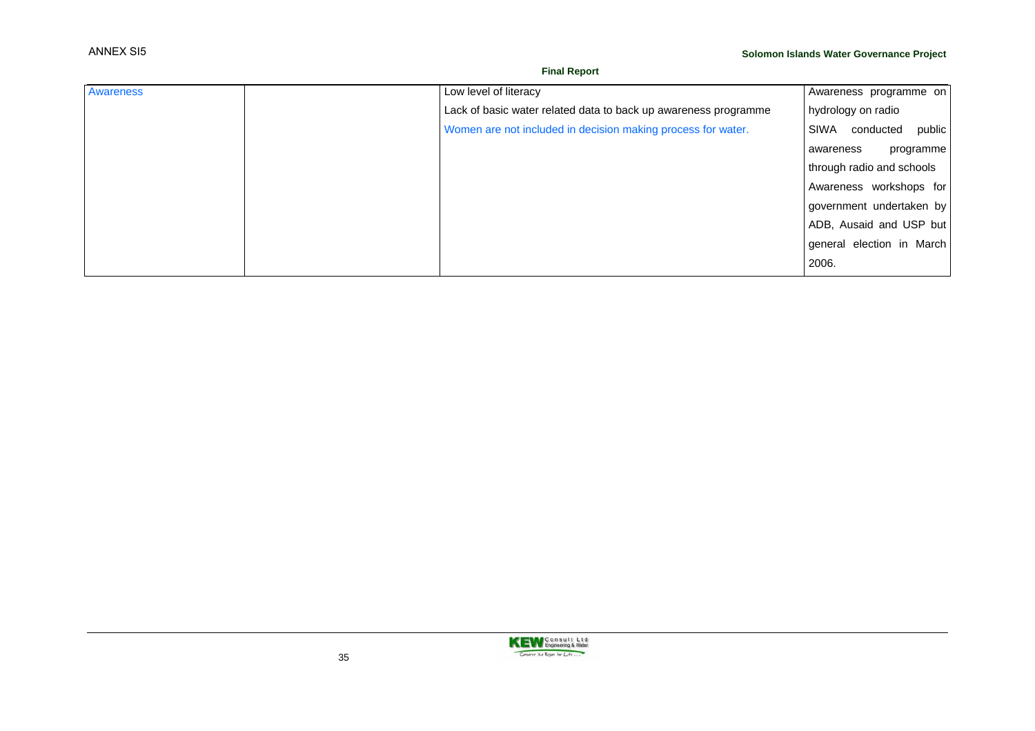| | | | |
|---|---|---|---|
| Awareness | | Low level of literacy<br>Lack of basic water related data to back up awareness programme<br>Women are not included in decision making process for water. | Awareness programme on hydrology on radio<br>SIWA conducted public awareness programme through radio and schools<br>Awareness workshops for government undertaken by ADB, Ausaid and USP but general election in March 2006. |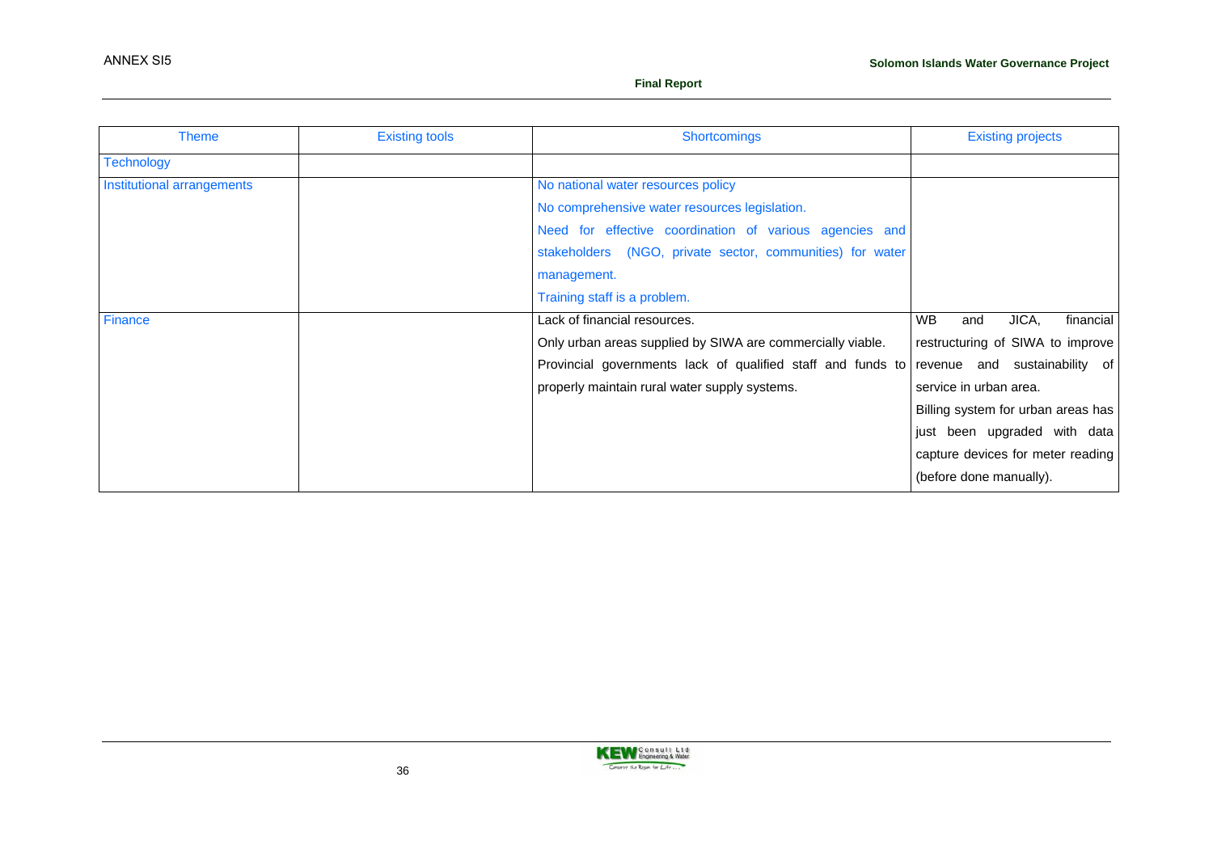| Theme | Existing tools | Shortcomings | Existing projects |
|---|---|---|---|
| Technology | | | |
| Institutional arrangements | | No national water resources policy<br>No comprehensive water resources legislation.<br>Need for effective coordination of various agencies and stakeholders (NGO, private sector, communities) for water management.<br>Training staff is a problem. | |
| Finance | | Lack of financial resources.<br>Only urban areas supplied by SIWA are commercially viable.<br>Provincial governments lack of qualified staff and funds to properly maintain rural water supply systems. | WB and JICA, financial restructuring of SIWA to improve revenue and sustainability of service in urban area.<br>Billing system for urban areas has just been upgraded with data capture devices for meter reading (before done manually). |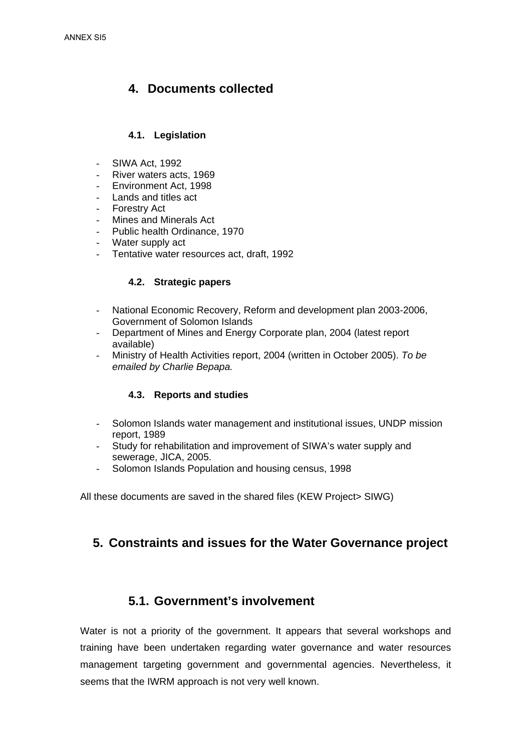## 4. Documents collected

### 4.1. Legislation

- SIWA Act, 1992
- River waters acts, 1969
- Environment Act, 1998
- Lands and titles act
- Forestry Act
- Mines and Minerals Act
- Public health Ordinance, 1970
- Water supply act
- Tentative water resources act, draft, 1992

### 4.2. Strategic papers

- National Economic Recovery, Reform and development plan 2003-2006, Government of Solomon Islands
- Department of Mines and Energy Corporate plan, 2004 (latest report available)
- Ministry of Health Activities report, 2004 (written in October 2005). *To be emailed by Charlie Bepapa.*

### 4.3. Reports and studies

- Solomon Islands water management and institutional issues, UNDP mission report, 1989
- Study for rehabilitation and improvement of SIWA's water supply and sewerage, JICA, 2005.
- Solomon Islands Population and housing census, 1998

All these documents are saved in the shared files (KEW Project> SIWG)

## 5. Constraints and issues for the Water Governance project

### 5.1. Government's involvement

Water is not a priority of the government. It appears that several workshops and training have been undertaken regarding water governance and water resources management targeting government and governmental agencies. Nevertheless, it seems that the IWRM approach is not very well known.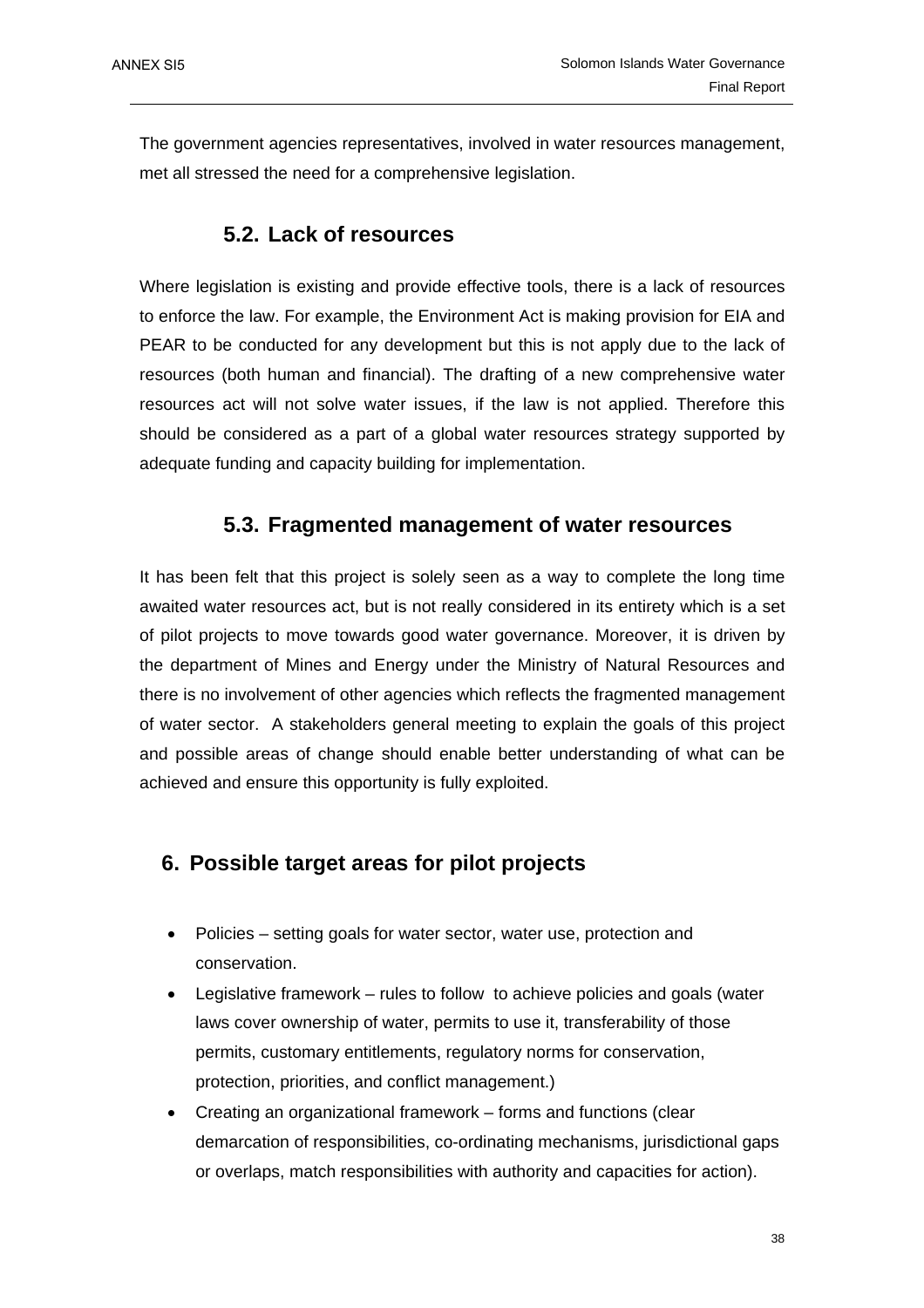The government agencies representatives, involved in water resources management, met all stressed the need for a comprehensive legislation.

### 5.2. Lack of resources

Where legislation is existing and provide effective tools, there is a lack of resources to enforce the law. For example, the Environment Act is making provision for EIA and PEAR to be conducted for any development but this is not apply due to the lack of resources (both human and financial). The drafting of a new comprehensive water resources act will not solve water issues, if the law is not applied. Therefore this should be considered as a part of a global water resources strategy supported by adequate funding and capacity building for implementation.

### 5.3. Fragmented management of water resources

It has been felt that this project is solely seen as a way to complete the long time awaited water resources act, but is not really considered in its entirety which is a set of pilot projects to move towards good water governance. Moreover, it is driven by the department of Mines and Energy under the Ministry of Natural Resources and there is no involvement of other agencies which reflects the fragmented management of water sector. A stakeholders general meeting to explain the goals of this project and possible areas of change should enable better understanding of what can be achieved and ensure this opportunity is fully exploited.

## 6. Possible target areas for pilot projects

- Policies – setting goals for water sector, water use, protection and conservation.
- Legislative framework – rules to follow to achieve policies and goals (water laws cover ownership of water, permits to use it, transferability of those permits, customary entitlements, regulatory norms for conservation, protection, priorities, and conflict management.)
- Creating an organizational framework – forms and functions (clear demarcation of responsibilities, co-ordinating mechanisms, jurisdictional gaps or overlaps, match responsibilities with authority and capacities for action).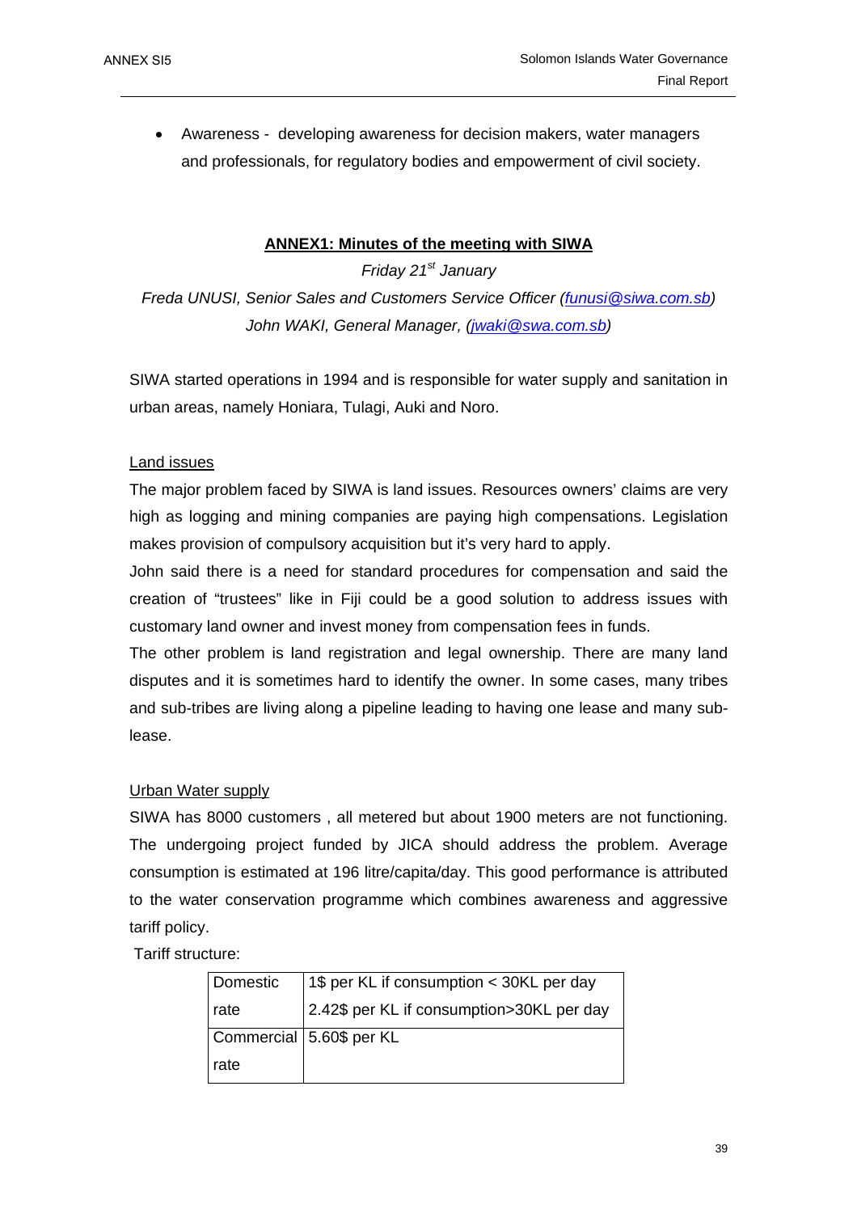- Awareness - developing awareness for decision makers, water managers and professionals, for regulatory bodies and empowerment of civil society.

## ANNEX1: Minutes of the meeting with SIWA

*Friday 21st January*

*Freda UNUSI, Senior Sales and Customers Service Officer (funusi@siwa.com.sb)*

*John WAKI, General Manager, (jwaki@swa.com.sb)*

SIWA started operations in 1994 and is responsible for water supply and sanitation in urban areas, namely Honiara, Tulagi, Auki and Noro.

### Land issues

The major problem faced by SIWA is land issues. Resources owners' claims are very high as logging and mining companies are paying high compensations. Legislation makes provision of compulsory acquisition but it's very hard to apply.

John said there is a need for standard procedures for compensation and said the creation of "trustees" like in Fiji could be a good solution to address issues with customary land owner and invest money from compensation fees in funds.

The other problem is land registration and legal ownership. There are many land disputes and it is sometimes hard to identify the owner. In some cases, many tribes and sub-tribes are living along a pipeline leading to having one lease and many sub-lease.

### Urban Water supply

SIWA has 8000 customers , all metered but about 1900 meters are not functioning. The undergoing project funded by JICA should address the problem. Average consumption is estimated at 196 litre/capita/day. This good performance is attributed to the water conservation programme which combines awareness and aggressive tariff policy.

Tariff structure:

| | |
|---|---|
| Domestic rate | 1$ per KL if consumption < 30KL per day<br>2.42$ per KL if consumption>30KL per day |
| Commercial rate | 5.60$ per KL |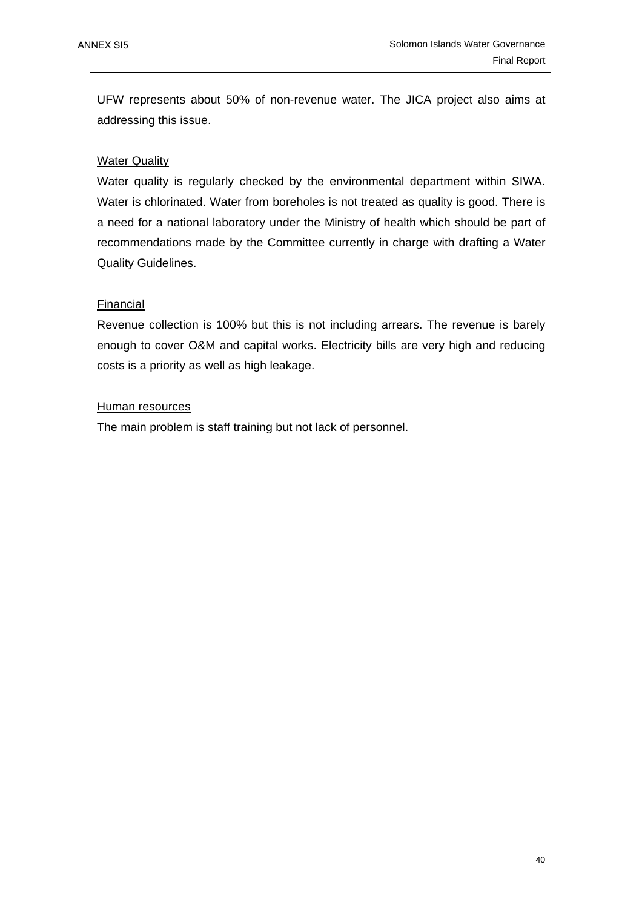UFW represents about 50% of non-revenue water. The JICA project also aims at addressing this issue.

Water Quality

Water quality is regularly checked by the environmental department within SIWA. Water is chlorinated. Water from boreholes is not treated as quality is good. There is a need for a national laboratory under the Ministry of health which should be part of recommendations made by the Committee currently in charge with drafting a Water Quality Guidelines.

Financial

Revenue collection is 100% but this is not including arrears. The revenue is barely enough to cover O&M and capital works. Electricity bills are very high and reducing costs is a priority as well as high leakage.

Human resources

The main problem is staff training but not lack of personnel.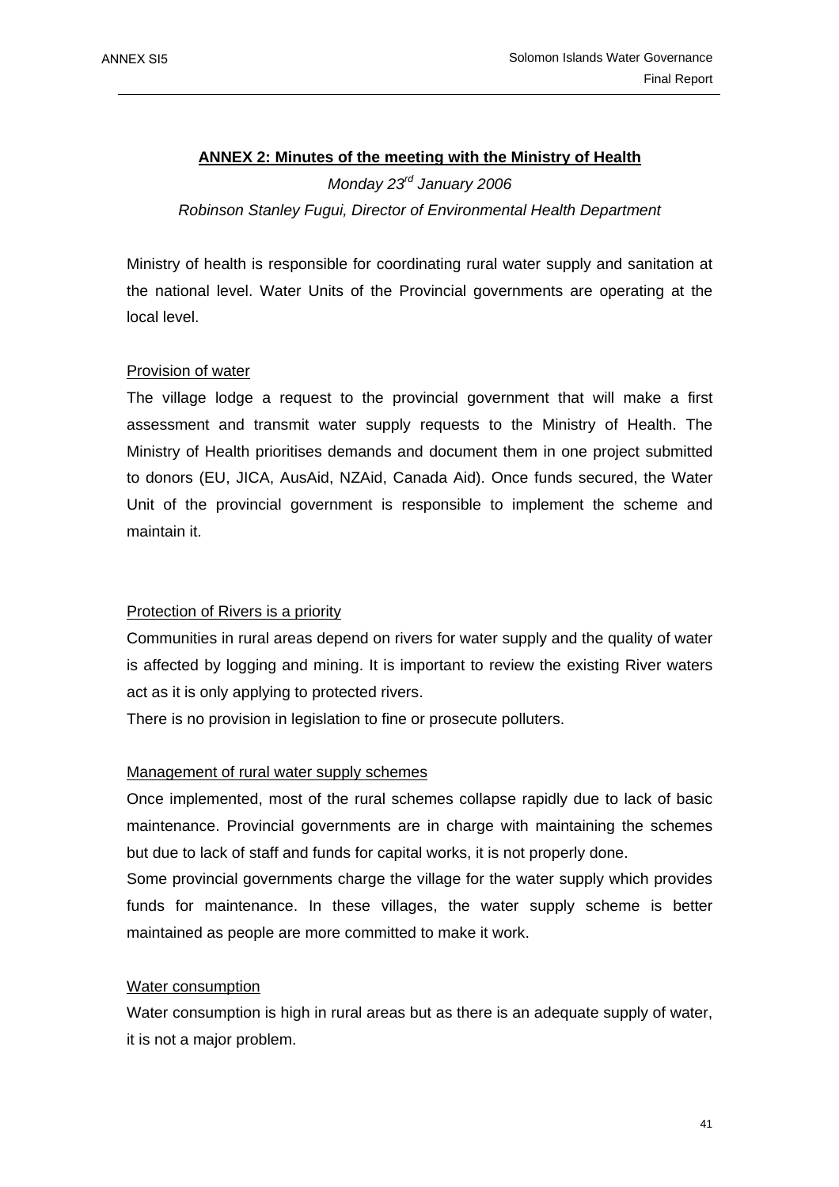## ANNEX 2: Minutes of the meeting with the Ministry of Health

*Monday 23rd January 2006*

*Robinson Stanley Fugui, Director of Environmental Health Department*

Ministry of health is responsible for coordinating rural water supply and sanitation at the national level. Water Units of the Provincial governments are operating at the local level.

### Provision of water

The village lodge a request to the provincial government that will make a first assessment and transmit water supply requests to the Ministry of Health. The Ministry of Health prioritises demands and document them in one project submitted to donors (EU, JICA, AusAid, NZAid, Canada Aid). Once funds secured, the Water Unit of the provincial government is responsible to implement the scheme and maintain it.

### Protection of Rivers is a priority

Communities in rural areas depend on rivers for water supply and the quality of water is affected by logging and mining. It is important to review the existing River waters act as it is only applying to protected rivers.

There is no provision in legislation to fine or prosecute polluters.

### Management of rural water supply schemes

Once implemented, most of the rural schemes collapse rapidly due to lack of basic maintenance. Provincial governments are in charge with maintaining the schemes but due to lack of staff and funds for capital works, it is not properly done.

Some provincial governments charge the village for the water supply which provides funds for maintenance. In these villages, the water supply scheme is better maintained as people are more committed to make it work.

### Water consumption

Water consumption is high in rural areas but as there is an adequate supply of water, it is not a major problem.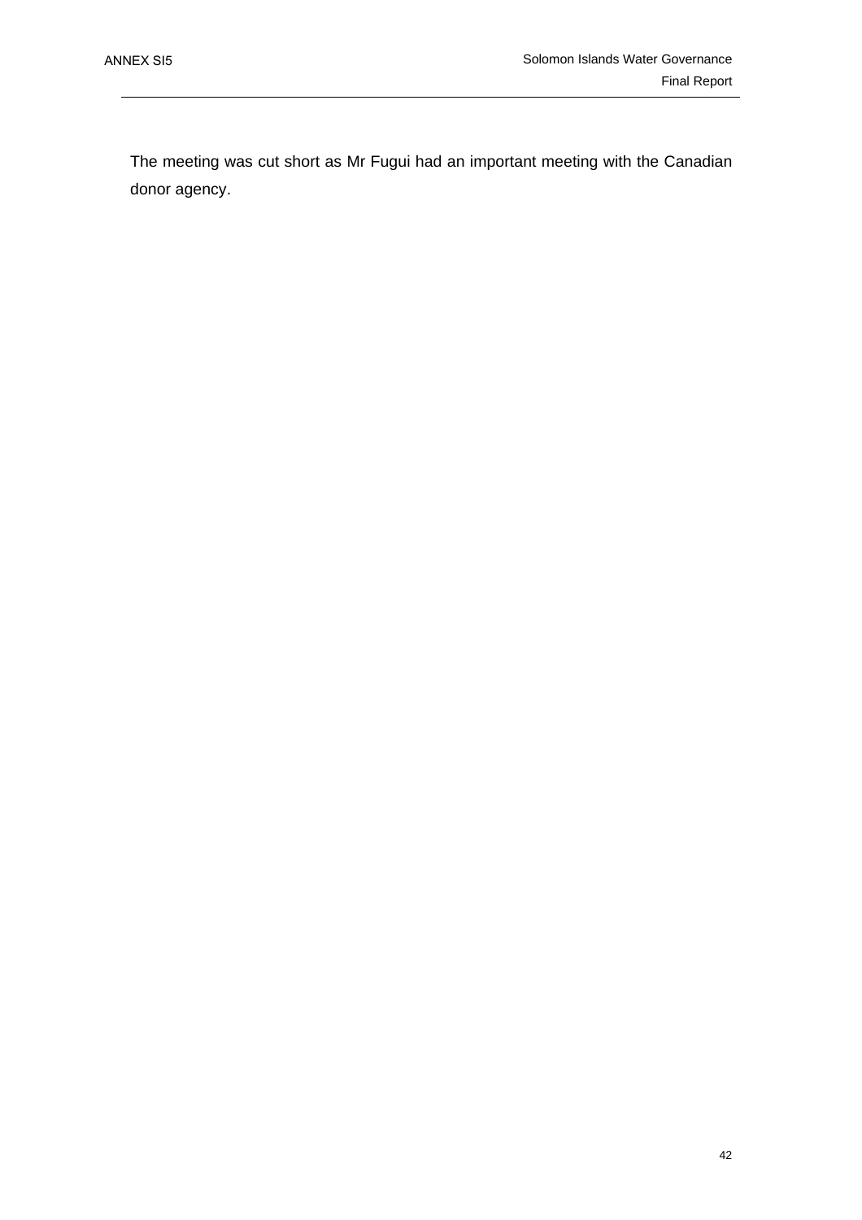The meeting was cut short as Mr Fugui had an important meeting with the Canadian donor agency.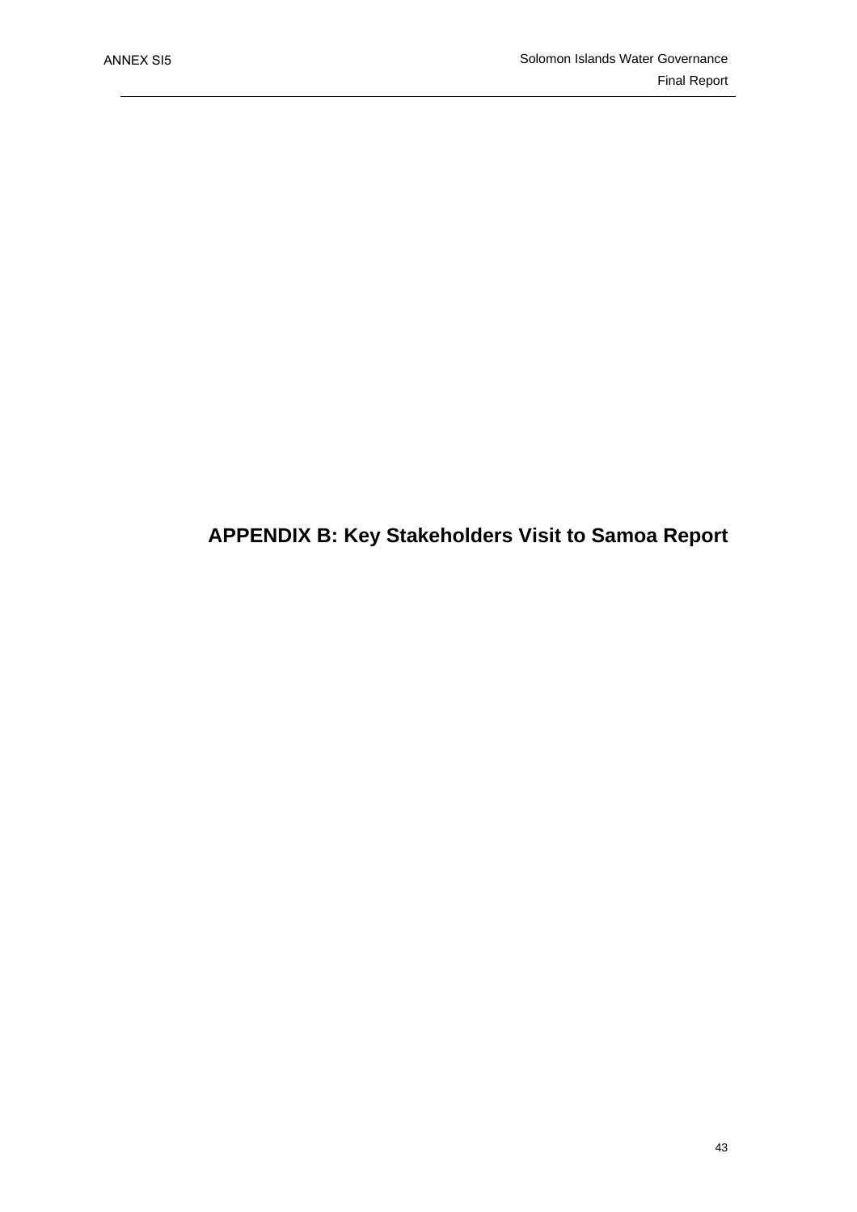# APPENDIX B: Key Stakeholders Visit to Samoa Report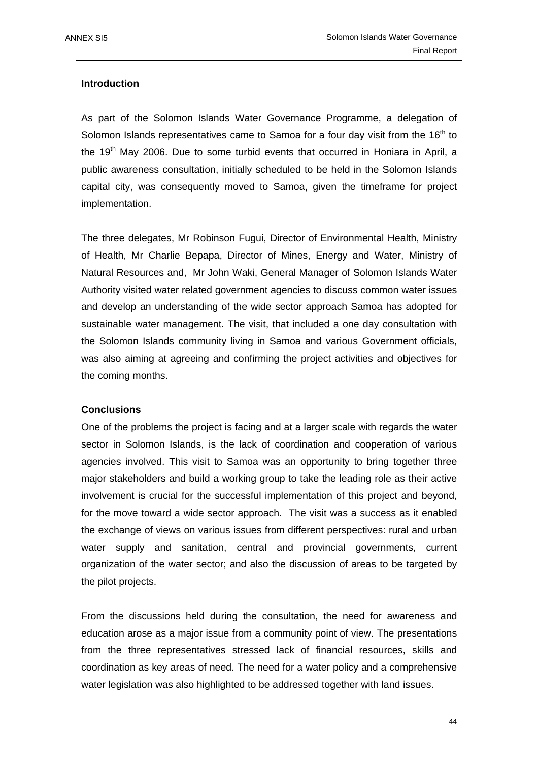### Introduction

As part of the Solomon Islands Water Governance Programme, a delegation of Solomon Islands representatives came to Samoa for a four day visit from the 16th to the 19th May 2006. Due to some turbid events that occurred in Honiara in April, a public awareness consultation, initially scheduled to be held in the Solomon Islands capital city, was consequently moved to Samoa, given the timeframe for project implementation.

The three delegates, Mr Robinson Fugui, Director of Environmental Health, Ministry of Health, Mr Charlie Bepapa, Director of Mines, Energy and Water, Ministry of Natural Resources and, Mr John Waki, General Manager of Solomon Islands Water Authority visited water related government agencies to discuss common water issues and develop an understanding of the wide sector approach Samoa has adopted for sustainable water management. The visit, that included a one day consultation with the Solomon Islands community living in Samoa and various Government officials, was also aiming at agreeing and confirming the project activities and objectives for the coming months.

### Conclusions

One of the problems the project is facing and at a larger scale with regards the water sector in Solomon Islands, is the lack of coordination and cooperation of various agencies involved. This visit to Samoa was an opportunity to bring together three major stakeholders and build a working group to take the leading role as their active involvement is crucial for the successful implementation of this project and beyond, for the move toward a wide sector approach. The visit was a success as it enabled the exchange of views on various issues from different perspectives: rural and urban water supply and sanitation, central and provincial governments, current organization of the water sector; and also the discussion of areas to be targeted by the pilot projects.

From the discussions held during the consultation, the need for awareness and education arose as a major issue from a community point of view. The presentations from the three representatives stressed lack of financial resources, skills and coordination as key areas of need. The need for a water policy and a comprehensive water legislation was also highlighted to be addressed together with land issues.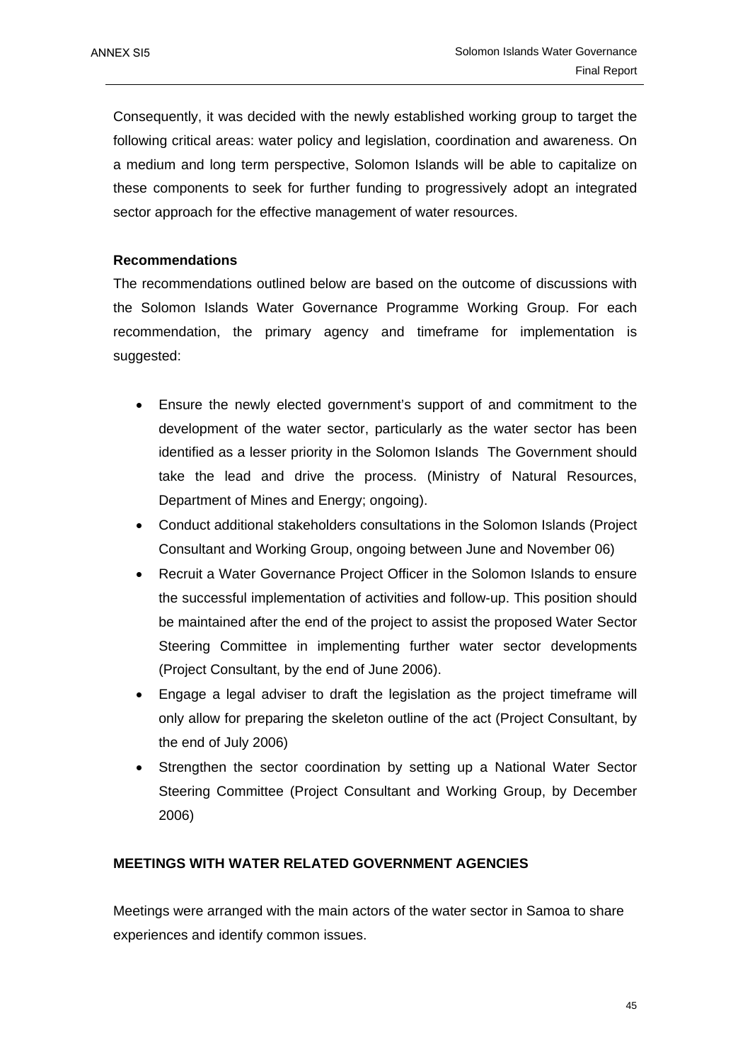Consequently, it was decided with the newly established working group to target the following critical areas: water policy and legislation, coordination and awareness. On a medium and long term perspective, Solomon Islands will be able to capitalize on these components to seek for further funding to progressively adopt an integrated sector approach for the effective management of water resources.

**Recommendations**

The recommendations outlined below are based on the outcome of discussions with the Solomon Islands Water Governance Programme Working Group. For each recommendation, the primary agency and timeframe for implementation is suggested:

- Ensure the newly elected government's support of and commitment to the development of the water sector, particularly as the water sector has been identified as a lesser priority in the Solomon Islands The Government should take the lead and drive the process. (Ministry of Natural Resources, Department of Mines and Energy; ongoing).
- Conduct additional stakeholders consultations in the Solomon Islands (Project Consultant and Working Group, ongoing between June and November 06)
- Recruit a Water Governance Project Officer in the Solomon Islands to ensure the successful implementation of activities and follow-up. This position should be maintained after the end of the project to assist the proposed Water Sector Steering Committee in implementing further water sector developments (Project Consultant, by the end of June 2006).
- Engage a legal adviser to draft the legislation as the project timeframe will only allow for preparing the skeleton outline of the act (Project Consultant, by the end of July 2006)
- Strengthen the sector coordination by setting up a National Water Sector Steering Committee (Project Consultant and Working Group, by December 2006)

**MEETINGS WITH WATER RELATED GOVERNMENT AGENCIES**

Meetings were arranged with the main actors of the water sector in Samoa to share experiences and identify common issues.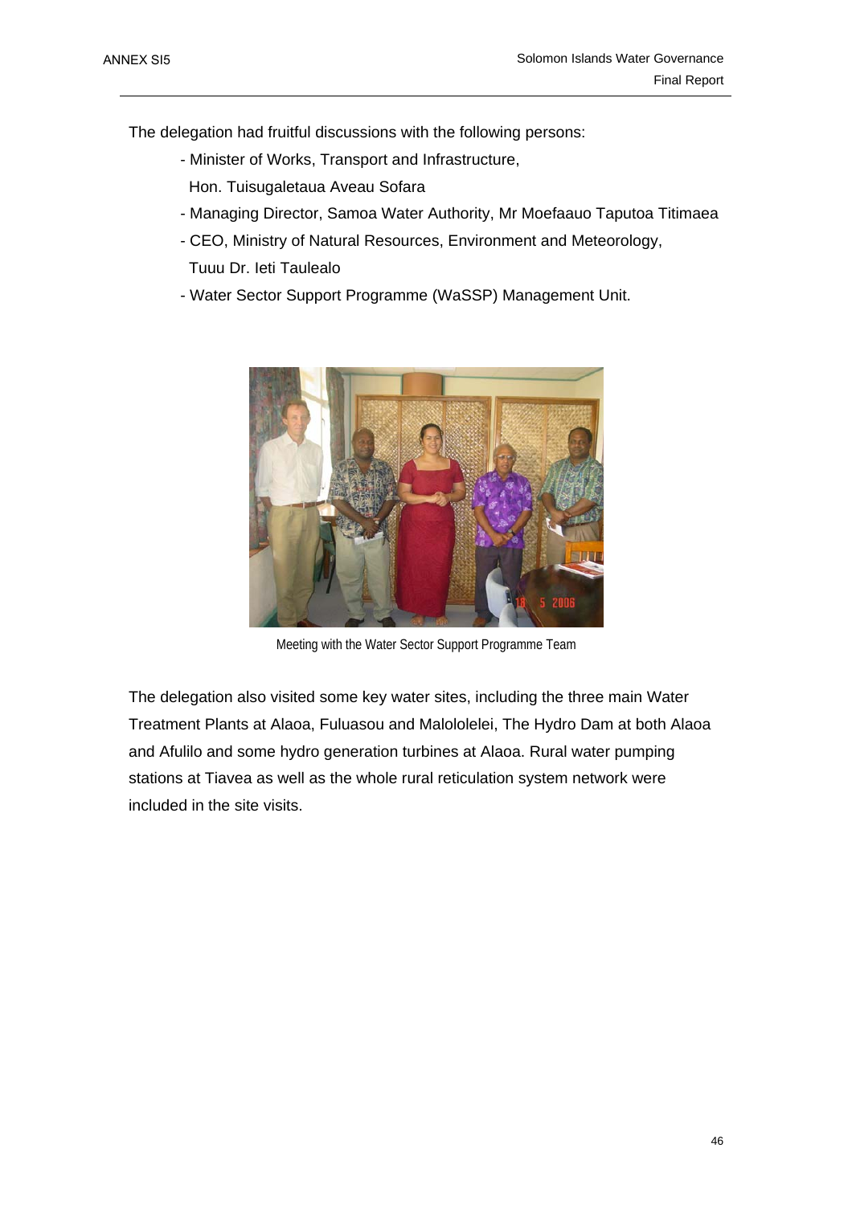The delegation had fruitful discussions with the following persons:

- Minister of Works, Transport and Infrastructure, Hon. Tuisugaletaua Aveau Sofara
- Managing Director, Samoa Water Authority, Mr Moefaauo Taputoa Titimaea
- CEO, Ministry of Natural Resources, Environment and Meteorology, Tuuu Dr. Ieti Taulealo
- Water Sector Support Programme (WaSSP) Management Unit.

Meeting with the Water Sector Support Programme Team

The delegation also visited some key water sites, including the three main Water Treatment Plants at Alaoa, Fuluasou and Malololelei, The Hydro Dam at both Alaoa and Afulilo and some hydro generation turbines at Alaoa. Rural water pumping stations at Tiavea as well as the whole rural reticulation system network were included in the site visits.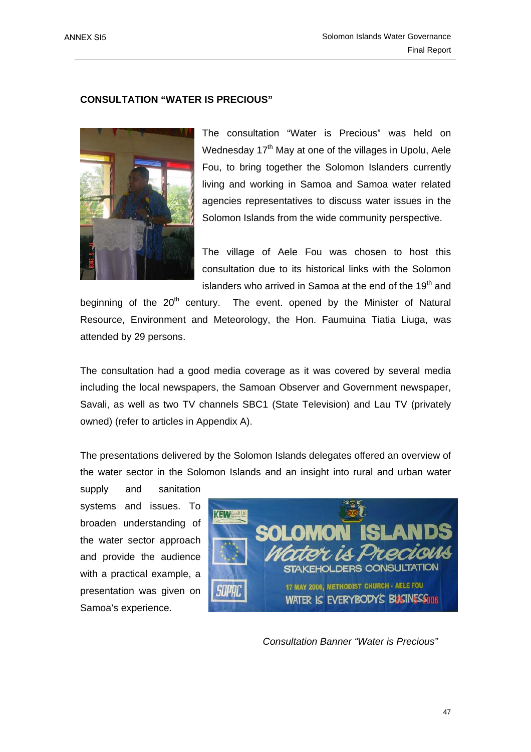## CONSULTATION "WATER IS PRECIOUS"

The consultation "Water is Precious" was held on Wednesday 17th May at one of the villages in Upolu, Aele Fou, to bring together the Solomon Islanders currently living and working in Samoa and Samoa water related agencies representatives to discuss water issues in the Solomon Islands from the wide community perspective.

The village of Aele Fou was chosen to host this consultation due to its historical links with the Solomon islanders who arrived in Samoa at the end of the 19th and beginning of the 20th century. The event. opened by the Minister of Natural Resource, Environment and Meteorology, the Hon. Faumuina Tiatia Liuga, was attended by 29 persons.

The consultation had a good media coverage as it was covered by several media including the local newspapers, the Samoan Observer and Government newspaper, Savali, as well as two TV channels SBC1 (State Television) and Lau TV (privately owned) (refer to articles in Appendix A).

The presentations delivered by the Solomon Islands delegates offered an overview of the water sector in the Solomon Islands and an insight into rural and urban water supply and sanitation systems and issues. To broaden understanding of the water sector approach and provide the audience with a practical example, a presentation was given on Samoa's experience.

*Consultation Banner "Water is Precious"*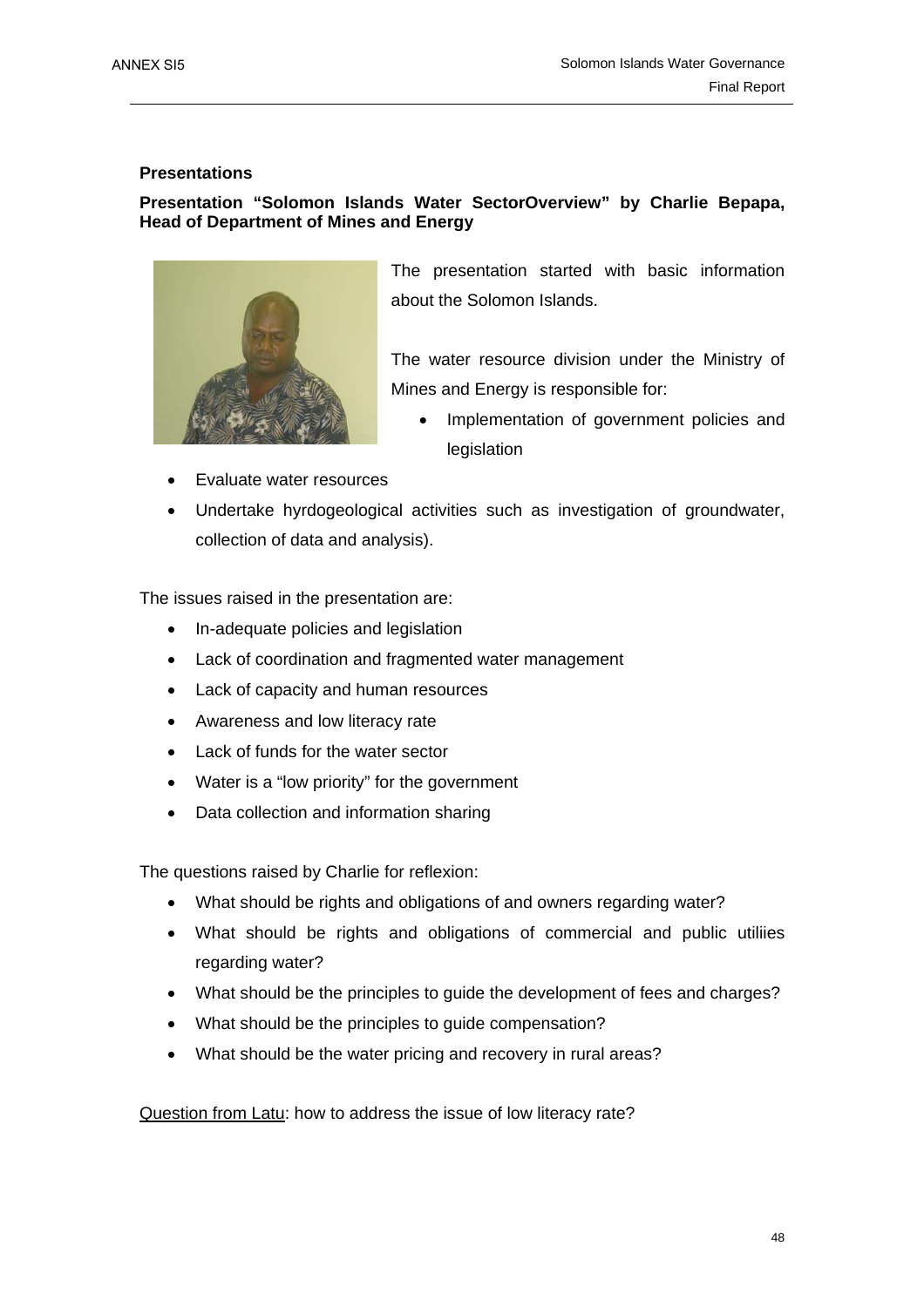## Presentations

### Presentation "Solomon Islands Water SectorOverview" by Charlie Bepapa, Head of Department of Mines and Energy

The presentation started with basic information about the Solomon Islands.

The water resource division under the Ministry of Mines and Energy is responsible for:

- Implementation of government policies and legislation
- Evaluate water resources
- Undertake hyrdogeological activities such as investigation of groundwater, collection of data and analysis).

The issues raised in the presentation are:

- In-adequate policies and legislation
- Lack of coordination and fragmented water management
- Lack of capacity and human resources
- Awareness and low literacy rate
- Lack of funds for the water sector
- Water is a "low priority" for the government
- Data collection and information sharing

The questions raised by Charlie for reflexion:

- What should be rights and obligations of and owners regarding water?
- What should be rights and obligations of commercial and public utiliies regarding water?
- What should be the principles to guide the development of fees and charges?
- What should be the principles to guide compensation?
- What should be the water pricing and recovery in rural areas?

<u>Question from Latu</u>: how to address the issue of low literacy rate?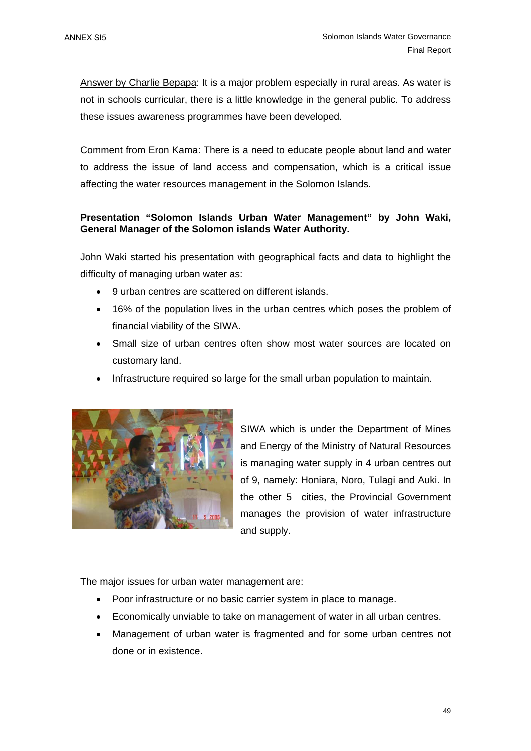<u>Answer by Charlie Bepapa</u>: It is a major problem especially in rural areas. As water is not in schools curricular, there is a little knowledge in the general public. To address these issues awareness programmes have been developed.

<u>Comment from Eron Kama</u>: There is a need to educate people about land and water to address the issue of land access and compensation, which is a critical issue affecting the water resources management in the Solomon Islands.

**Presentation "Solomon Islands Urban Water Management" by John Waki, General Manager of the Solomon islands Water Authority.**

John Waki started his presentation with geographical facts and data to highlight the difficulty of managing urban water as:

- 9 urban centres are scattered on different islands.
- 16% of the population lives in the urban centres which poses the problem of financial viability of the SIWA.
- Small size of urban centres often show most water sources are located on customary land.
- Infrastructure required so large for the small urban population to maintain.

SIWA which is under the Department of Mines and Energy of the Ministry of Natural Resources is managing water supply in 4 urban centres out of 9, namely: Honiara, Noro, Tulagi and Auki. In the other 5 cities, the Provincial Government manages the provision of water infrastructure and supply.

The major issues for urban water management are:

- Poor infrastructure or no basic carrier system in place to manage.
- Economically unviable to take on management of water in all urban centres.
- Management of urban water is fragmented and for some urban centres not done or in existence.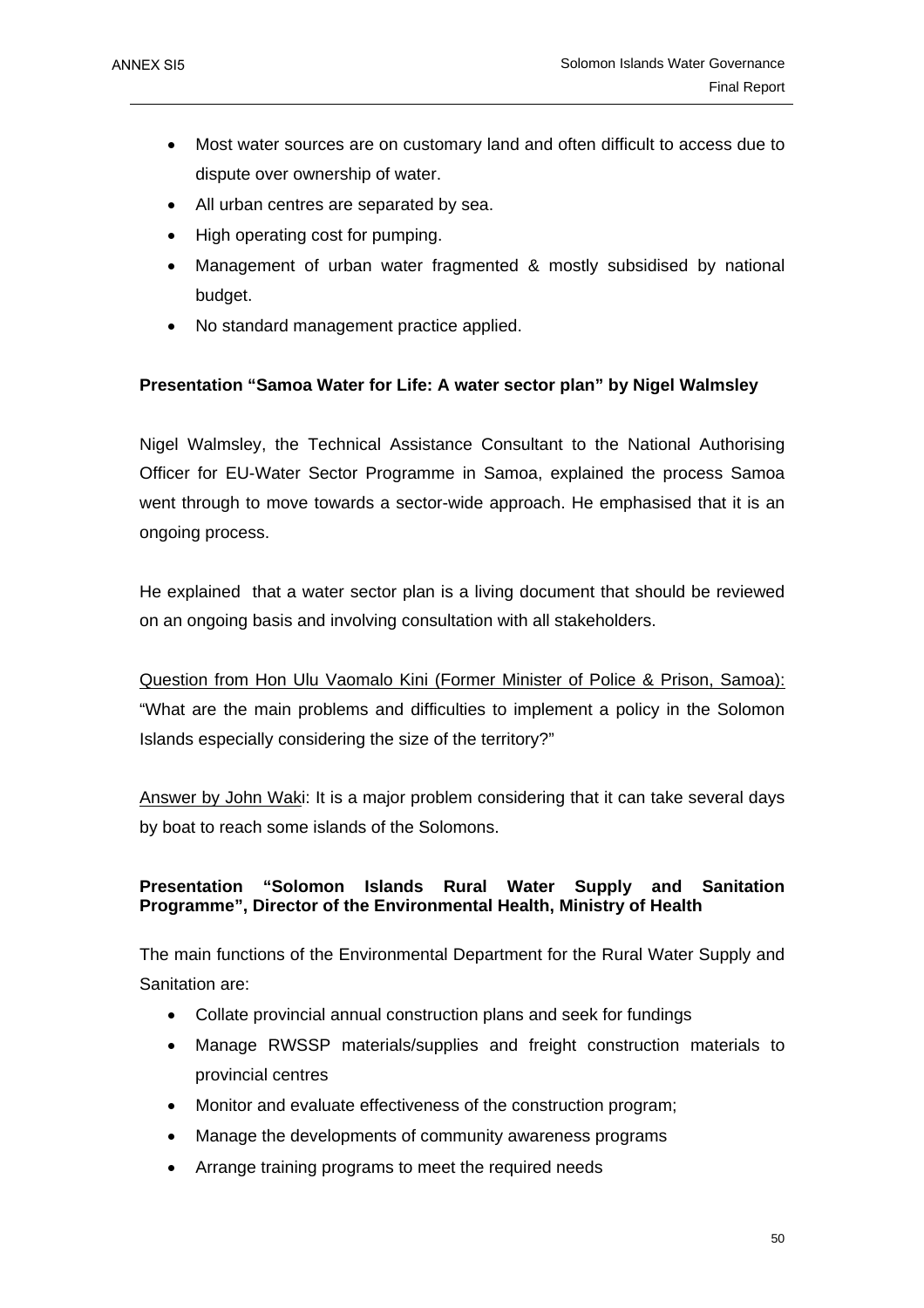- Most water sources are on customary land and often difficult to access due to dispute over ownership of water.
- All urban centres are separated by sea.
- High operating cost for pumping.
- Management of urban water fragmented & mostly subsidised by national budget.
- No standard management practice applied.

**Presentation "Samoa Water for Life: A water sector plan" by Nigel Walmsley**

Nigel Walmsley, the Technical Assistance Consultant to the National Authorising Officer for EU-Water Sector Programme in Samoa, explained the process Samoa went through to move towards a sector-wide approach. He emphasised that it is an ongoing process.

He explained that a water sector plan is a living document that should be reviewed on an ongoing basis and involving consultation with all stakeholders.

<u>Question from Hon Ulu Vaomalo Kini (Former Minister of Police & Prison, Samoa):</u> "What are the main problems and difficulties to implement a policy in the Solomon Islands especially considering the size of the territory?"

<u>Answer by John Waki</u>: It is a major problem considering that it can take several days by boat to reach some islands of the Solomons.

**Presentation "Solomon Islands Rural Water Supply and Sanitation Programme", Director of the Environmental Health, Ministry of Health**

The main functions of the Environmental Department for the Rural Water Supply and Sanitation are:

- Collate provincial annual construction plans and seek for fundings
- Manage RWSSP materials/supplies and freight construction materials to provincial centres
- Monitor and evaluate effectiveness of the construction program;
- Manage the developments of community awareness programs
- Arrange training programs to meet the required needs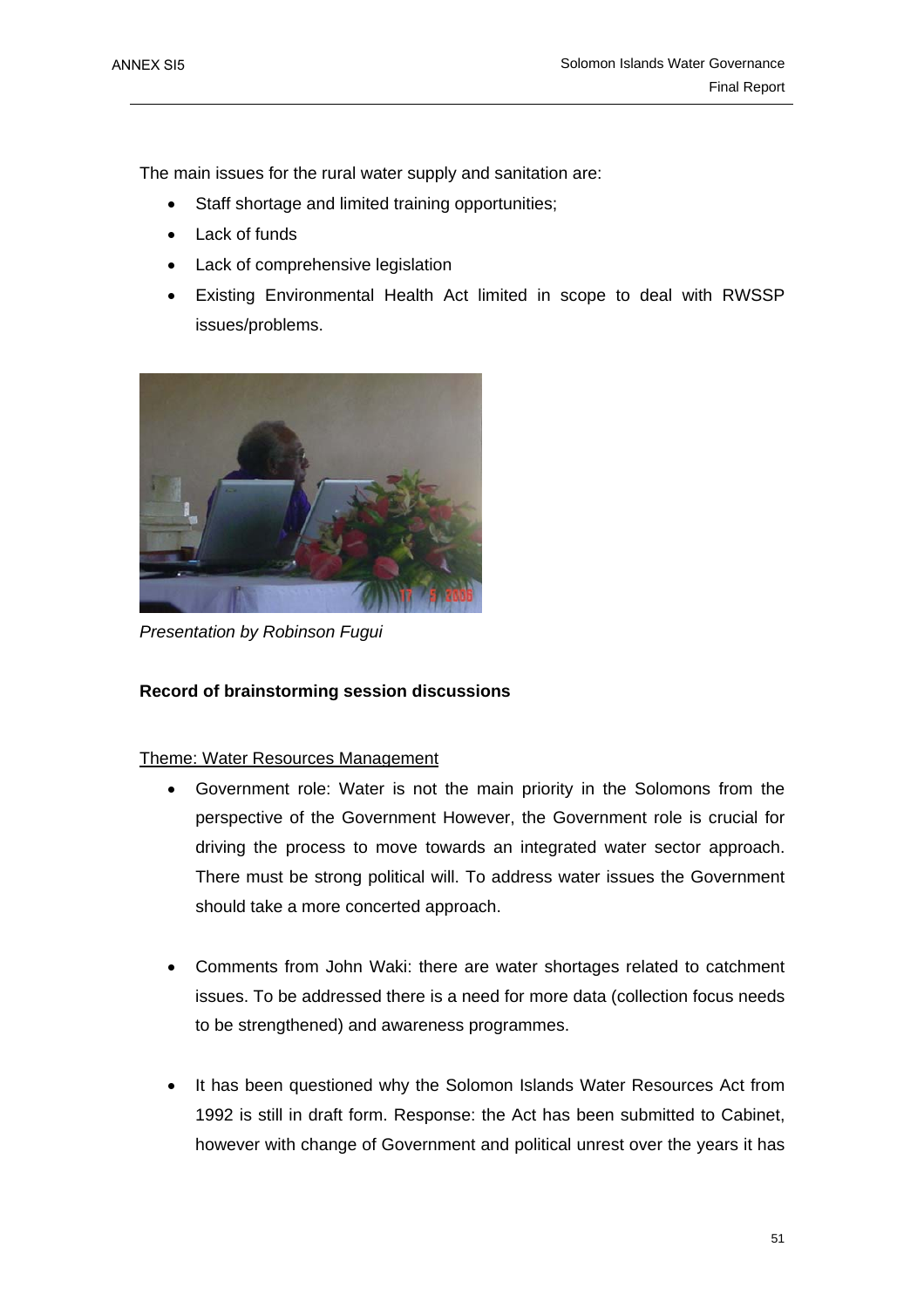The main issues for the rural water supply and sanitation are:

- Staff shortage and limited training opportunities;
- Lack of funds
- Lack of comprehensive legislation
- Existing Environmental Health Act limited in scope to deal with RWSSP issues/problems.

*Presentation by Robinson Fugui*

**Record of brainstorming session discussions**

<u>Theme: Water Resources Management</u>

- Government role: Water is not the main priority in the Solomons from the perspective of the Government However, the Government role is crucial for driving the process to move towards an integrated water sector approach. There must be strong political will. To address water issues the Government should take a more concerted approach.

- Comments from John Waki: there are water shortages related to catchment issues. To be addressed there is a need for more data (collection focus needs to be strengthened) and awareness programmes.

- It has been questioned why the Solomon Islands Water Resources Act from 1992 is still in draft form. Response: the Act has been submitted to Cabinet, however with change of Government and political unrest over the years it has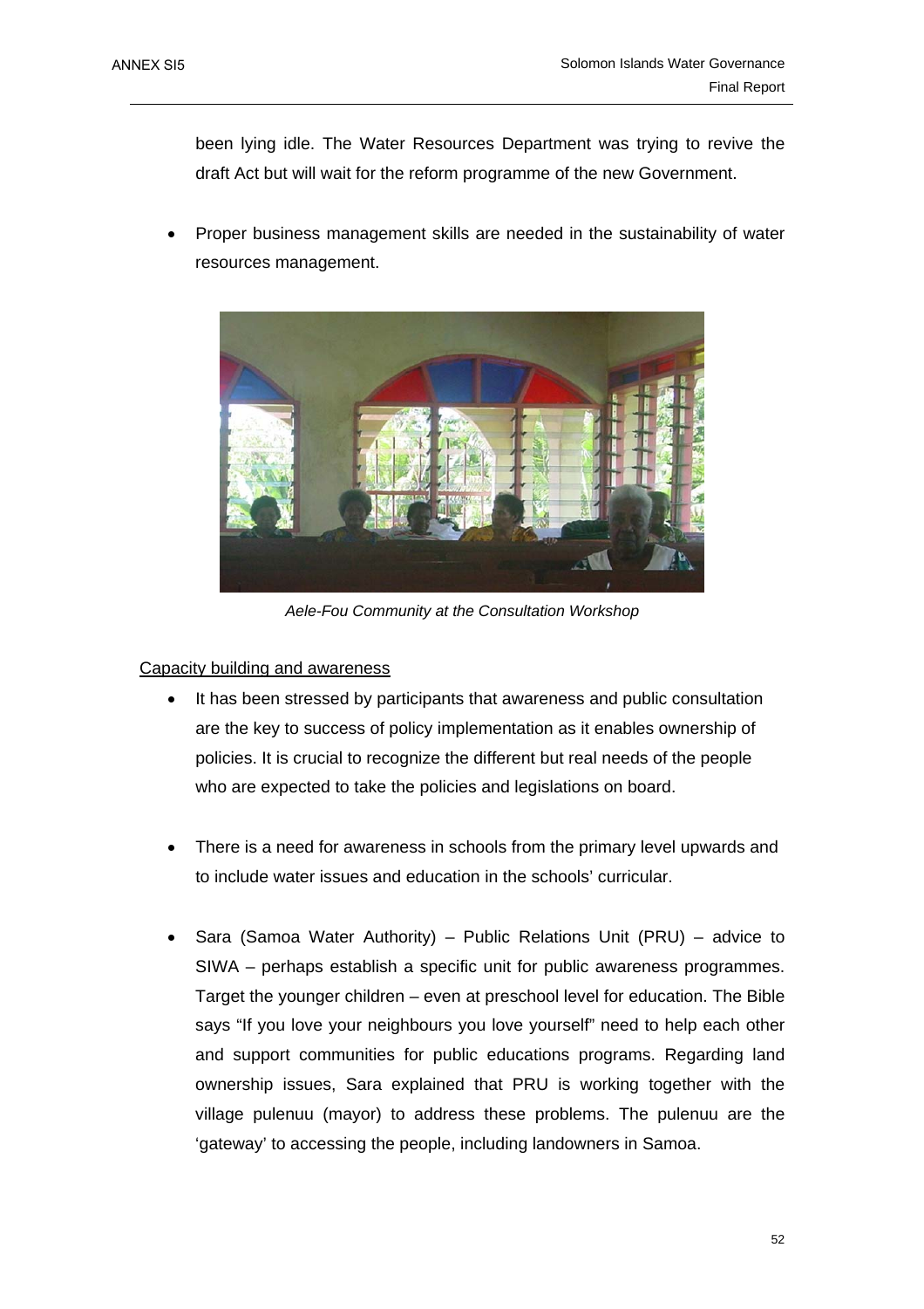been lying idle. The Water Resources Department was trying to revive the draft Act but will wait for the reform programme of the new Government.

- Proper business management skills are needed in the sustainability of water resources management.

*Aele-Fou Community at the Consultation Workshop*

<u>Capacity building and awareness</u>

- It has been stressed by participants that awareness and public consultation are the key to success of policy implementation as it enables ownership of policies. It is crucial to recognize the different but real needs of the people who are expected to take the policies and legislations on board.

- There is a need for awareness in schools from the primary level upwards and to include water issues and education in the schools' curricular.

- Sara (Samoa Water Authority) – Public Relations Unit (PRU) – advice to SIWA – perhaps establish a specific unit for public awareness programmes. Target the younger children – even at preschool level for education. The Bible says "If you love your neighbours you love yourself" need to help each other and support communities for public educations programs. Regarding land ownership issues, Sara explained that PRU is working together with the village pulenuu (mayor) to address these problems. The pulenuu are the 'gateway' to accessing the people, including landowners in Samoa.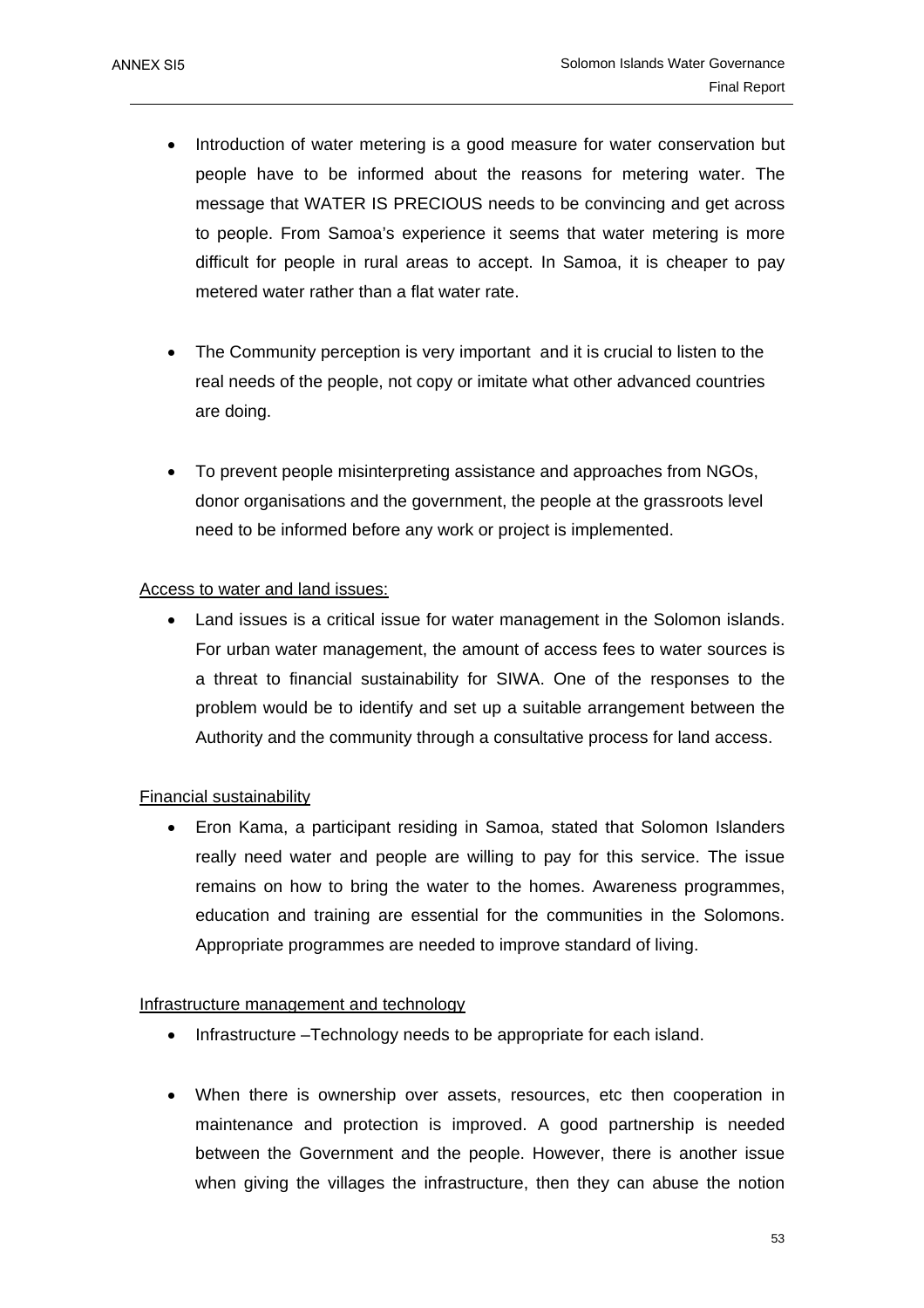- Introduction of water metering is a good measure for water conservation but people have to be informed about the reasons for metering water. The message that WATER IS PRECIOUS needs to be convincing and get across to people. From Samoa's experience it seems that water metering is more difficult for people in rural areas to accept. In Samoa, it is cheaper to pay metered water rather than a flat water rate.

- The Community perception is very important and it is crucial to listen to the real needs of the people, not copy or imitate what other advanced countries are doing.

- To prevent people misinterpreting assistance and approaches from NGOs, donor organisations and the government, the people at the grassroots level need to be informed before any work or project is implemented.

<u>Access to water and land issues:</u>

- Land issues is a critical issue for water management in the Solomon islands. For urban water management, the amount of access fees to water sources is a threat to financial sustainability for SIWA. One of the responses to the problem would be to identify and set up a suitable arrangement between the Authority and the community through a consultative process for land access.

<u>Financial sustainability</u>

- Eron Kama, a participant residing in Samoa, stated that Solomon Islanders really need water and people are willing to pay for this service. The issue remains on how to bring the water to the homes. Awareness programmes, education and training are essential for the communities in the Solomons. Appropriate programmes are needed to improve standard of living.

<u>Infrastructure management and technology</u>

- Infrastructure –Technology needs to be appropriate for each island.

- When there is ownership over assets, resources, etc then cooperation in maintenance and protection is improved. A good partnership is needed between the Government and the people. However, there is another issue when giving the villages the infrastructure, then they can abuse the notion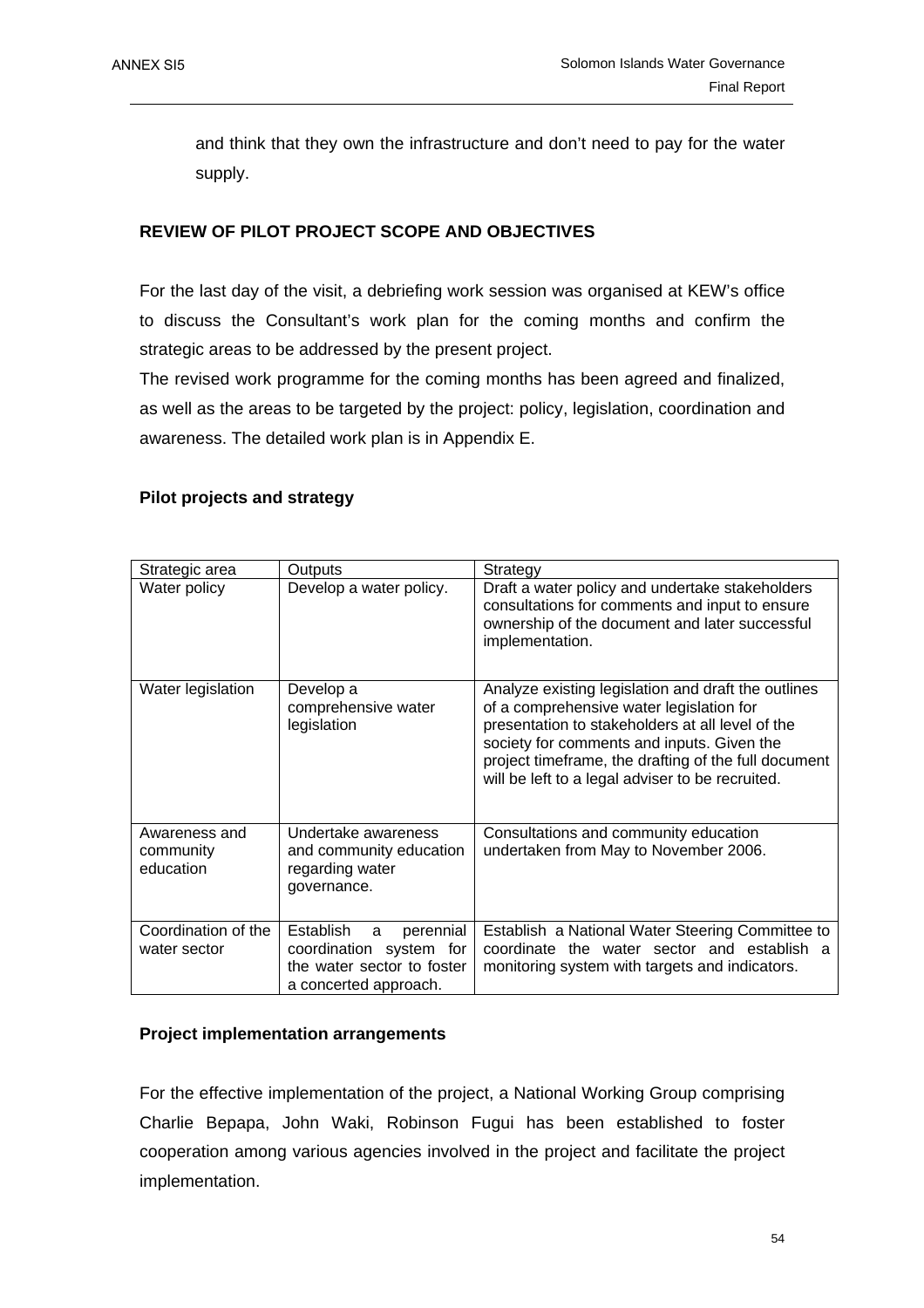and think that they own the infrastructure and don't need to pay for the water supply.

## REVIEW OF PILOT PROJECT SCOPE AND OBJECTIVES

For the last day of the visit, a debriefing work session was organised at KEW's office to discuss the Consultant's work plan for the coming months and confirm the strategic areas to be addressed by the present project.

The revised work programme for the coming months has been agreed and finalized, as well as the areas to be targeted by the project: policy, legislation, coordination and awareness. The detailed work plan is in Appendix E.

### Pilot projects and strategy

| Strategic area | Outputs | Strategy |
|---|---|---|
| Water policy | Develop a water policy. | Draft a water policy and undertake stakeholders consultations for comments and input to ensure ownership of the document and later successful implementation. |
| Water legislation | Develop a comprehensive water legislation | Analyze existing legislation and draft the outlines of a comprehensive water legislation for presentation to stakeholders at all level of the society for comments and inputs. Given the project timeframe, the drafting of the full document will be left to a legal adviser to be recruited. |
| Awareness and community education | Undertake awareness and community education regarding water governance. | Consultations and community education undertaken from May to November 2006. |
| Coordination of the water sector | Establish a perennial coordination system for the water sector to foster a concerted approach. | Establish a National Water Steering Committee to coordinate the water sector and establish a monitoring system with targets and indicators. |

### Project implementation arrangements

For the effective implementation of the project, a National Working Group comprising Charlie Bepapa, John Waki, Robinson Fugui has been established to foster cooperation among various agencies involved in the project and facilitate the project implementation.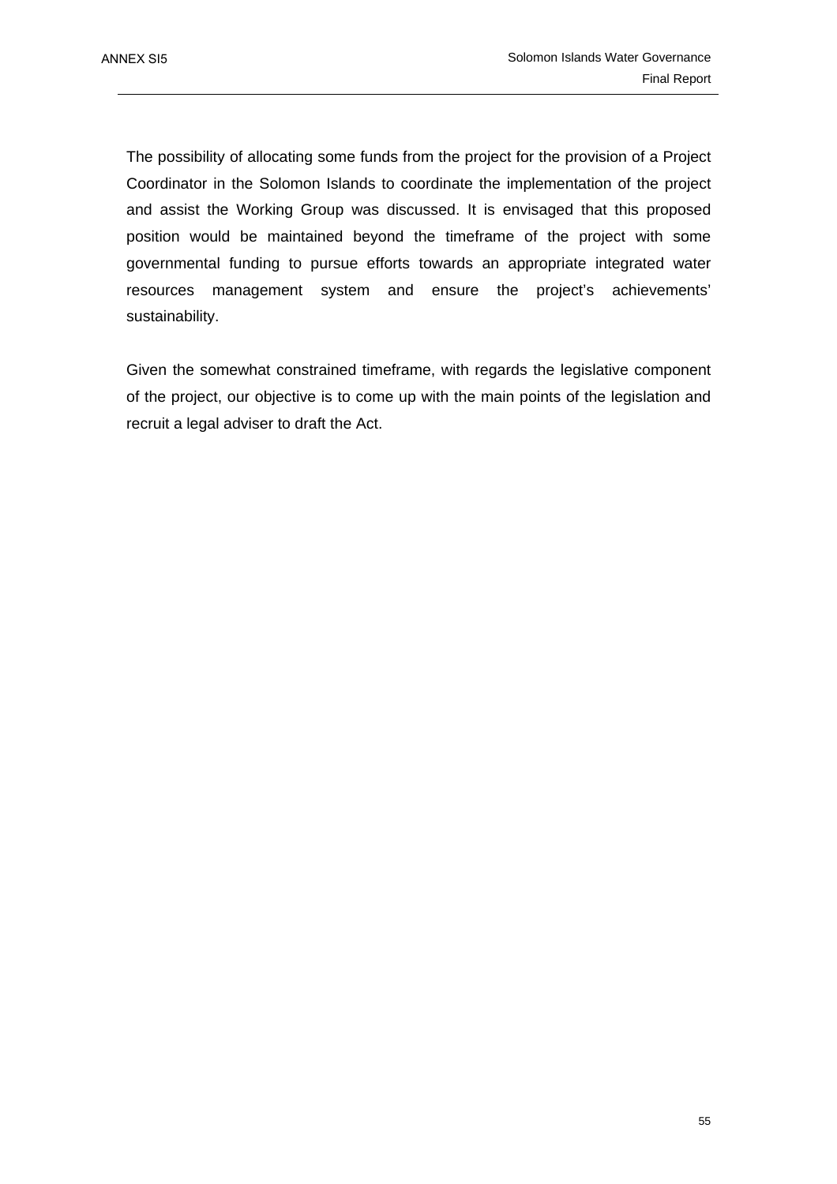The possibility of allocating some funds from the project for the provision of a Project Coordinator in the Solomon Islands to coordinate the implementation of the project and assist the Working Group was discussed. It is envisaged that this proposed position would be maintained beyond the timeframe of the project with some governmental funding to pursue efforts towards an appropriate integrated water resources management system and ensure the project's achievements' sustainability.

Given the somewhat constrained timeframe, with regards the legislative component of the project, our objective is to come up with the main points of the legislation and recruit a legal adviser to draft the Act.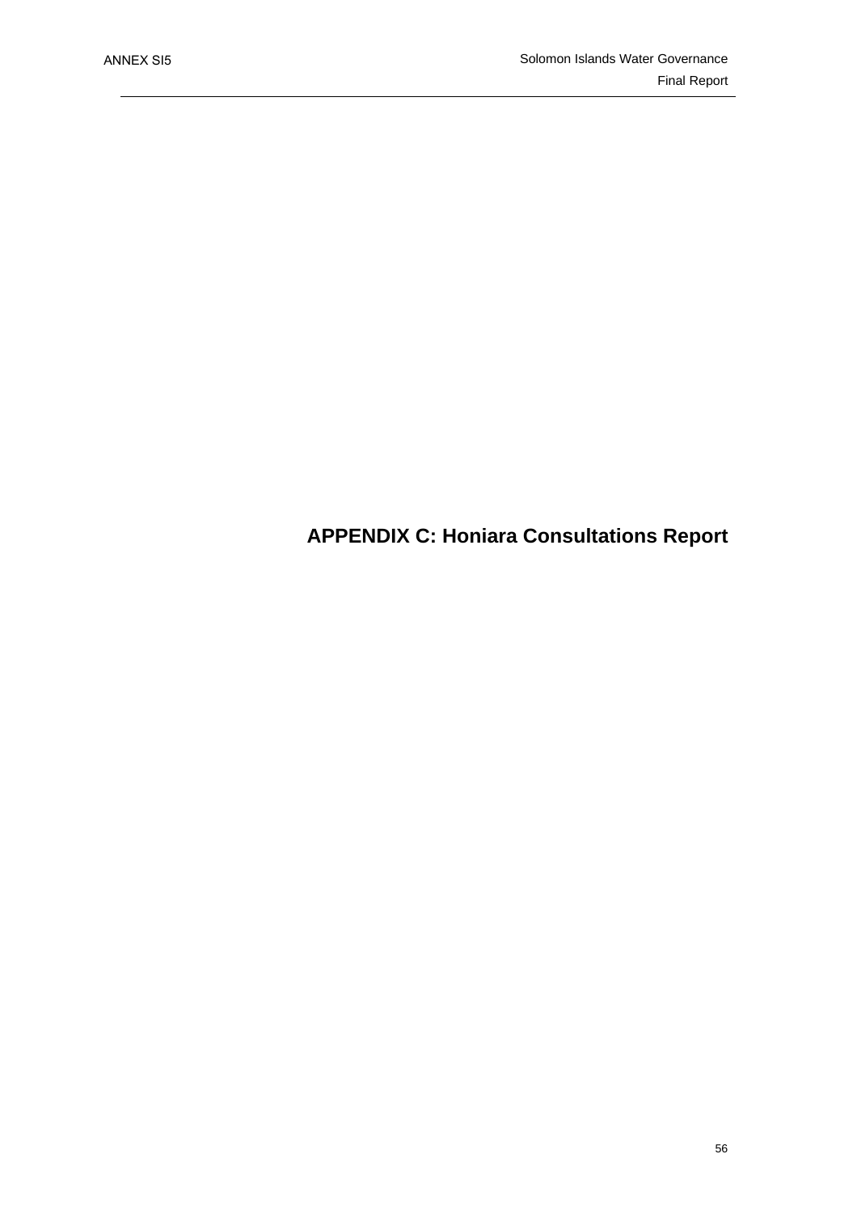# APPENDIX C: Honiara Consultations Report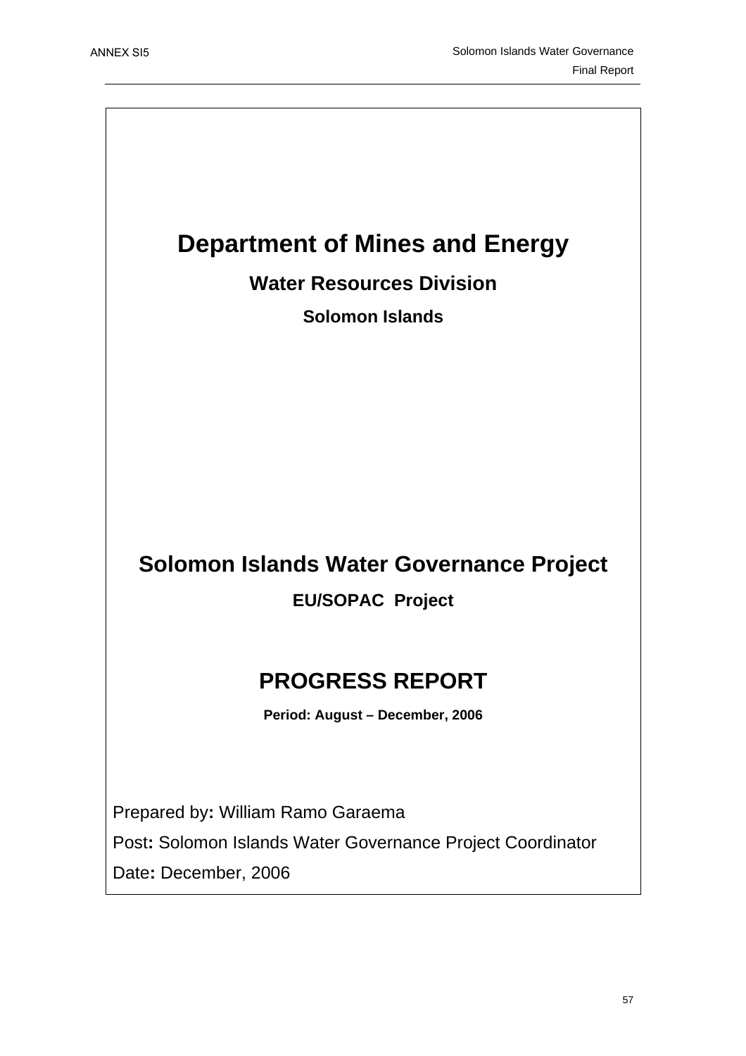# Department of Mines and Energy

## Water Resources Division

### Solomon Islands

# Solomon Islands Water Governance Project

**EU/SOPAC Project**

# PROGRESS REPORT

**Period: August – December, 2006**

Prepared by**:** William Ramo Garaema

Post**:** Solomon Islands Water Governance Project Coordinator

Date**:** December, 2006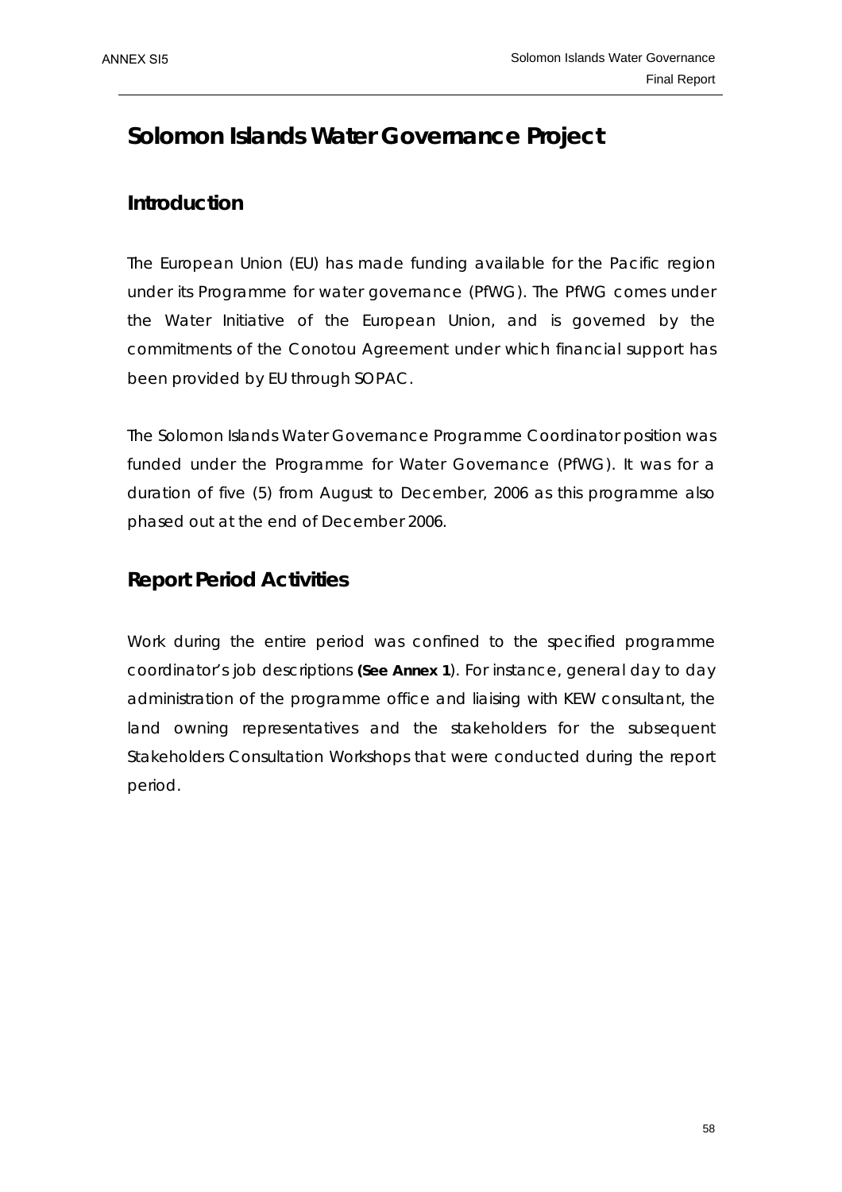# Solomon Islands Water Governance Project

## Introduction

The European Union (EU) has made funding available for the Pacific region under its Programme for water governance (PfWG). The PfWG comes under the Water Initiative of the European Union, and is governed by the commitments of the Conotou Agreement under which financial support has been provided by EU through SOPAC.

The Solomon Islands Water Governance Programme Coordinator position was funded under the Programme for Water Governance (PfWG). It was for a duration of five (5) from August to December, 2006 as this programme also phased out at the end of December 2006.

## Report Period Activities

Work during the entire period was confined to the specified programme coordinator's job descriptions **(See Annex 1**). For instance, general day to day administration of the programme office and liaising with KEW consultant, the land owning representatives and the stakeholders for the subsequent Stakeholders Consultation Workshops that were conducted during the report period.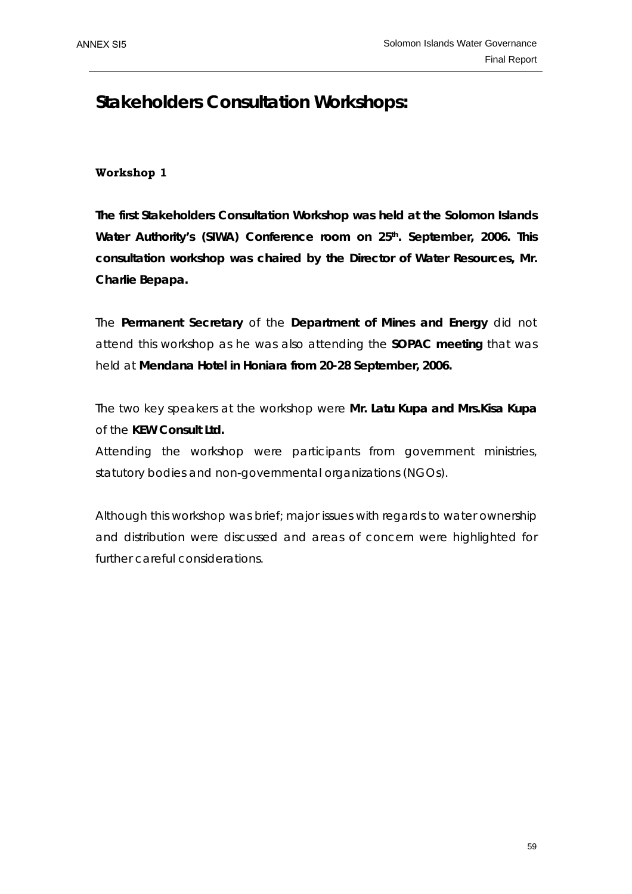# Stakeholders Consultation Workshops:

### Workshop 1

**The first Stakeholders Consultation Workshop was held at the Solomon Islands Water Authority's (SIWA) Conference room on 25th. September, 2006. This consultation workshop was chaired by the Director of Water Resources, Mr. Charlie Bepapa.**

The **Permanent Secretary** of the **Department of Mines and Energy** did not attend this workshop as he was also attending the **SOPAC meeting** that was held at **Mendana Hotel in Honiara from 20-28 September, 2006.**

The two key speakers at the workshop were **Mr. Latu Kupa and Mrs.Kisa Kupa** of the **KEW Consult Ltd.**
Attending the workshop were participants from government ministries, statutory bodies and non-governmental organizations (NGOs).

Although this workshop was brief; major issues with regards to water ownership and distribution were discussed and areas of concern were highlighted for further careful considerations.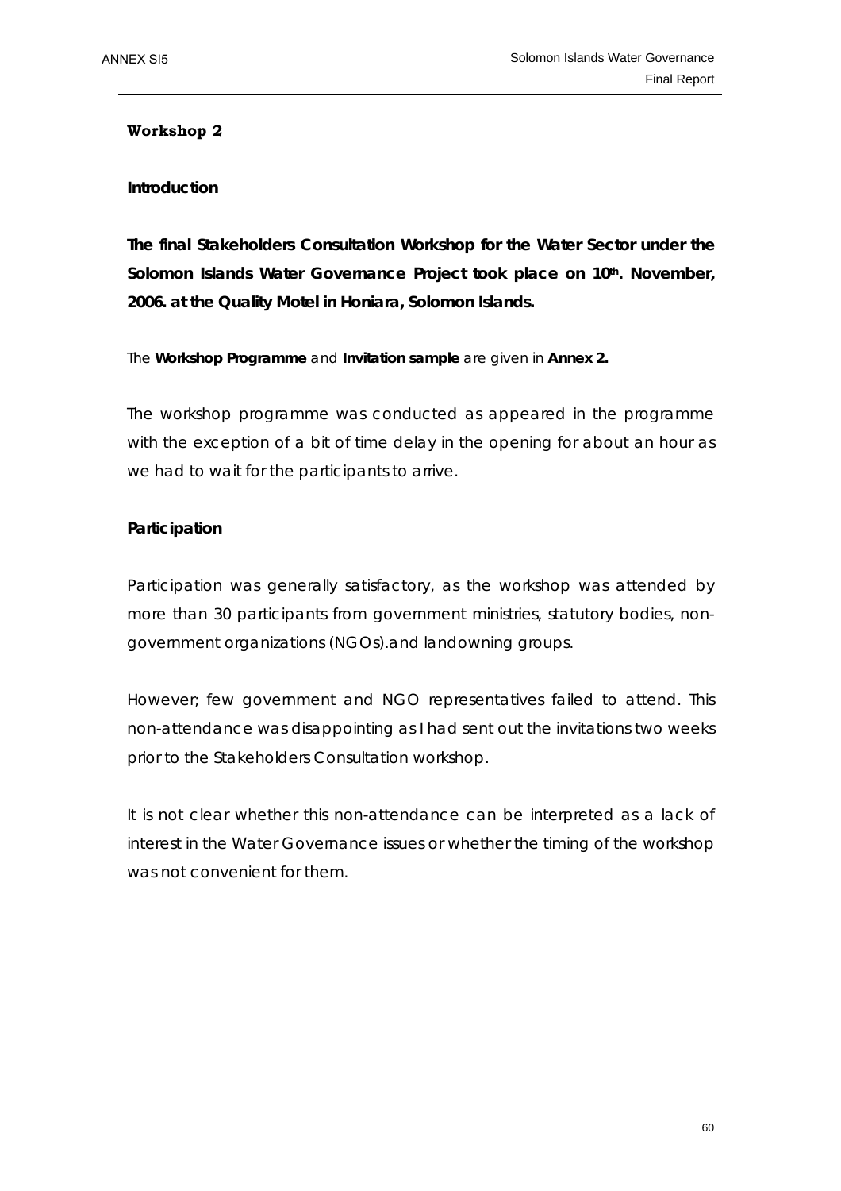## Workshop 2

### Introduction

**The final Stakeholders Consultation Workshop for the Water Sector under the Solomon Islands Water Governance Project took place on 10th. November, 2006. at the Quality Motel in Honiara, Solomon Islands.**

The **Workshop Programme** and **Invitation sample** are given in **Annex 2.**

The workshop programme was conducted as appeared in the programme with the exception of a bit of time delay in the opening for about an hour as we had to wait for the participants to arrive.

### Participation

Participation was generally satisfactory, as the workshop was attended by more than 30 participants from government ministries, statutory bodies, non-government organizations (NGOs).and landowning groups.

However; few government and NGO representatives failed to attend. This non-attendance was disappointing as I had sent out the invitations two weeks prior to the Stakeholders Consultation workshop.

It is not clear whether this non-attendance can be interpreted as a lack of interest in the Water Governance issues or whether the timing of the workshop was not convenient for them.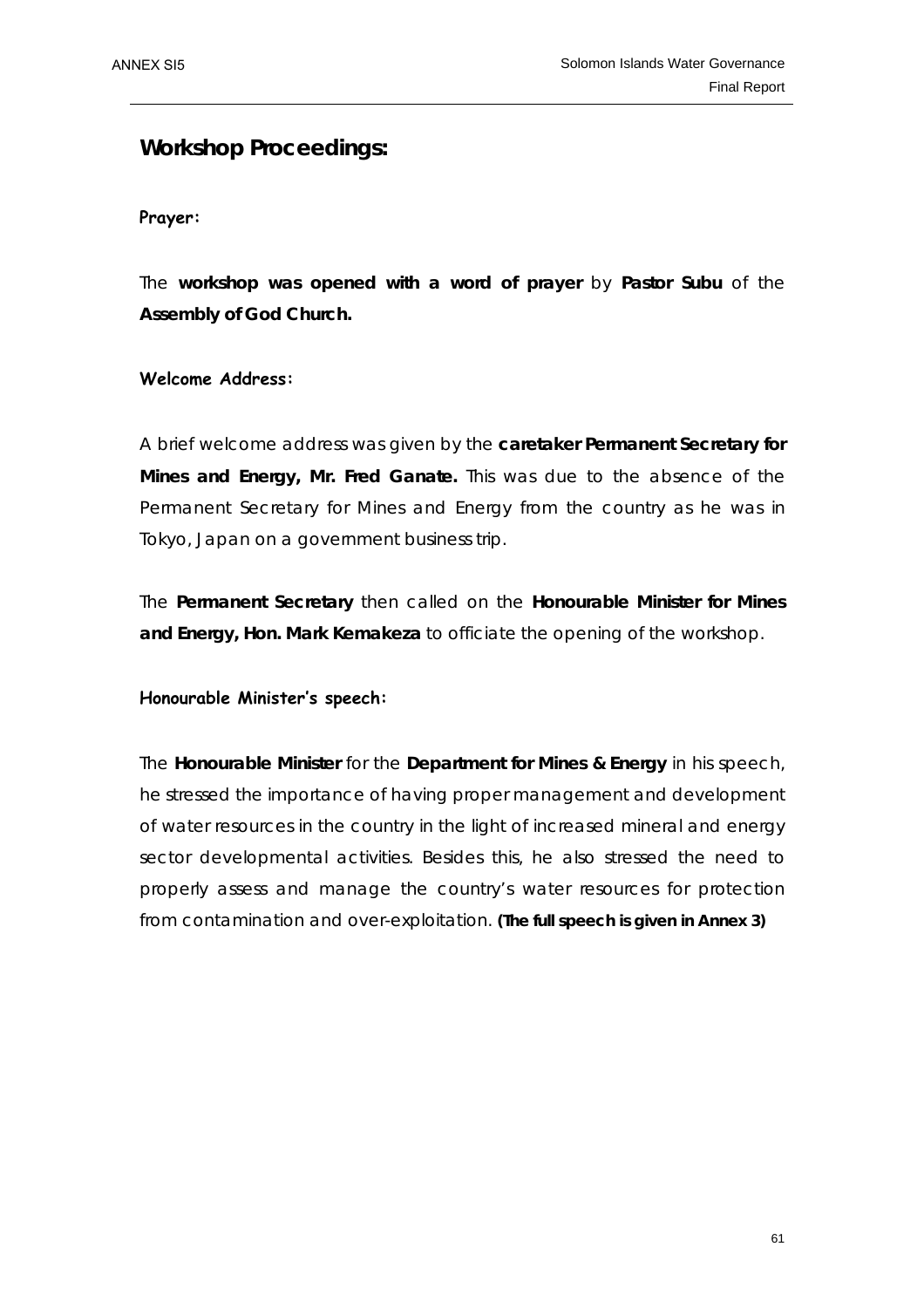## Workshop Proceedings:

### Prayer:

The **workshop was opened with a word of prayer** by **Pastor Subu** of the **Assembly of God Church.**

### Welcome Address:

A brief welcome address was given by the **caretaker Permanent Secretary for Mines and Energy, Mr. Fred Ganate.** This was due to the absence of the Permanent Secretary for Mines and Energy from the country as he was in Tokyo, Japan on a government business trip.

The **Permanent Secretary** then called on the **Honourable Minister for Mines and Energy, Hon. Mark Kemakeza** to officiate the opening of the workshop.

### Honourable Minister's speech:

The **Honourable Minister** for the **Department for Mines & Energy** in his speech, he stressed the importance of having proper management and development of water resources in the country in the light of increased mineral and energy sector developmental activities. Besides this, he also stressed the need to properly assess and manage the country's water resources for protection from contamination and over-exploitation. **(The full speech is given in Annex 3)**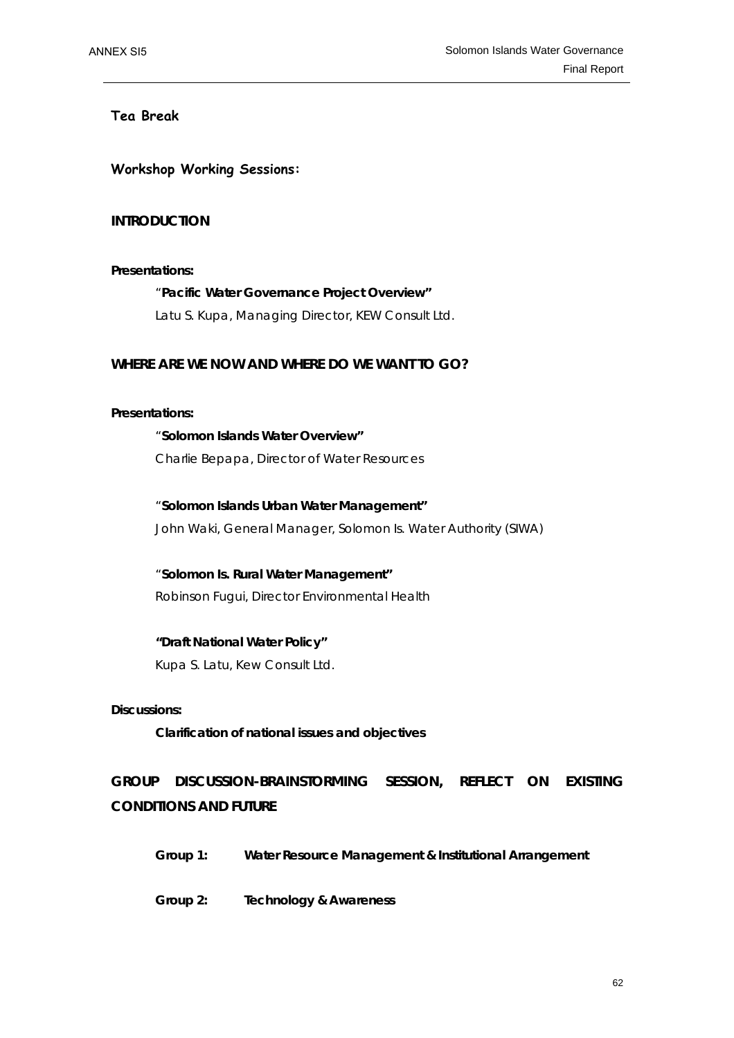**Tea Break**

**Workshop Working Sessions:**

**INTRODUCTION**

**Presentations:**

"**Pacific Water Governance Project Overview"**
*Latu S. Kupa, Managing Director, KEW Consult Ltd.*

**WHERE ARE WE NOW AND WHERE DO WE WANT TO GO?**

**Presentations:**

"**Solomon Islands Water Overview"**
*Charlie Bepapa, Director of Water Resources*

"**Solomon Islands Urban Water Management"**
*John Waki, General Manager, Solomon Is. Water Authority (SIWA)*

"**Solomon Is. Rural Water Management"**
*Robinson Fugui, Director Environmental Health*

**"Draft National Water Policy"**
*Kupa S. Latu, Kew Consult Ltd.*

**Discussions:**

**Clarification of national issues and objectives**

**GROUP DISCUSSION-BRAINSTORMING SESSION, REFLECT ON EXISTING CONDITIONS AND FUTURE**

**Group 1: Water Resource Management & Institutional Arrangement**

**Group 2: Technology & Awareness**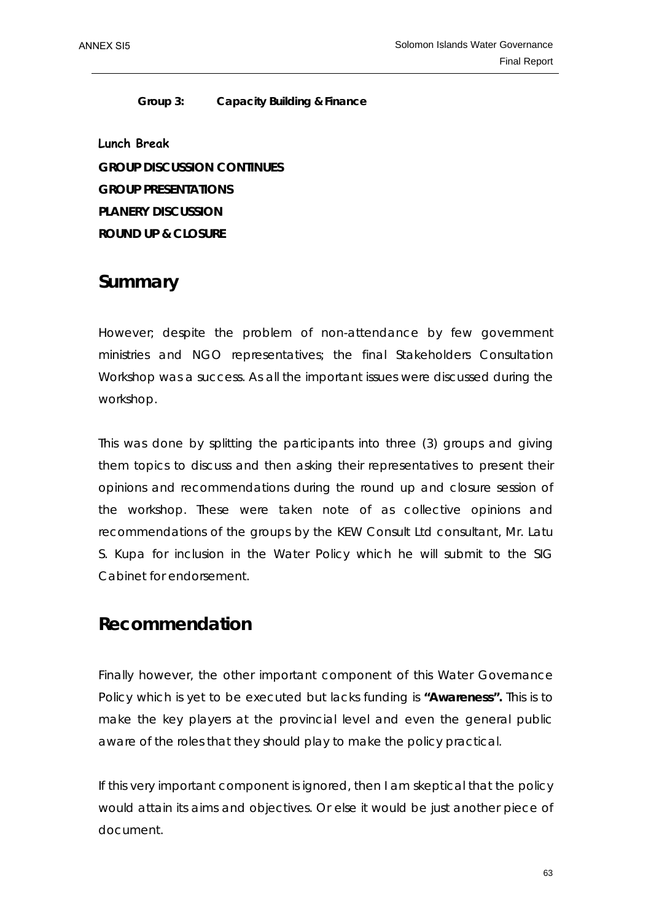**Group 3: Capacity Building & Finance**

**Lunch Break**

**GROUP DISCUSSION CONTINUES**

**GROUP PRESENTATIONS**

**PLANERY DISCUSSION**

**ROUND UP & CLOSURE**

## Summary

However; despite the problem of non-attendance by few government ministries and NGO representatives; the final Stakeholders Consultation Workshop was a success. As all the important issues were discussed during the workshop.

This was done by splitting the participants into three (3) groups and giving them topics to discuss and then asking their representatives to present their opinions and recommendations during the round up and closure session of the workshop. These were taken note of as collective opinions and recommendations of the groups by the KEW Consult Ltd consultant, Mr. Latu S. Kupa for inclusion in the Water Policy which he will submit to the SIG Cabinet for endorsement.

## Recommendation

Finally however, the other important component of this Water Governance Policy which is yet to be executed but lacks funding is **"Awareness".** This is to make the key players at the provincial level and even the general public aware of the roles that they should play to make the policy practical.

If this very important component is ignored, then I am skeptical that the policy would attain its aims and objectives. Or else it would be just another piece of document.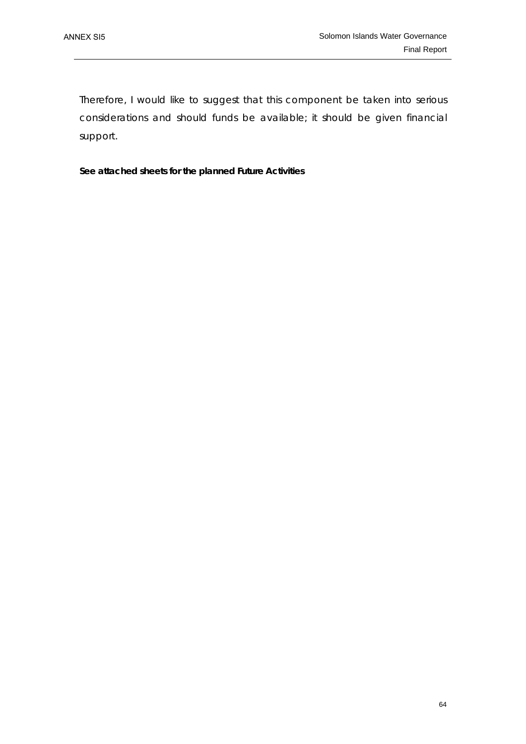Therefore, I would like to suggest that this component be taken into serious considerations and should funds be available; it should be given financial support.

**See attached sheets for the planned Future Activities**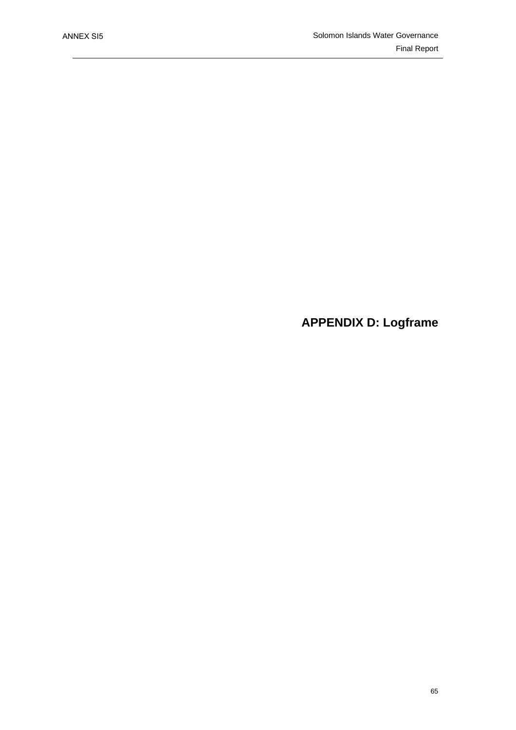# APPENDIX D: Logframe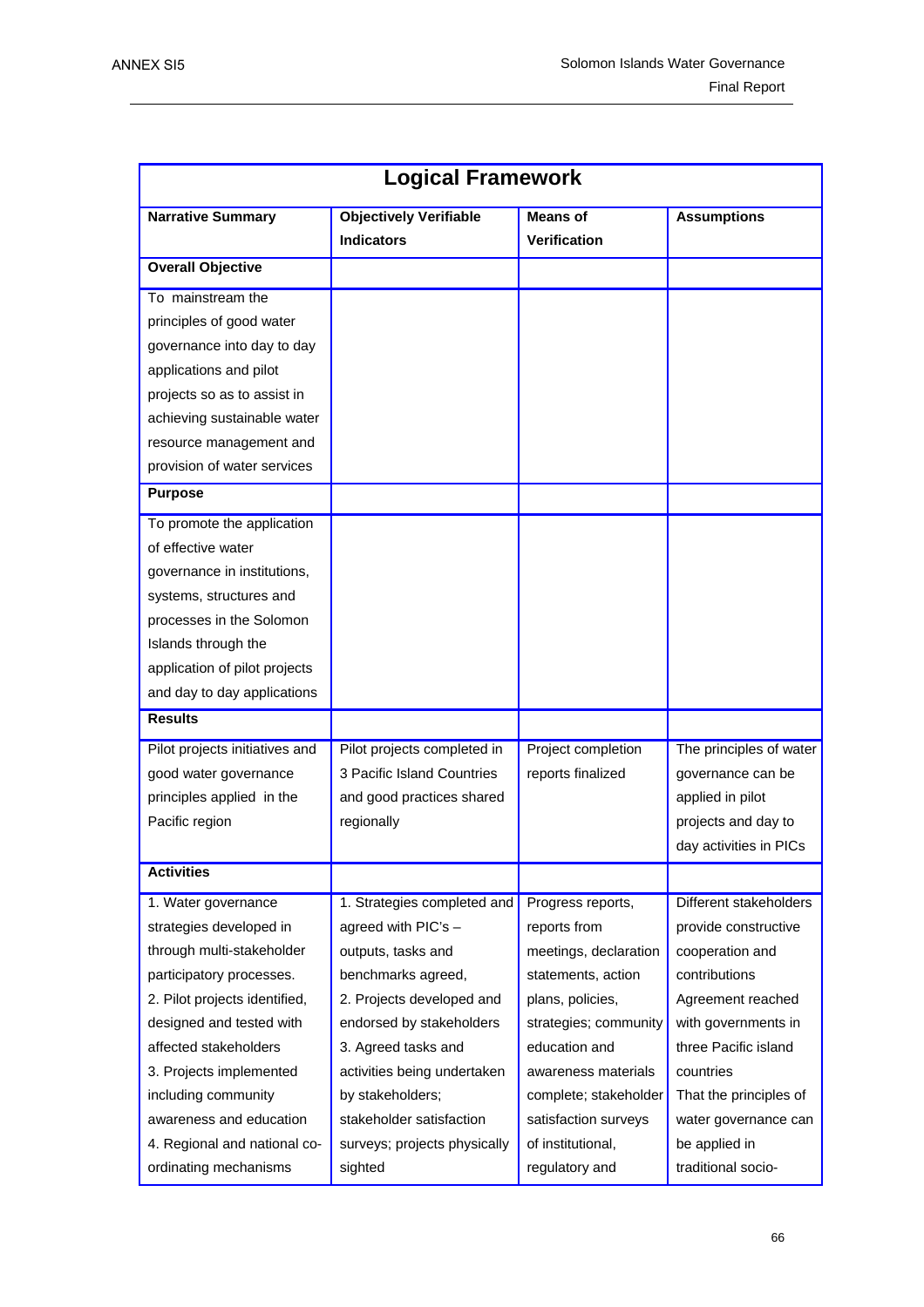| Logical Framework | | | |
|---|---|---|---|
| **Narrative Summary** | **Objectively Verifiable Indicators** | **Means of Verification** | **Assumptions** |
| **Overall Objective** | | | |
| To mainstream the principles of good water governance into day to day applications and pilot projects so as to assist in achieving sustainable water resource management and provision of water services | | | |
| **Purpose** | | | |
| To promote the application of effective water governance in institutions, systems, structures and processes in the Solomon Islands through the application of pilot projects and day to day applications | | | |
| **Results** | | | |
| Pilot projects initiatives and good water governance principles applied in the Pacific region | Pilot projects completed in 3 Pacific Island Countries and good practices shared regionally | Project completion reports finalized | The principles of water governance can be applied in pilot projects and day to day activities in PICs |
| **Activities** | | | |
| 1. Water governance strategies developed in through multi-stakeholder participatory processes.<br>2. Pilot projects identified, designed and tested with affected stakeholders<br>3. Projects implemented including community awareness and education<br>4. Regional and national co-ordinating mechanisms | 1. Strategies completed and agreed with PIC's – outputs, tasks and benchmarks agreed,<br>2. Projects developed and endorsed by stakeholders<br>3. Agreed tasks and activities being undertaken by stakeholders; stakeholder satisfaction surveys; projects physically sighted | Progress reports, reports from meetings, declaration statements, action plans, policies, strategies; community education and awareness materials complete; stakeholder satisfaction surveys of institutional, regulatory and | Different stakeholders provide constructive cooperation and contributions<br>Agreement reached with governments in three Pacific island countries<br>That the principles of water governance can be applied in traditional socio- |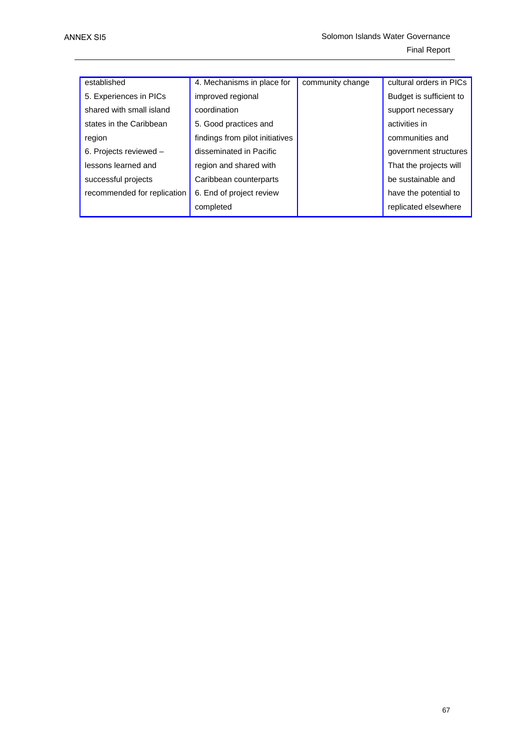| | | | |
|---|---|---|---|
| established<br>5. Experiences in PICs shared with small island states in the Caribbean region<br>6. Projects reviewed – lessons learned and successful projects recommended for replication | 4. Mechanisms in place for improved regional coordination<br>5. Good practices and findings from pilot initiatives disseminated in Pacific region and shared with Caribbean counterparts<br>6. End of project review completed | community change | cultural orders in PICs<br>Budget is sufficient to support necessary activities in communities and government structures<br>That the projects will be sustainable and have the potential to replicated elsewhere |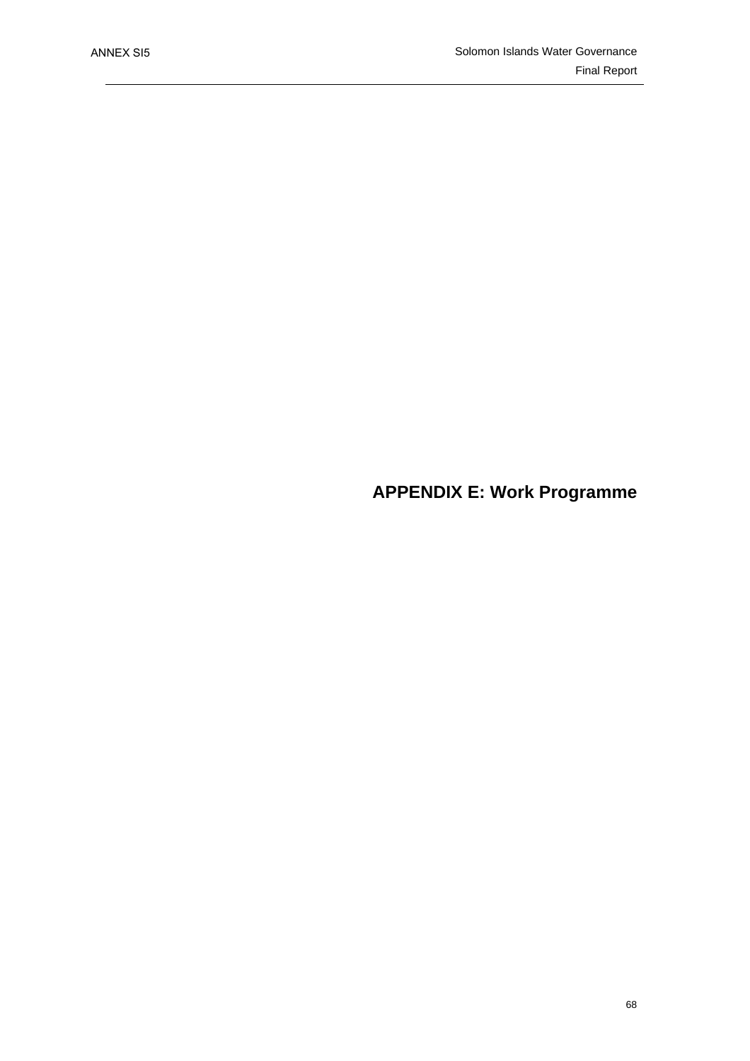# APPENDIX E: Work Programme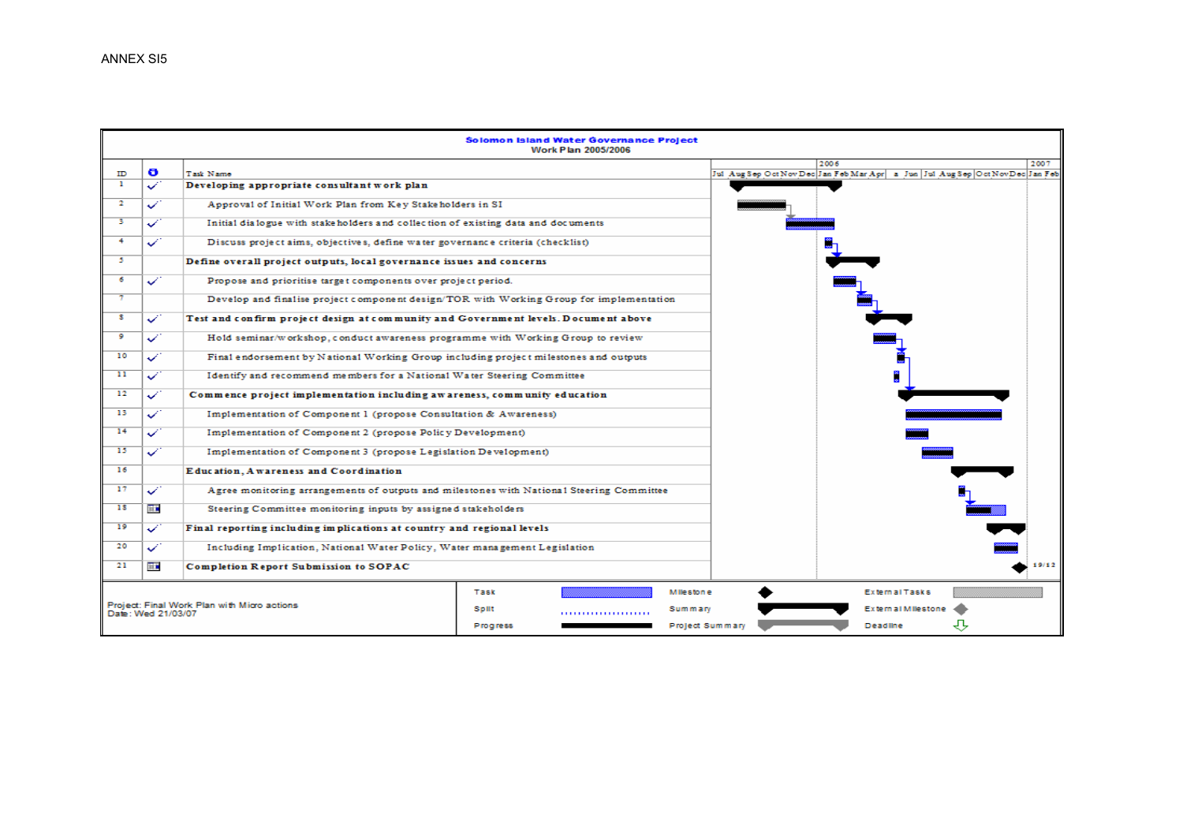ANNEX SI5

**Solomon Island Water Governance Project**
Work Plan 2005/2006

| ID | | Task Name |
|---|---|---|
| 1 | ✓ | **Developing appropriate consultant work plan** |
| 2 | ✓ | Approval of Initial Work Plan from Key Stakeholders in SI |
| 3 | ✓ | Initial dialogue with stakeholders and collection of existing data and documents |
| 4 | ✓ | Discuss project aims, objectives, define water governance criteria (checklist) |
| 5 | | **Define overall project outputs, local governance issues and concerns** |
| 6 | ✓ | Propose and prioritise target components over project period. |
| 7 | | Develop and finalise project component design/TOR with Working Group for implementation |
| 8 | ✓ | **Test and confirm project design at community and Government levels. Document above** |
| 9 | ✓ | Hold seminar/workshop, conduct awareness programme with Working Group to review |
| 10 | ✓ | Final endorsement by National Working Group including project milestones and outputs |
| 11 | ✓ | Identify and recommend members for a National Water Steering Committee |
| 12 | ✓ | **Commence project implementation including awareness, community education** |
| 13 | ✓ | Implementation of Component 1 (propose Consultation & Awareness) |
| 14 | ✓ | Implementation of Component 2 (propose Policy Development) |
| 15 | ✓ | Implementation of Component 3 (propose Legislation Development) |
| 16 | | **Education, Awareness and Coordination** |
| 17 | ✓ | Agree monitoring arrangements of outputs and milestones with National Steering Committee |
| 18 | | Steering Committee monitoring inputs by assigned stakeholders |
| 19 | ✓ | **Final reporting including implications at country and regional levels** |
| 20 | ✓ | Including Implication, National Water Policy, Water management Legislation |
| 21 | | **Completion Report Submission to SOPAC** |

Timeline: Jul Aug Sep Oct Nov Dec | 2006: Jan Feb Mar Apr a Jun | Jul Aug Sep | Oct Nov Dec | 2007: Jan Feb

Milestone (ID 21): 19/12

Project: Final Work Plan with Micro actions
Date: Wed 21/03/07

Legend: Task; Split; Progress; Milestone; Summary; Project Summary; External Tasks; External Milestone; Deadline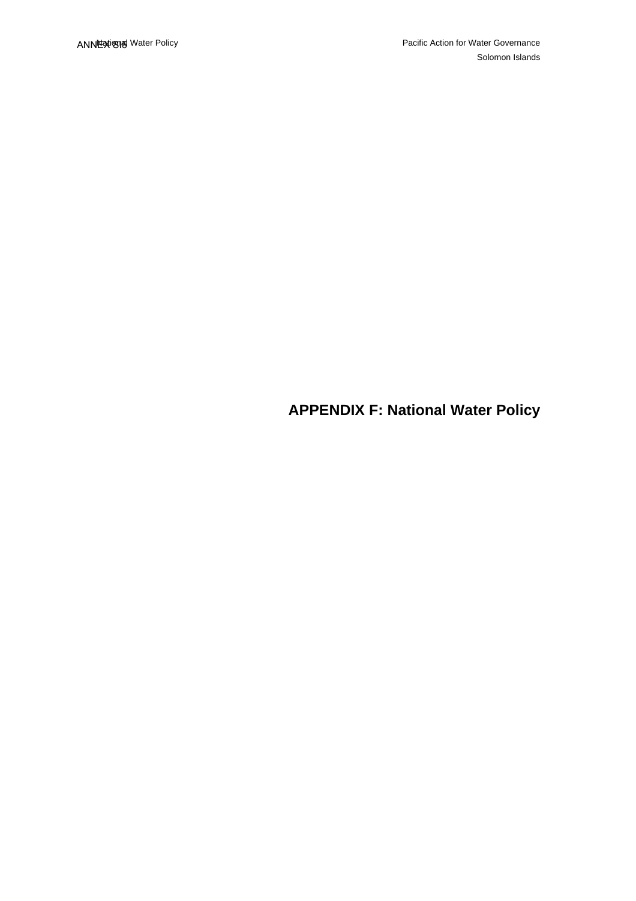# APPENDIX F: National Water Policy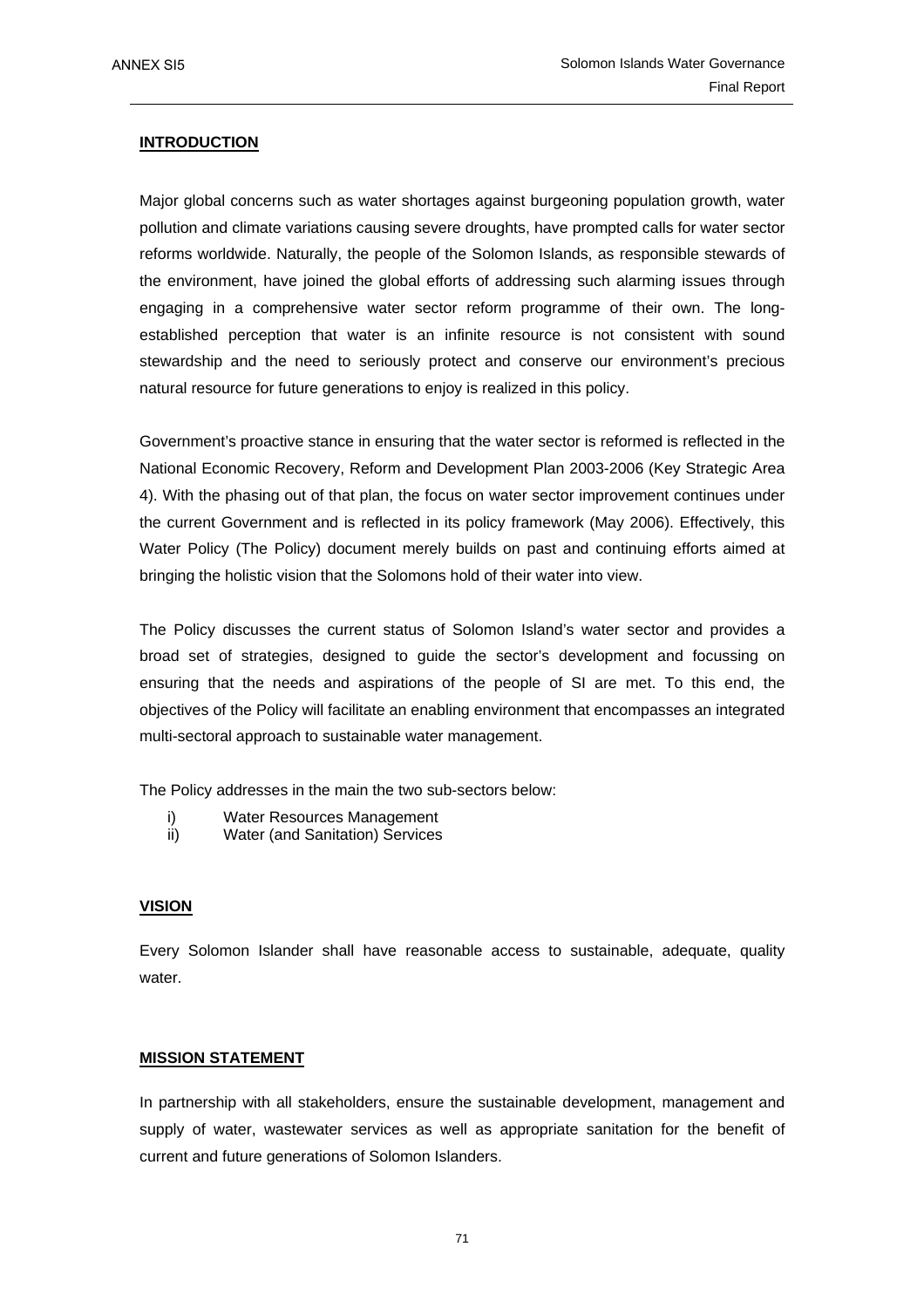## INTRODUCTION

Major global concerns such as water shortages against burgeoning population growth, water pollution and climate variations causing severe droughts, have prompted calls for water sector reforms worldwide. Naturally, the people of the Solomon Islands, as responsible stewards of the environment, have joined the global efforts of addressing such alarming issues through engaging in a comprehensive water sector reform programme of their own. The long-established perception that water is an infinite resource is not consistent with sound stewardship and the need to seriously protect and conserve our environment's precious natural resource for future generations to enjoy is realized in this policy.

Government's proactive stance in ensuring that the water sector is reformed is reflected in the National Economic Recovery, Reform and Development Plan 2003-2006 (Key Strategic Area 4). With the phasing out of that plan, the focus on water sector improvement continues under the current Government and is reflected in its policy framework (May 2006). Effectively, this Water Policy (The Policy) document merely builds on past and continuing efforts aimed at bringing the holistic vision that the Solomons hold of their water into view.

The Policy discusses the current status of Solomon Island's water sector and provides a broad set of strategies, designed to guide the sector's development and focussing on ensuring that the needs and aspirations of the people of SI are met. To this end, the objectives of the Policy will facilitate an enabling environment that encompasses an integrated multi-sectoral approach to sustainable water management.

The Policy addresses in the main the two sub-sectors below:

i) Water Resources Management
ii) Water (and Sanitation) Services

## VISION

Every Solomon Islander shall have reasonable access to sustainable, adequate, quality water.

## MISSION STATEMENT

In partnership with all stakeholders, ensure the sustainable development, management and supply of water, wastewater services as well as appropriate sanitation for the benefit of current and future generations of Solomon Islanders.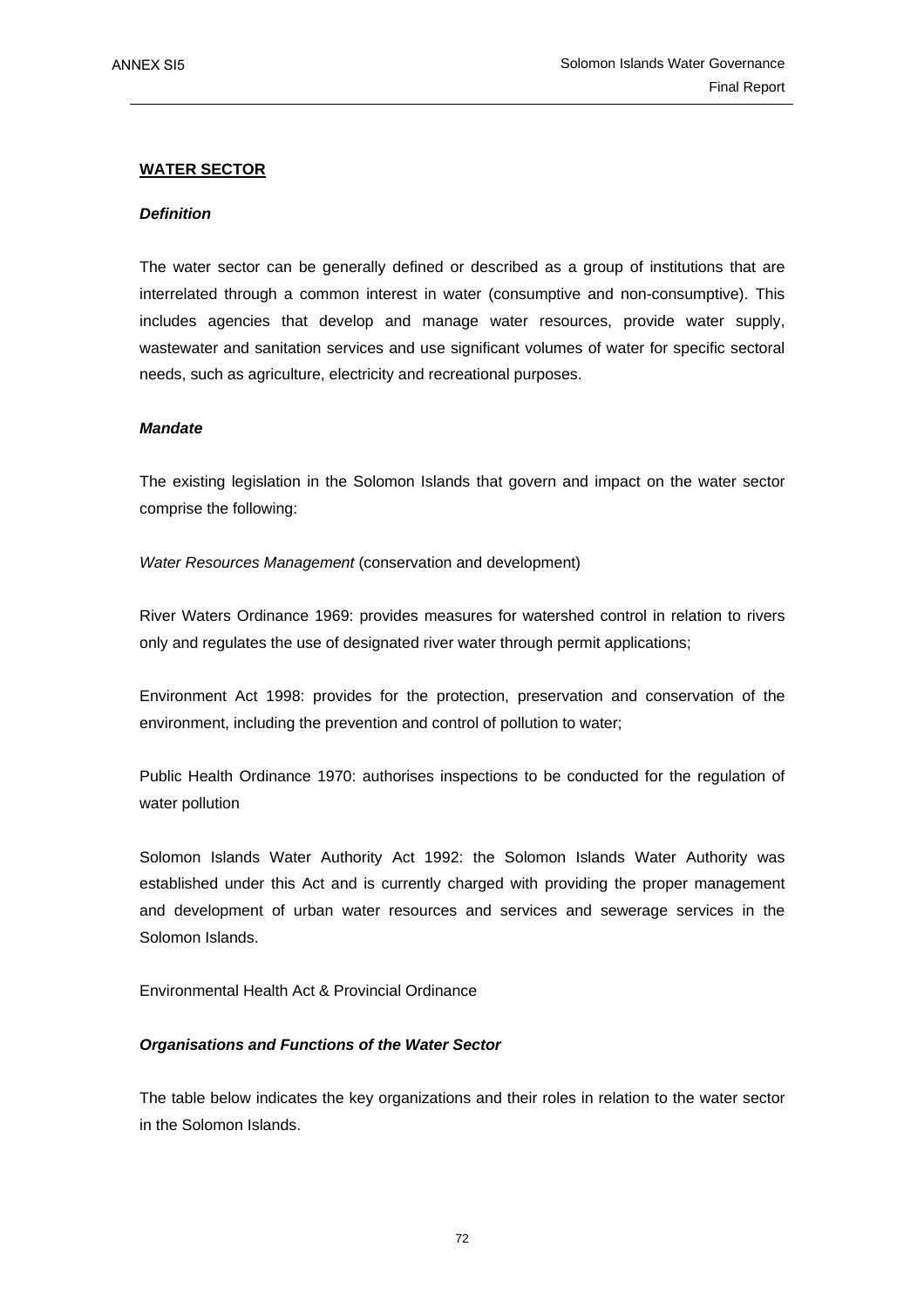## WATER SECTOR

### *Definition*

The water sector can be generally defined or described as a group of institutions that are interrelated through a common interest in water (consumptive and non-consumptive). This includes agencies that develop and manage water resources, provide water supply, wastewater and sanitation services and use significant volumes of water for specific sectoral needs, such as agriculture, electricity and recreational purposes.

### *Mandate*

The existing legislation in the Solomon Islands that govern and impact on the water sector comprise the following:

*Water Resources Management* (conservation and development)

River Waters Ordinance 1969: provides measures for watershed control in relation to rivers only and regulates the use of designated river water through permit applications;

Environment Act 1998: provides for the protection, preservation and conservation of the environment, including the prevention and control of pollution to water;

Public Health Ordinance 1970: authorises inspections to be conducted for the regulation of water pollution

Solomon Islands Water Authority Act 1992: the Solomon Islands Water Authority was established under this Act and is currently charged with providing the proper management and development of urban water resources and services and sewerage services in the Solomon Islands.

Environmental Health Act & Provincial Ordinance

### *Organisations and Functions of the Water Sector*

The table below indicates the key organizations and their roles in relation to the water sector in the Solomon Islands.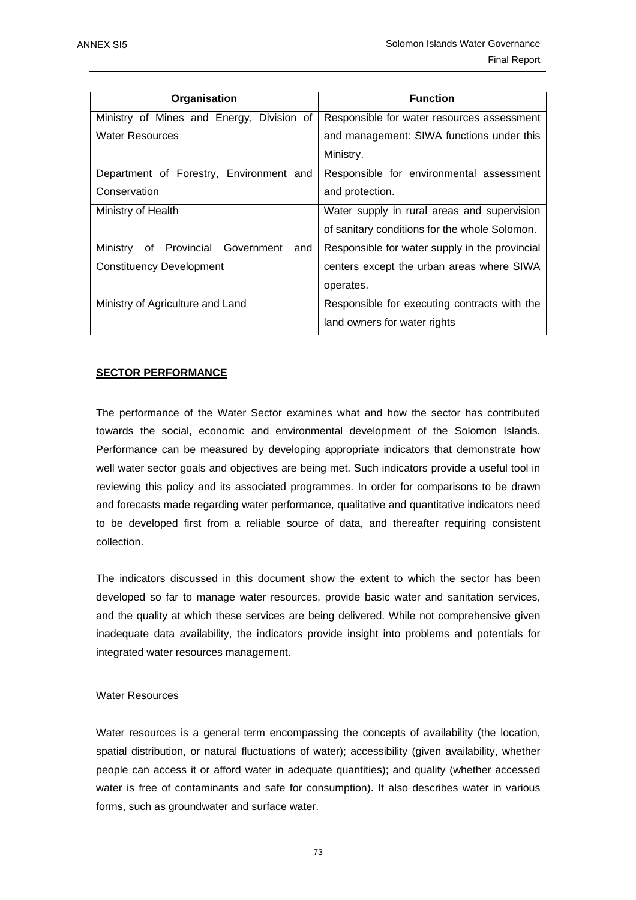| Organisation | Function |
|---|---|
| Ministry of Mines and Energy, Division of Water Resources | Responsible for water resources assessment and management: SIWA functions under this Ministry. |
| Department of Forestry, Environment and Conservation | Responsible for environmental assessment and protection. |
| Ministry of Health | Water supply in rural areas and supervision of sanitary conditions for the whole Solomon. |
| Ministry of Provincial Government and Constituency Development | Responsible for water supply in the provincial centers except the urban areas where SIWA operates. |
| Ministry of Agriculture and Land | Responsible for executing contracts with the land owners for water rights |

## SECTOR PERFORMANCE

The performance of the Water Sector examines what and how the sector has contributed towards the social, economic and environmental development of the Solomon Islands. Performance can be measured by developing appropriate indicators that demonstrate how well water sector goals and objectives are being met. Such indicators provide a useful tool in reviewing this policy and its associated programmes. In order for comparisons to be drawn and forecasts made regarding water performance, qualitative and quantitative indicators need to be developed first from a reliable source of data, and thereafter requiring consistent collection.

The indicators discussed in this document show the extent to which the sector has been developed so far to manage water resources, provide basic water and sanitation services, and the quality at which these services are being delivered. While not comprehensive given inadequate data availability, the indicators provide insight into problems and potentials for integrated water resources management.

### Water Resources

Water resources is a general term encompassing the concepts of availability (the location, spatial distribution, or natural fluctuations of water); accessibility (given availability, whether people can access it or afford water in adequate quantities); and quality (whether accessed water is free of contaminants and safe for consumption). It also describes water in various forms, such as groundwater and surface water.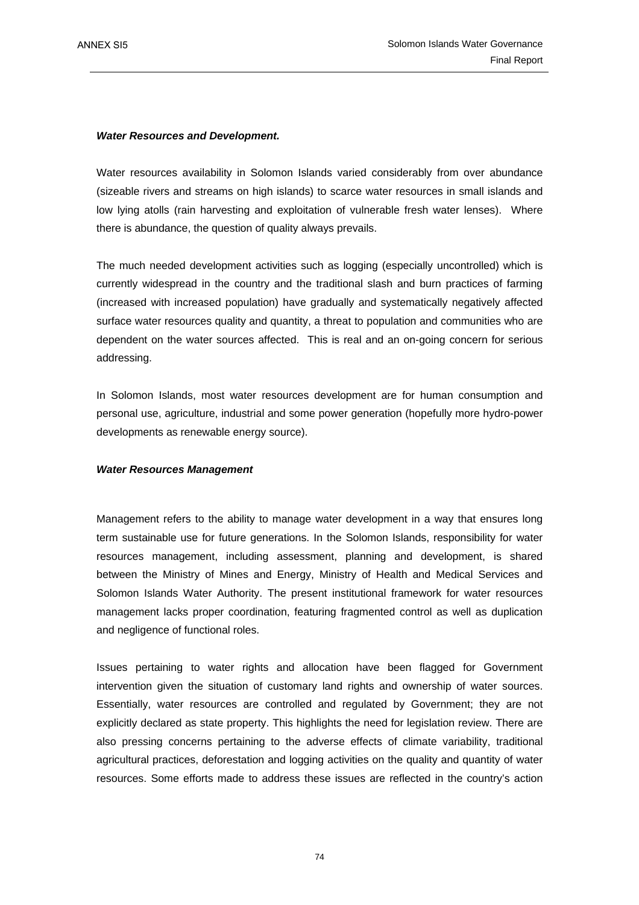***Water Resources and Development.***

Water resources availability in Solomon Islands varied considerably from over abundance (sizeable rivers and streams on high islands) to scarce water resources in small islands and low lying atolls (rain harvesting and exploitation of vulnerable fresh water lenses). Where there is abundance, the question of quality always prevails.

The much needed development activities such as logging (especially uncontrolled) which is currently widespread in the country and the traditional slash and burn practices of farming (increased with increased population) have gradually and systematically negatively affected surface water resources quality and quantity, a threat to population and communities who are dependent on the water sources affected. This is real and an on-going concern for serious addressing.

In Solomon Islands, most water resources development are for human consumption and personal use, agriculture, industrial and some power generation (hopefully more hydro-power developments as renewable energy source).

***Water Resources Management***

Management refers to the ability to manage water development in a way that ensures long term sustainable use for future generations. In the Solomon Islands, responsibility for water resources management, including assessment, planning and development, is shared between the Ministry of Mines and Energy, Ministry of Health and Medical Services and Solomon Islands Water Authority. The present institutional framework for water resources management lacks proper coordination, featuring fragmented control as well as duplication and negligence of functional roles.

Issues pertaining to water rights and allocation have been flagged for Government intervention given the situation of customary land rights and ownership of water sources. Essentially, water resources are controlled and regulated by Government; they are not explicitly declared as state property. This highlights the need for legislation review. There are also pressing concerns pertaining to the adverse effects of climate variability, traditional agricultural practices, deforestation and logging activities on the quality and quantity of water resources. Some efforts made to address these issues are reflected in the country's action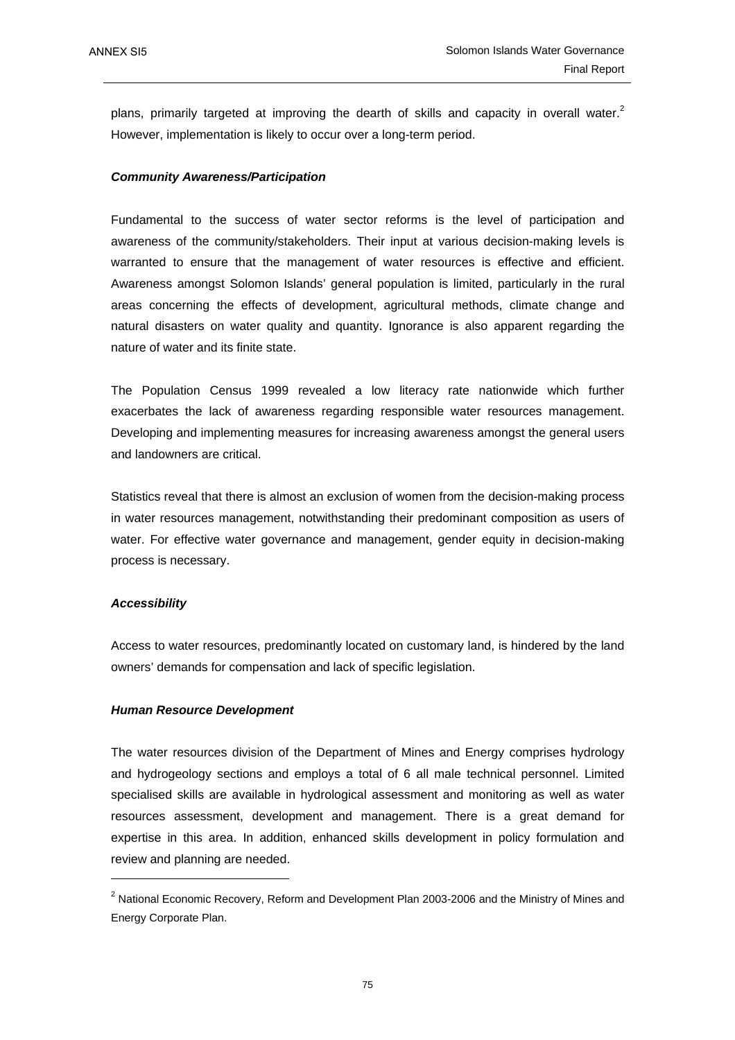plans, primarily targeted at improving the dearth of skills and capacity in overall water.[2] However, implementation is likely to occur over a long-term period.

***Community Awareness/Participation***

Fundamental to the success of water sector reforms is the level of participation and awareness of the community/stakeholders. Their input at various decision-making levels is warranted to ensure that the management of water resources is effective and efficient. Awareness amongst Solomon Islands' general population is limited, particularly in the rural areas concerning the effects of development, agricultural methods, climate change and natural disasters on water quality and quantity. Ignorance is also apparent regarding the nature of water and its finite state.

The Population Census 1999 revealed a low literacy rate nationwide which further exacerbates the lack of awareness regarding responsible water resources management. Developing and implementing measures for increasing awareness amongst the general users and landowners are critical.

Statistics reveal that there is almost an exclusion of women from the decision-making process in water resources management, notwithstanding their predominant composition as users of water. For effective water governance and management, gender equity in decision-making process is necessary.

***Accessibility***

Access to water resources, predominantly located on customary land, is hindered by the land owners' demands for compensation and lack of specific legislation.

***Human Resource Development***

The water resources division of the Department of Mines and Energy comprises hydrology and hydrogeology sections and employs a total of 6 all male technical personnel. Limited specialised skills are available in hydrological assessment and monitoring as well as water resources assessment, development and management. There is a great demand for expertise in this area. In addition, enhanced skills development in policy formulation and review and planning are needed.

[2] National Economic Recovery, Reform and Development Plan 2003-2006 and the Ministry of Mines and Energy Corporate Plan.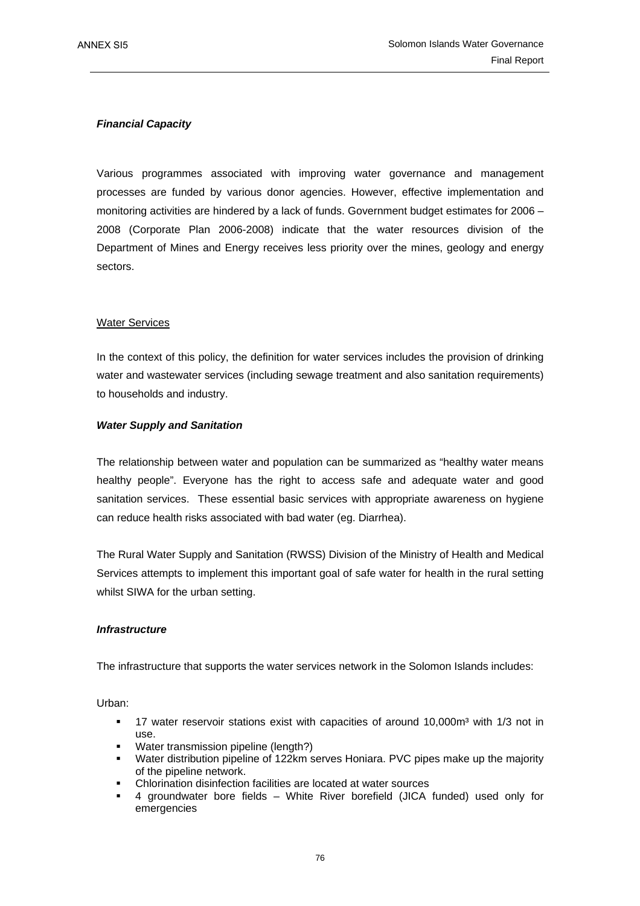***Financial Capacity***

Various programmes associated with improving water governance and management processes are funded by various donor agencies. However, effective implementation and monitoring activities are hindered by a lack of funds. Government budget estimates for 2006 – 2008 (Corporate Plan 2006-2008) indicate that the water resources division of the Department of Mines and Energy receives less priority over the mines, geology and energy sectors.

<u>Water Services</u>

In the context of this policy, the definition for water services includes the provision of drinking water and wastewater services (including sewage treatment and also sanitation requirements) to households and industry.

***Water Supply and Sanitation***

The relationship between water and population can be summarized as "healthy water means healthy people". Everyone has the right to access safe and adequate water and good sanitation services. These essential basic services with appropriate awareness on hygiene can reduce health risks associated with bad water (eg. Diarrhea).

The Rural Water Supply and Sanitation (RWSS) Division of the Ministry of Health and Medical Services attempts to implement this important goal of safe water for health in the rural setting whilst SIWA for the urban setting.

***Infrastructure***

The infrastructure that supports the water services network in the Solomon Islands includes:

Urban:

- 17 water reservoir stations exist with capacities of around 10,000$m^3$ with 1/3 not in use.
- Water transmission pipeline (length?)
- Water distribution pipeline of 122km serves Honiara. PVC pipes make up the majority of the pipeline network.
- Chlorination disinfection facilities are located at water sources
- 4 groundwater bore fields – White River borefield (JICA funded) used only for emergencies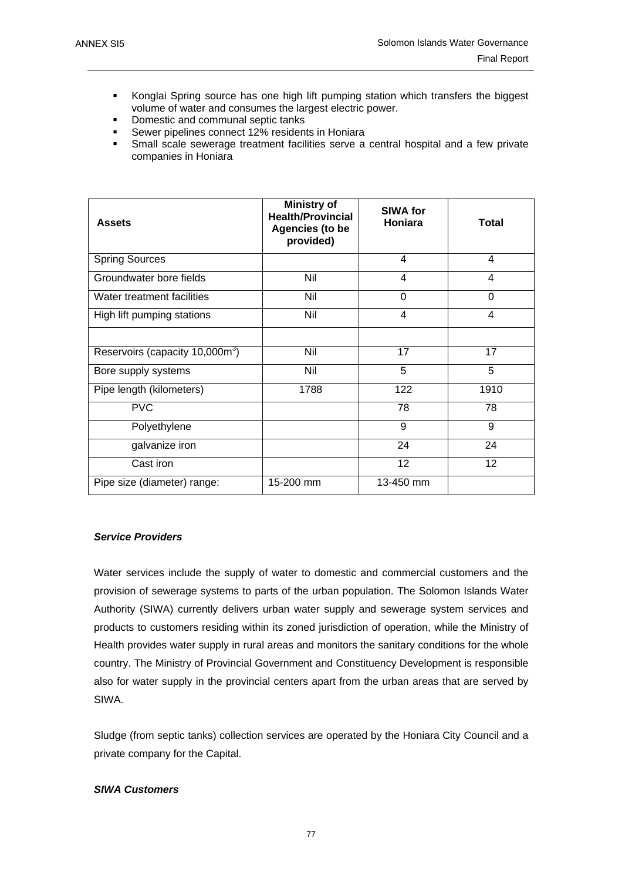- Konglai Spring source has one high lift pumping station which transfers the biggest volume of water and consumes the largest electric power.
- Domestic and communal septic tanks
- Sewer pipelines connect 12% residents in Honiara
- Small scale sewerage treatment facilities serve a central hospital and a few private companies in Honiara

| Assets | Ministry of Health/Provincial Agencies (to be provided) | SIWA for Honiara | Total |
|---|---|---|---|
| Spring Sources | | 4 | 4 |
| Groundwater bore fields | Nil | 4 | 4 |
| Water treatment facilities | Nil | 0 | 0 |
| High lift pumping stations | Nil | 4 | 4 |
| | | | |
| Reservoirs (capacity 10,000m$^3$) | Nil | 17 | 17 |
| Bore supply systems | Nil | 5 | 5 |
| Pipe length (kilometers) | 1788 | 122 | 1910 |
| PVC | | 78 | 78 |
| Polyethylene | | 9 | 9 |
| galvanize iron | | 24 | 24 |
| Cast iron | | 12 | 12 |
| Pipe size (diameter) range: | 15-200 mm | 13-450 mm | |

***Service Providers***

Water services include the supply of water to domestic and commercial customers and the provision of sewerage systems to parts of the urban population. The Solomon Islands Water Authority (SIWA) currently delivers urban water supply and sewerage system services and products to customers residing within its zoned jurisdiction of operation, while the Ministry of Health provides water supply in rural areas and monitors the sanitary conditions for the whole country. The Ministry of Provincial Government and Constituency Development is responsible also for water supply in the provincial centers apart from the urban areas that are served by SIWA.

Sludge (from septic tanks) collection services are operated by the Honiara City Council and a private company for the Capital.

***SIWA Customers***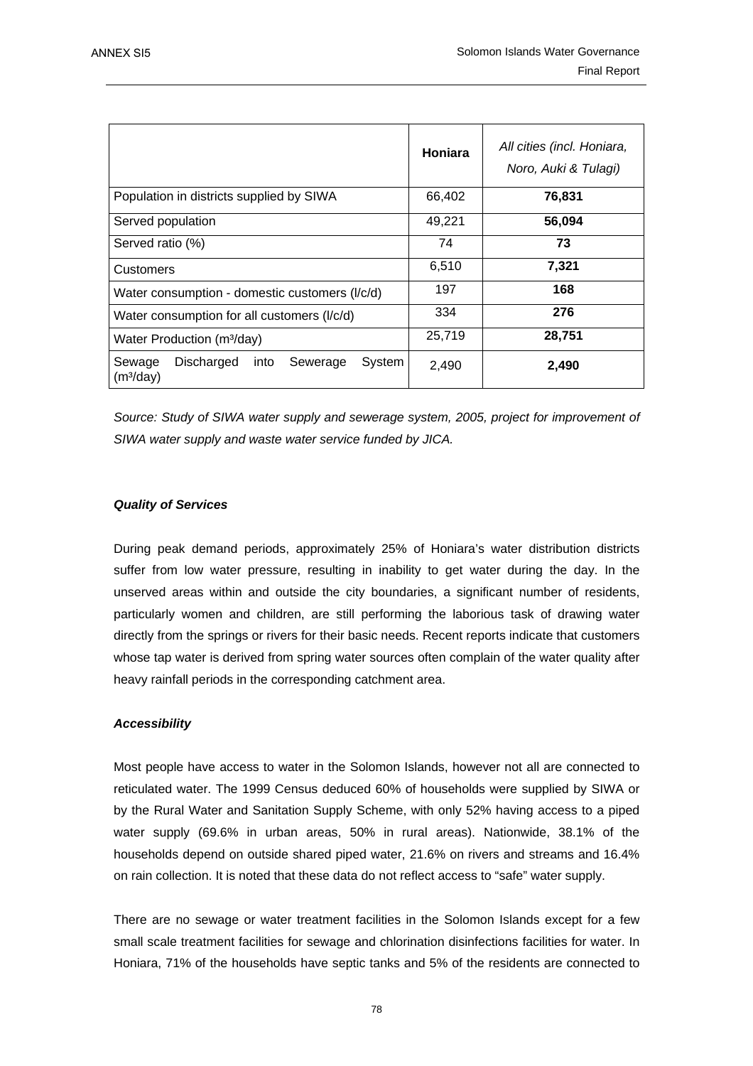| | **Honiara** | *All cities (incl. Honiara, Noro, Auki & Tulagi)* |
|---|---|---|
| Population in districts supplied by SIWA | 66,402 | **76,831** |
| Served population | 49,221 | **56,094** |
| Served ratio (%) | 74 | **73** |
| Customers | 6,510 | **7,321** |
| Water consumption - domestic customers (l/c/d) | 197 | **168** |
| Water consumption for all customers (l/c/d) | 334 | **276** |
| Water Production ($m^3$/day) | 25,719 | **28,751** |
| Sewage Discharged into Sewerage System ($m^3$/day) | 2,490 | **2,490** |

*Source: Study of SIWA water supply and sewerage system, 2005, project for improvement of SIWA water supply and waste water service funded by JICA.*

***Quality of Services***

During peak demand periods, approximately 25% of Honiara's water distribution districts suffer from low water pressure, resulting in inability to get water during the day. In the unserved areas within and outside the city boundaries, a significant number of residents, particularly women and children, are still performing the laborious task of drawing water directly from the springs or rivers for their basic needs. Recent reports indicate that customers whose tap water is derived from spring water sources often complain of the water quality after heavy rainfall periods in the corresponding catchment area.

***Accessibility***

Most people have access to water in the Solomon Islands, however not all are connected to reticulated water. The 1999 Census deduced 60% of households were supplied by SIWA or by the Rural Water and Sanitation Supply Scheme, with only 52% having access to a piped water supply (69.6% in urban areas, 50% in rural areas). Nationwide, 38.1% of the households depend on outside shared piped water, 21.6% on rivers and streams and 16.4% on rain collection. It is noted that these data do not reflect access to "safe" water supply.

There are no sewage or water treatment facilities in the Solomon Islands except for a few small scale treatment facilities for sewage and chlorination disinfections facilities for water. In Honiara, 71% of the households have septic tanks and 5% of the residents are connected to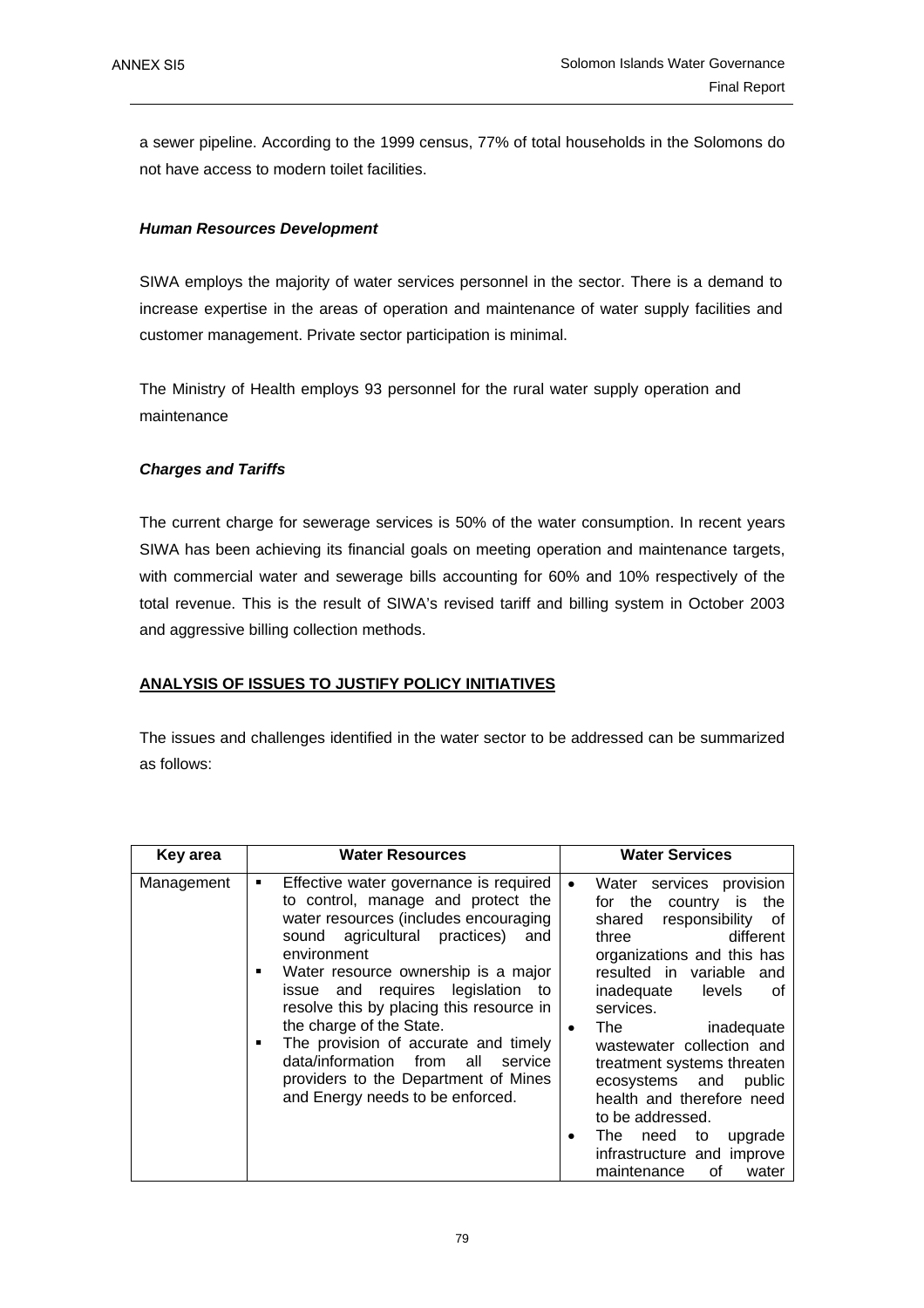a sewer pipeline. According to the 1999 census, 77% of total households in the Solomons do not have access to modern toilet facilities.

***Human Resources Development***

SIWA employs the majority of water services personnel in the sector. There is a demand to increase expertise in the areas of operation and maintenance of water supply facilities and customer management. Private sector participation is minimal.

The Ministry of Health employs 93 personnel for the rural water supply operation and maintenance

***Charges and Tariffs***

The current charge for sewerage services is 50% of the water consumption. In recent years SIWA has been achieving its financial goals on meeting operation and maintenance targets, with commercial water and sewerage bills accounting for 60% and 10% respectively of the total revenue. This is the result of SIWA's revised tariff and billing system in October 2003 and aggressive billing collection methods.

**ANALYSIS OF ISSUES TO JUSTIFY POLICY INITIATIVES**

The issues and challenges identified in the water sector to be addressed can be summarized as follows:

| Key area | Water Resources | Water Services |
|---|---|---|
| Management | ▪ Effective water governance is required to control, manage and protect the water resources (includes encouraging sound agricultural practices) and environment<br>▪ Water resource ownership is a major issue and requires legislation to resolve this by placing this resource in the charge of the State.<br>▪ The provision of accurate and timely data/information from all service providers to the Department of Mines and Energy needs to be enforced. | • Water services provision for the country is the shared responsibility of three different organizations and this has resulted in variable and inadequate levels of services.<br>• The inadequate wastewater collection and treatment systems threaten ecosystems and public health and therefore need to be addressed.<br>• The need to upgrade infrastructure and improve maintenance of water |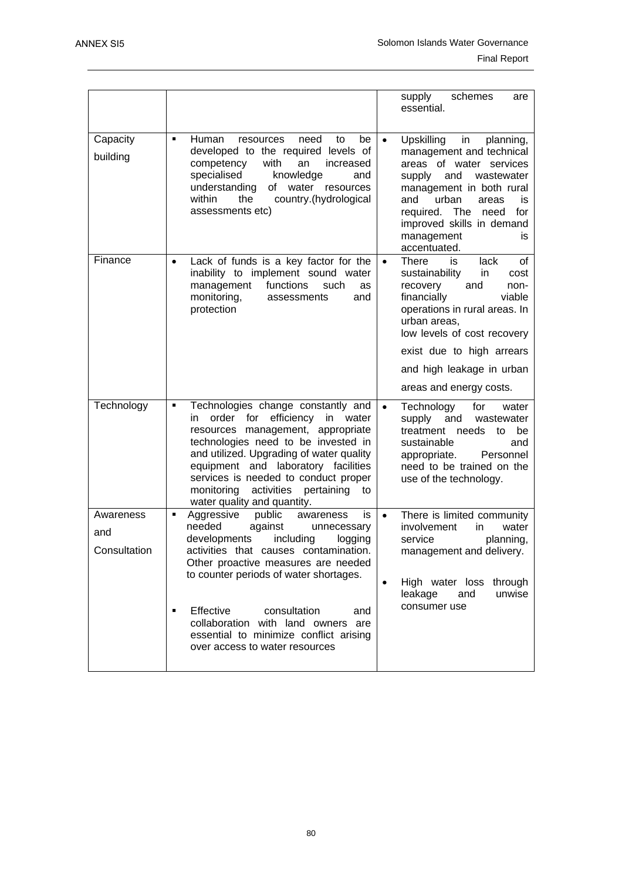| | | |
|---|---|---|
| | | supply schemes are essential. |
| Capacity building | ▪ Human resources need to be developed to the required levels of competency with an increased specialised knowledge and understanding of water resources within the country.(hydrological assessments etc) | • Upskilling in planning, management and technical areas of water services supply and wastewater management in both rural and urban areas is required. The need for improved skills in demand management is accentuated. |
| Finance | • Lack of funds is a key factor for the inability to implement sound water management functions such as monitoring, assessments and protection | • There is lack of sustainability in cost recovery and non-financially viable operations in rural areas. In urban areas, low levels of cost recovery exist due to high arrears and high leakage in urban areas and energy costs. |
| Technology | ▪ Technologies change constantly and in order for efficiency in water resources management, appropriate technologies need to be invested in and utilized. Upgrading of water quality equipment and laboratory facilities services is needed to conduct proper monitoring activities pertaining to water quality and quantity. | • Technology for water supply and wastewater treatment needs to be sustainable and appropriate. Personnel need to be trained on the use of the technology. |
| Awareness and Consultation | ▪ Aggressive public awareness is needed against unnecessary developments including logging activities that causes contamination. Other proactive measures are needed to counter periods of water shortages.<br><br>▪ Effective consultation and collaboration with land owners are essential to minimize conflict arising over access to water resources | • There is limited community involvement in water service planning, management and delivery.<br><br>• High water loss through leakage and unwise consumer use |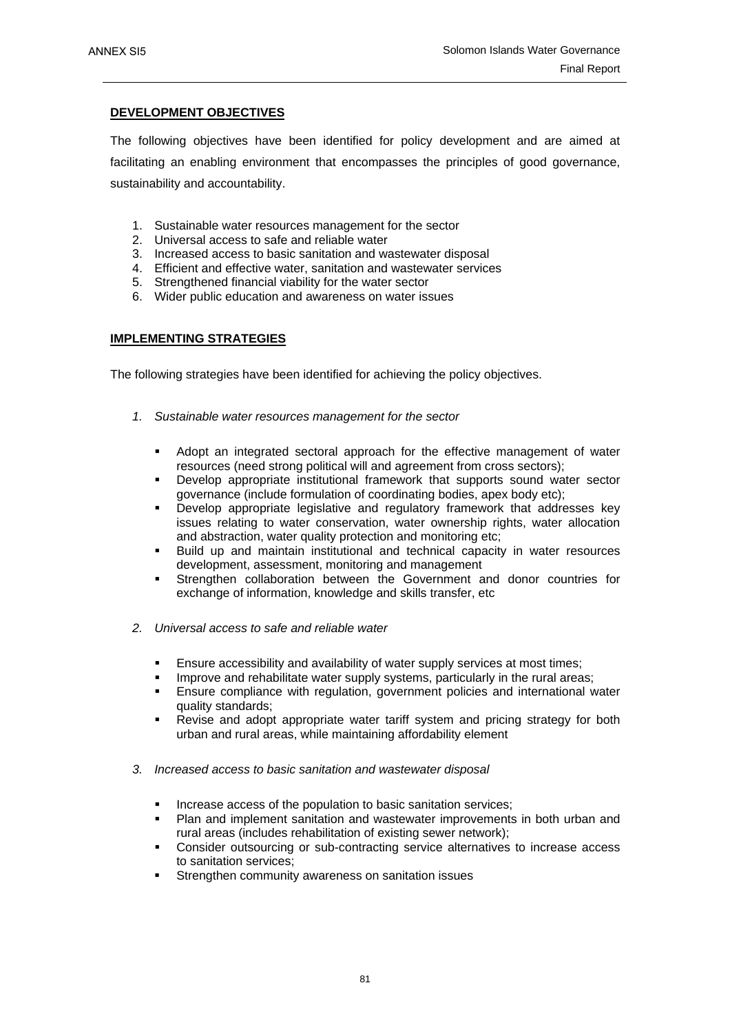## DEVELOPMENT OBJECTIVES

The following objectives have been identified for policy development and are aimed at facilitating an enabling environment that encompasses the principles of good governance, sustainability and accountability.

1. Sustainable water resources management for the sector
2. Universal access to safe and reliable water
3. Increased access to basic sanitation and wastewater disposal
4. Efficient and effective water, sanitation and wastewater services
5. Strengthened financial viability for the water sector
6. Wider public education and awareness on water issues

## IMPLEMENTING STRATEGIES

The following strategies have been identified for achieving the policy objectives.

*1. Sustainable water resources management for the sector*

- Adopt an integrated sectoral approach for the effective management of water resources (need strong political will and agreement from cross sectors);
- Develop appropriate institutional framework that supports sound water sector governance (include formulation of coordinating bodies, apex body etc);
- Develop appropriate legislative and regulatory framework that addresses key issues relating to water conservation, water ownership rights, water allocation and abstraction, water quality protection and monitoring etc;
- Build up and maintain institutional and technical capacity in water resources development, assessment, monitoring and management
- Strengthen collaboration between the Government and donor countries for exchange of information, knowledge and skills transfer, etc

*2. Universal access to safe and reliable water*

- Ensure accessibility and availability of water supply services at most times;
- Improve and rehabilitate water supply systems, particularly in the rural areas;
- Ensure compliance with regulation, government policies and international water quality standards;
- Revise and adopt appropriate water tariff system and pricing strategy for both urban and rural areas, while maintaining affordability element

*3. Increased access to basic sanitation and wastewater disposal*

- Increase access of the population to basic sanitation services;
- Plan and implement sanitation and wastewater improvements in both urban and rural areas (includes rehabilitation of existing sewer network);
- Consider outsourcing or sub-contracting service alternatives to increase access to sanitation services;
- Strengthen community awareness on sanitation issues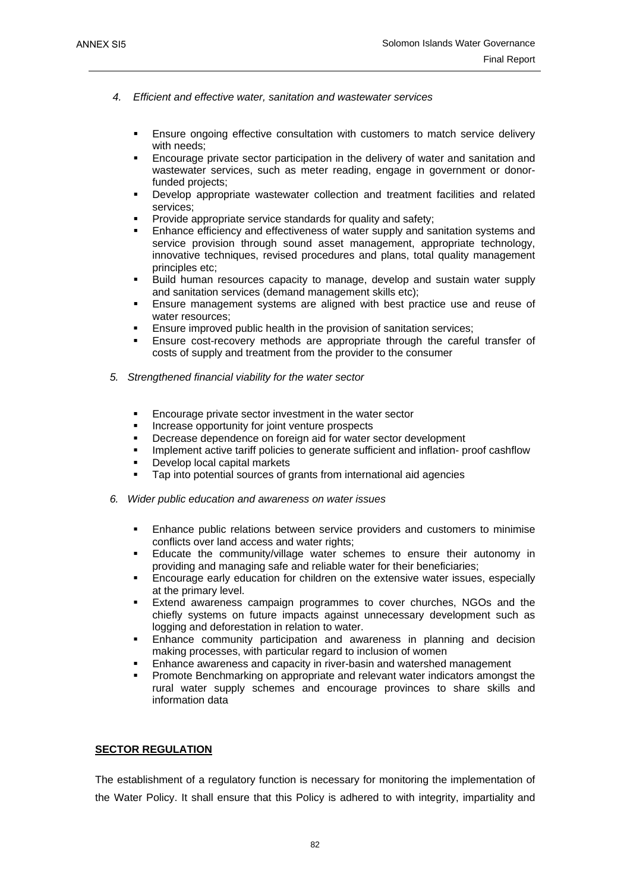4. *Efficient and effective water, sanitation and wastewater services*

   - Ensure ongoing effective consultation with customers to match service delivery with needs;
   - Encourage private sector participation in the delivery of water and sanitation and wastewater services, such as meter reading, engage in government or donor-funded projects;
   - Develop appropriate wastewater collection and treatment facilities and related services;
   - Provide appropriate service standards for quality and safety;
   - Enhance efficiency and effectiveness of water supply and sanitation systems and service provision through sound asset management, appropriate technology, innovative techniques, revised procedures and plans, total quality management principles etc;
   - Build human resources capacity to manage, develop and sustain water supply and sanitation services (demand management skills etc);
   - Ensure management systems are aligned with best practice use and reuse of water resources;
   - Ensure improved public health in the provision of sanitation services;
   - Ensure cost-recovery methods are appropriate through the careful transfer of costs of supply and treatment from the provider to the consumer

5. *Strengthened financial viability for the water sector*

   - Encourage private sector investment in the water sector
   - Increase opportunity for joint venture prospects
   - Decrease dependence on foreign aid for water sector development
   - Implement active tariff policies to generate sufficient and inflation- proof cashflow
   - Develop local capital markets
   - Tap into potential sources of grants from international aid agencies

6. *Wider public education and awareness on water issues*

   - Enhance public relations between service providers and customers to minimise conflicts over land access and water rights;
   - Educate the community/village water schemes to ensure their autonomy in providing and managing safe and reliable water for their beneficiaries;
   - Encourage early education for children on the extensive water issues, especially at the primary level.
   - Extend awareness campaign programmes to cover churches, NGOs and the chiefly systems on future impacts against unnecessary development such as logging and deforestation in relation to water.
   - Enhance community participation and awareness in planning and decision making processes, with particular regard to inclusion of women
   - Enhance awareness and capacity in river-basin and watershed management
   - Promote Benchmarking on appropriate and relevant water indicators amongst the rural water supply schemes and encourage provinces to share skills and information data

**SECTOR REGULATION**

The establishment of a regulatory function is necessary for monitoring the implementation of the Water Policy. It shall ensure that this Policy is adhered to with integrity, impartiality and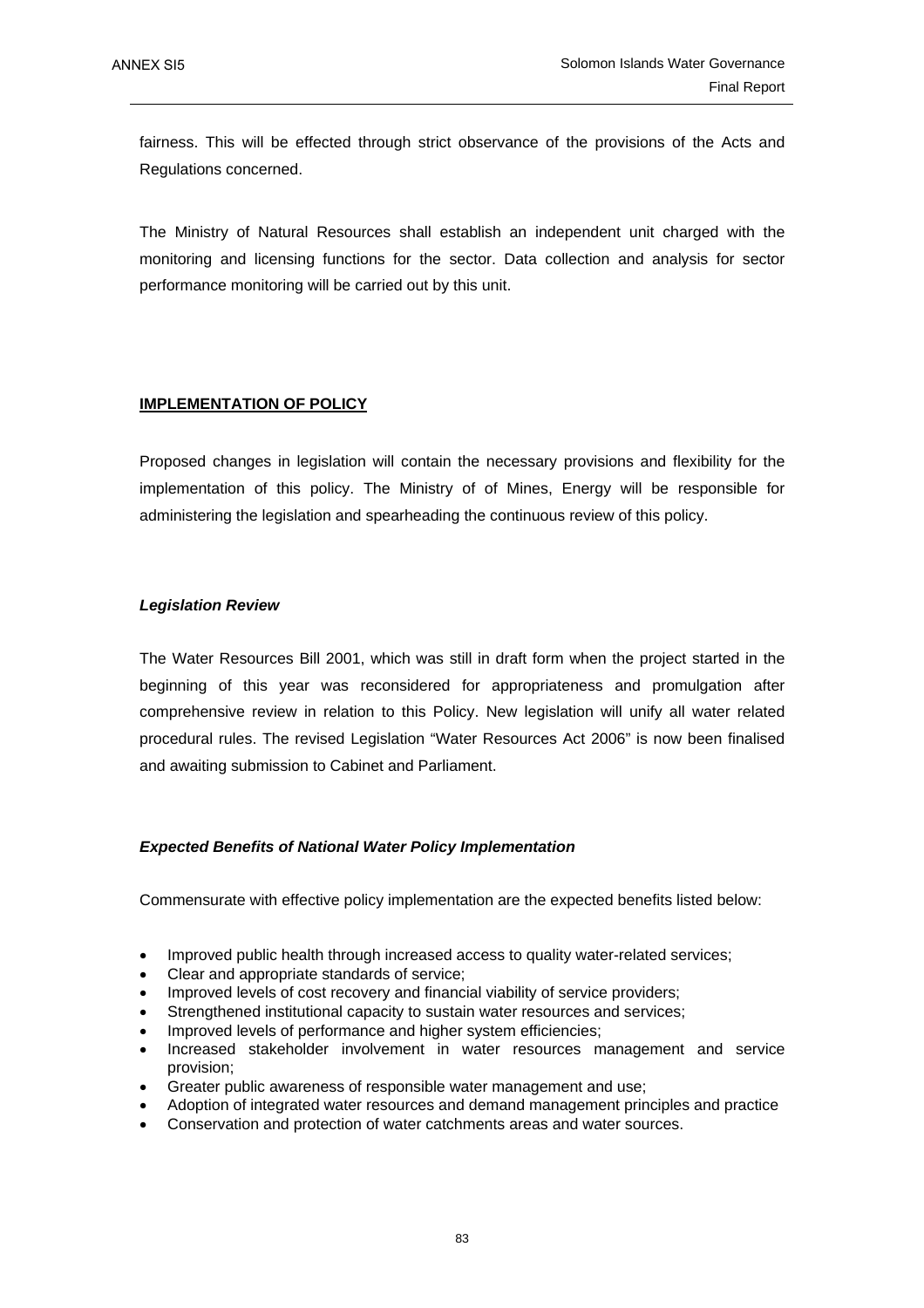fairness. This will be effected through strict observance of the provisions of the Acts and Regulations concerned.

The Ministry of Natural Resources shall establish an independent unit charged with the monitoring and licensing functions for the sector. Data collection and analysis for sector performance monitoring will be carried out by this unit.

**IMPLEMENTATION OF POLICY**

Proposed changes in legislation will contain the necessary provisions and flexibility for the implementation of this policy. The Ministry of of Mines, Energy will be responsible for administering the legislation and spearheading the continuous review of this policy.

***Legislation Review***

The Water Resources Bill 2001, which was still in draft form when the project started in the beginning of this year was reconsidered for appropriateness and promulgation after comprehensive review in relation to this Policy. New legislation will unify all water related procedural rules. The revised Legislation "Water Resources Act 2006" is now been finalised and awaiting submission to Cabinet and Parliament.

***Expected Benefits of National Water Policy Implementation***

Commensurate with effective policy implementation are the expected benefits listed below:

- Improved public health through increased access to quality water-related services;
- Clear and appropriate standards of service;
- Improved levels of cost recovery and financial viability of service providers;
- Strengthened institutional capacity to sustain water resources and services;
- Improved levels of performance and higher system efficiencies;
- Increased stakeholder involvement in water resources management and service provision;
- Greater public awareness of responsible water management and use;
- Adoption of integrated water resources and demand management principles and practice
- Conservation and protection of water catchments areas and water sources.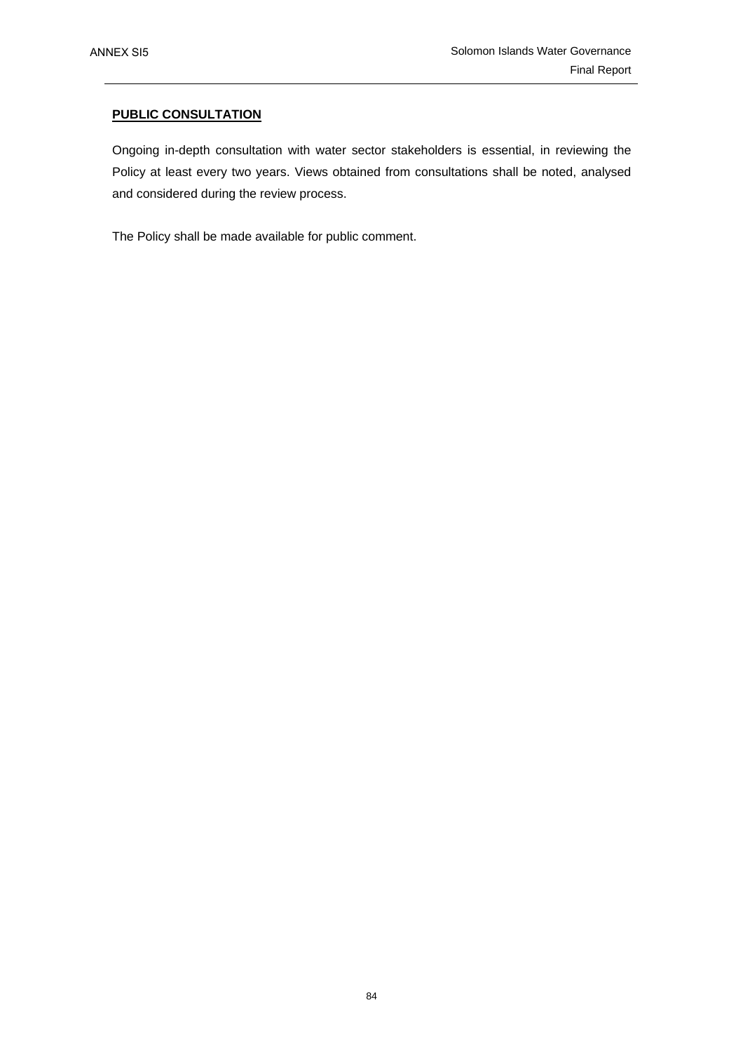**PUBLIC CONSULTATION**

Ongoing in-depth consultation with water sector stakeholders is essential, in reviewing the Policy at least every two years. Views obtained from consultations shall be noted, analysed and considered during the review process.

The Policy shall be made available for public comment.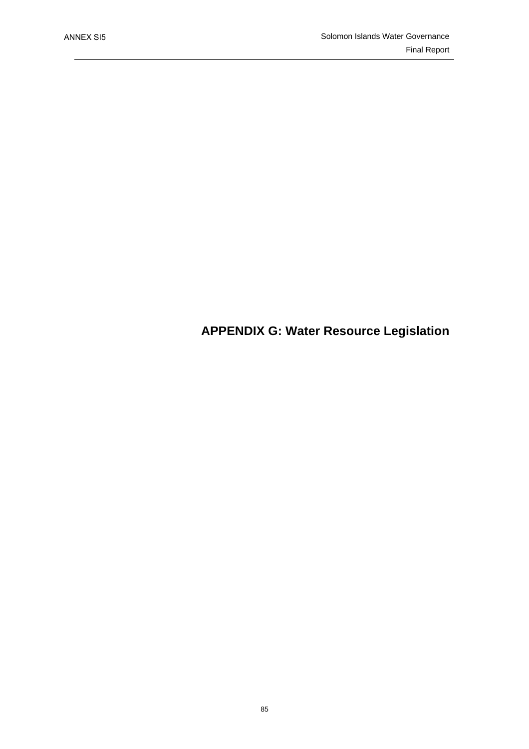# APPENDIX G: Water Resource Legislation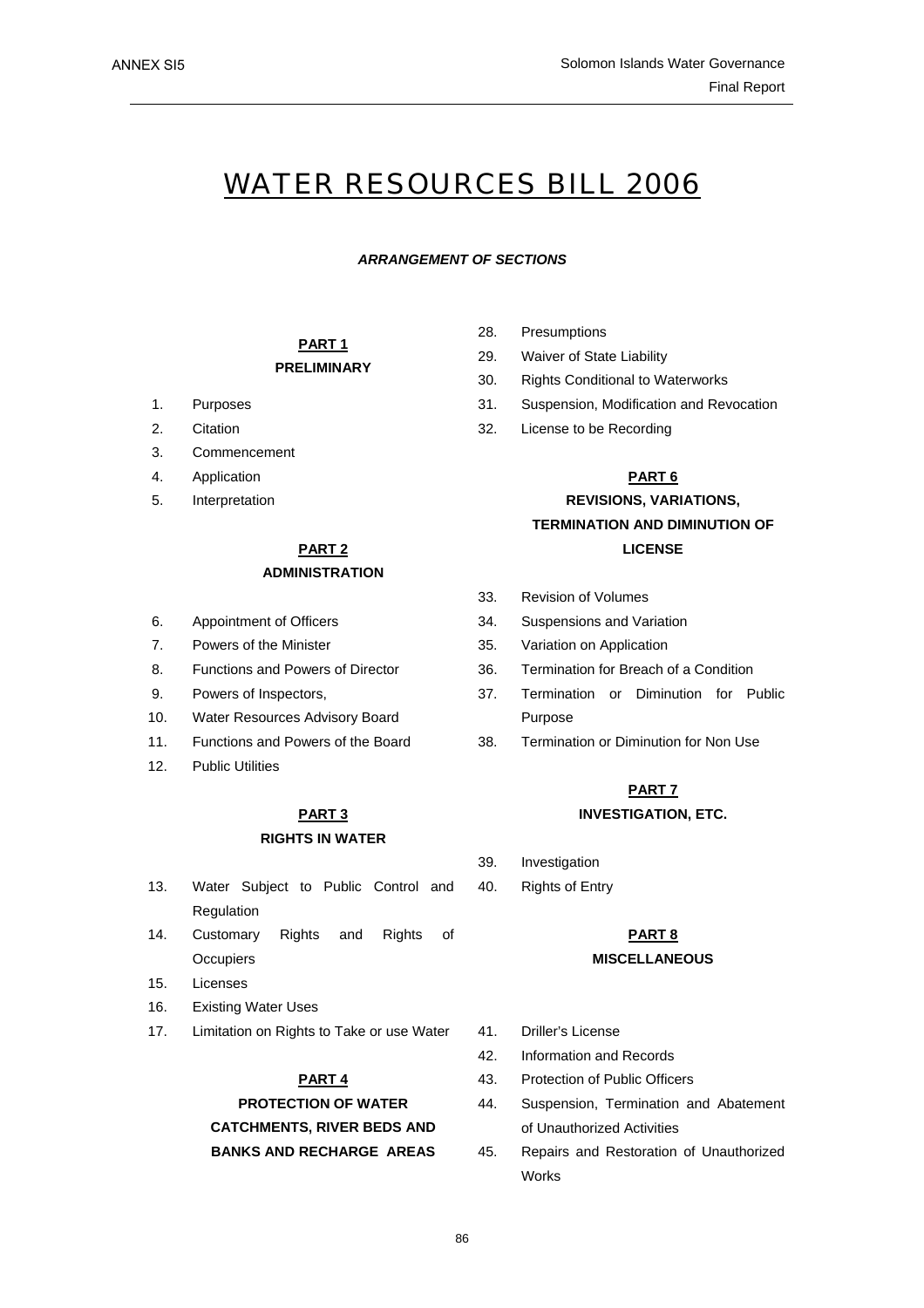# WATER RESOURCES BILL 2006

***ARRANGEMENT OF SECTIONS***

**PART 1**

**PRELIMINARY**

1. Purposes
2. Citation
3. Commencement
4. Application
5. Interpretation

**PART 2**

**ADMINISTRATION**

6. Appointment of Officers
7. Powers of the Minister
8. Functions and Powers of Director
9. Powers of Inspectors,
10. Water Resources Advisory Board
11. Functions and Powers of the Board
12. Public Utilities

**PART 3**

**RIGHTS IN WATER**

13. Water Subject to Public Control and Regulation
14. Customary Rights and Rights of Occupiers
15. Licenses
16. Existing Water Uses
17. Limitation on Rights to Take or use Water

**PART 4**

**PROTECTION OF WATER CATCHMENTS, RIVER BEDS AND BANKS AND RECHARGE AREAS**

28. Presumptions
29. Waiver of State Liability
30. Rights Conditional to Waterworks
31. Suspension, Modification and Revocation
32. License to be Recording

**PART 6**

**REVISIONS, VARIATIONS, TERMINATION AND DIMINUTION OF LICENSE**

33. Revision of Volumes
34. Suspensions and Variation
35. Variation on Application
36. Termination for Breach of a Condition
37. Termination or Diminution for Public Purpose
38. Termination or Diminution for Non Use

**PART 7**

**INVESTIGATION, ETC.**

39. Investigation
40. Rights of Entry

**PART 8**

**MISCELLANEOUS**

41. Driller's License
42. Information and Records
43. Protection of Public Officers
44. Suspension, Termination and Abatement of Unauthorized Activities
45. Repairs and Restoration of Unauthorized Works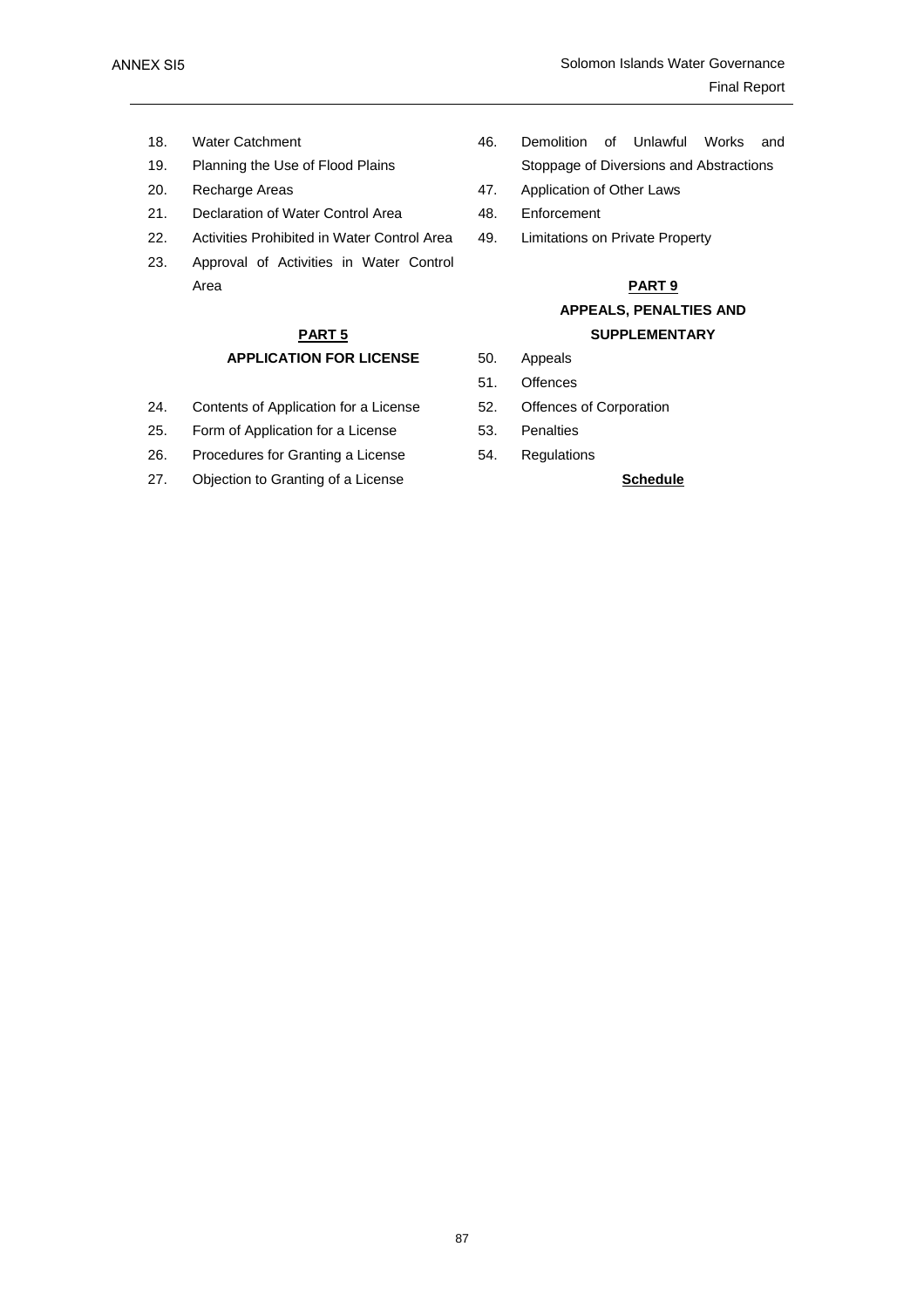18. Water Catchment
19. Planning the Use of Flood Plains
20. Recharge Areas
21. Declaration of Water Control Area
22. Activities Prohibited in Water Control Area
23. Approval of Activities in Water Control Area

**PART 5**

**APPLICATION FOR LICENSE**

24. Contents of Application for a License
25. Form of Application for a License
26. Procedures for Granting a License
27. Objection to Granting of a License

46. Demolition of Unlawful Works and Stoppage of Diversions and Abstractions
47. Application of Other Laws
48. Enforcement
49. Limitations on Private Property

**PART 9**

**APPEALS, PENALTIES AND SUPPLEMENTARY**

50. Appeals
51. Offences
52. Offences of Corporation
53. Penalties
54. Regulations

**Schedule**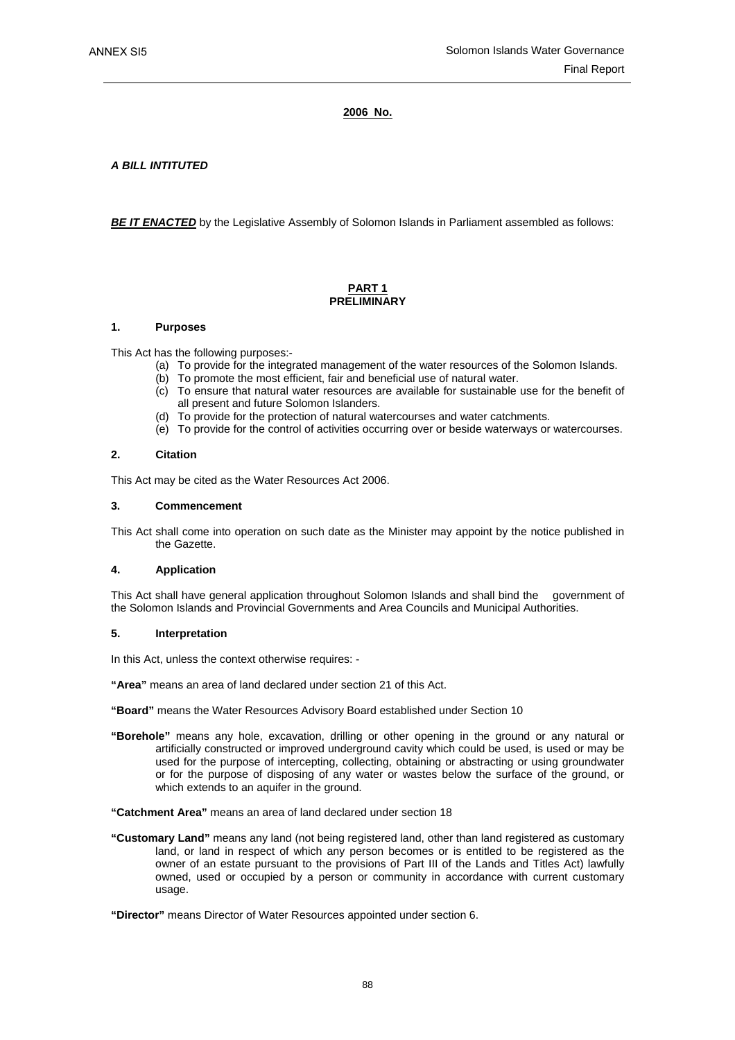**2006 No.**

***A BILL INTITUTED***

***BE IT ENACTED*** by the Legislative Assembly of Solomon Islands in Parliament assembled as follows:

## PART 1
## PRELIMINARY

### 1. Purposes

This Act has the following purposes:-

(a) To provide for the integrated management of the water resources of the Solomon Islands.
(b) To promote the most efficient, fair and beneficial use of natural water.
(c) To ensure that natural water resources are available for sustainable use for the benefit of all present and future Solomon Islanders.
(d) To provide for the protection of natural watercourses and water catchments.
(e) To provide for the control of activities occurring over or beside waterways or watercourses.

### 2. Citation

This Act may be cited as the Water Resources Act 2006.

### 3. Commencement

This Act shall come into operation on such date as the Minister may appoint by the notice published in the Gazette.

### 4. Application

This Act shall have general application throughout Solomon Islands and shall bind the government of the Solomon Islands and Provincial Governments and Area Councils and Municipal Authorities.

### 5. Interpretation

In this Act, unless the context otherwise requires: -

**"Area"** means an area of land declared under section 21 of this Act.

**"Board"** means the Water Resources Advisory Board established under Section 10

**"Borehole"** means any hole, excavation, drilling or other opening in the ground or any natural or artificially constructed or improved underground cavity which could be used, is used or may be used for the purpose of intercepting, collecting, obtaining or abstracting or using groundwater or for the purpose of disposing of any water or wastes below the surface of the ground, or which extends to an aquifer in the ground.

**"Catchment Area"** means an area of land declared under section 18

**"Customary Land"** means any land (not being registered land, other than land registered as customary land, or land in respect of which any person becomes or is entitled to be registered as the owner of an estate pursuant to the provisions of Part III of the Lands and Titles Act) lawfully owned, used or occupied by a person or community in accordance with current customary usage.

**"Director"** means Director of Water Resources appointed under section 6.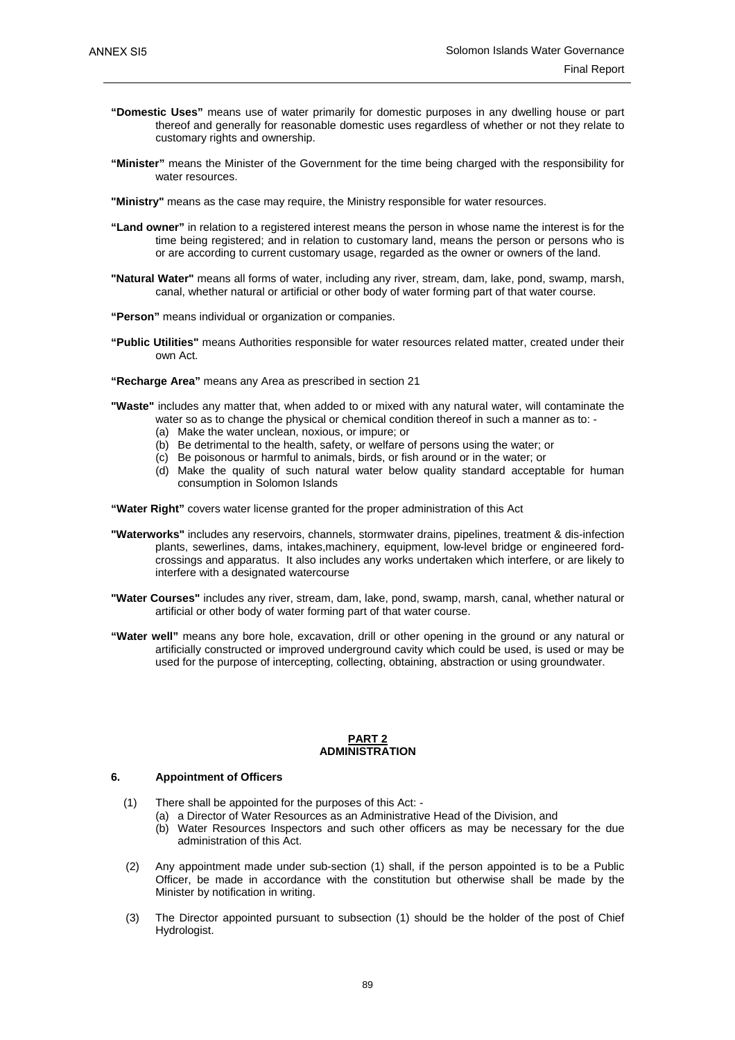**"Domestic Uses"** means use of water primarily for domestic purposes in any dwelling house or part thereof and generally for reasonable domestic uses regardless of whether or not they relate to customary rights and ownership.

**"Minister"** means the Minister of the Government for the time being charged with the responsibility for water resources.

**"Ministry"** means as the case may require, the Ministry responsible for water resources.

**"Land owner"** in relation to a registered interest means the person in whose name the interest is for the time being registered; and in relation to customary land, means the person or persons who is or are according to current customary usage, regarded as the owner or owners of the land.

**"Natural Water"** means all forms of water, including any river, stream, dam, lake, pond, swamp, marsh, canal, whether natural or artificial or other body of water forming part of that water course.

**"Person"** means individual or organization or companies.

**"Public Utilities"** means Authorities responsible for water resources related matter, created under their own Act.

**"Recharge Area"** means any Area as prescribed in section 21

**"Waste"** includes any matter that, when added to or mixed with any natural water, will contaminate the water so as to change the physical or chemical condition thereof in such a manner as to: -

(a) Make the water unclean, noxious, or impure; or
(b) Be detrimental to the health, safety, or welfare of persons using the water; or
(c) Be poisonous or harmful to animals, birds, or fish around or in the water; or
(d) Make the quality of such natural water below quality standard acceptable for human consumption in Solomon Islands

**"Water Right"** covers water license granted for the proper administration of this Act

**"Waterworks"** includes any reservoirs, channels, stormwater drains, pipelines, treatment & dis-infection plants, sewerlines, dams, intakes,machinery, equipment, low-level bridge or engineered ford-crossings and apparatus. It also includes any works undertaken which interfere, or are likely to interfere with a designated watercourse

**"Water Courses"** includes any river, stream, dam, lake, pond, swamp, marsh, canal, whether natural or artificial or other body of water forming part of that water course.

**"Water well"** means any bore hole, excavation, drill or other opening in the ground or any natural or artificially constructed or improved underground cavity which could be used, is used or may be used for the purpose of intercepting, collecting, obtaining, abstraction or using groundwater.

## PART 2
## ADMINISTRATION

### 6. Appointment of Officers

(1) There shall be appointed for the purposes of this Act: -
(a) a Director of Water Resources as an Administrative Head of the Division, and
(b) Water Resources Inspectors and such other officers as may be necessary for the due administration of this Act.

(2) Any appointment made under sub-section (1) shall, if the person appointed is to be a Public Officer, be made in accordance with the constitution but otherwise shall be made by the Minister by notification in writing.

(3) The Director appointed pursuant to subsection (1) should be the holder of the post of Chief Hydrologist.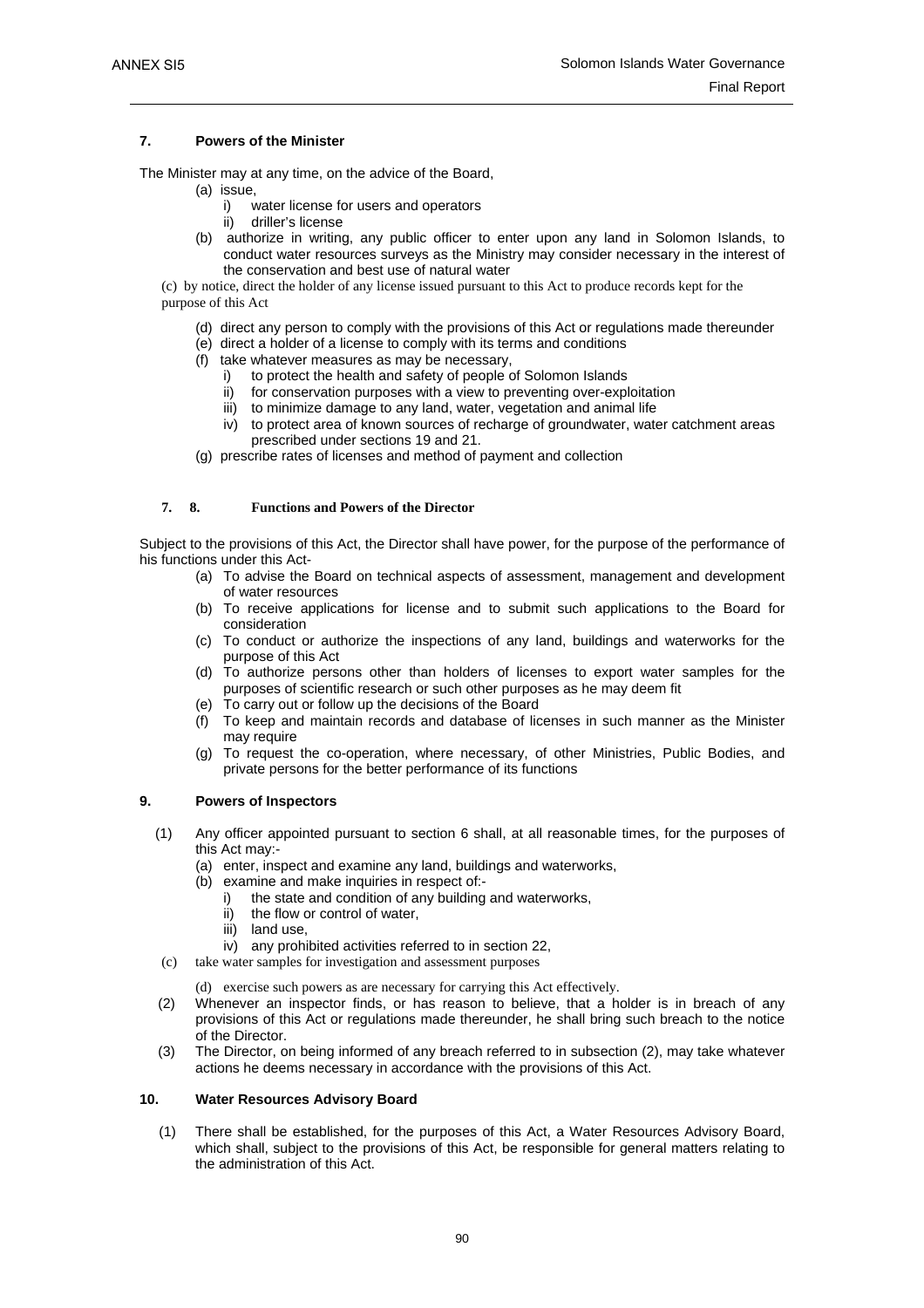### 7. Powers of the Minister

The Minister may at any time, on the advice of the Board,

(a) issue,
   i) water license for users and operators
   ii) driller's license
(b) authorize in writing, any public officer to enter upon any land in Solomon Islands, to conduct water resources surveys as the Ministry may consider necessary in the interest of the conservation and best use of natural water
(c) by notice, direct the holder of any license issued pursuant to this Act to produce records kept for the purpose of this Act
(d) direct any person to comply with the provisions of this Act or regulations made thereunder
(e) direct a holder of a license to comply with its terms and conditions
(f) take whatever measures as may be necessary,
   i) to protect the health and safety of people of Solomon Islands
   ii) for conservation purposes with a view to preventing over-exploitation
   iii) to minimize damage to any land, water, vegetation and animal life
   iv) to protect area of known sources of recharge of groundwater, water catchment areas prescribed under sections 19 and 21.
(g) prescribe rates of licenses and method of payment and collection

### 7. 8. Functions and Powers of the Director

Subject to the provisions of this Act, the Director shall have power, for the purpose of the performance of his functions under this Act-

(a) To advise the Board on technical aspects of assessment, management and development of water resources
(b) To receive applications for license and to submit such applications to the Board for consideration
(c) To conduct or authorize the inspections of any land, buildings and waterworks for the purpose of this Act
(d) To authorize persons other than holders of licenses to export water samples for the purposes of scientific research or such other purposes as he may deem fit
(e) To carry out or follow up the decisions of the Board
(f) To keep and maintain records and database of licenses in such manner as the Minister may require
(g) To request the co-operation, where necessary, of other Ministries, Public Bodies, and private persons for the better performance of its functions

### 9. Powers of Inspectors

(1) Any officer appointed pursuant to section 6 shall, at all reasonable times, for the purposes of this Act may:-
   (a) enter, inspect and examine any land, buildings and waterworks,
   (b) examine and make inquiries in respect of:-
      i) the state and condition of any building and waterworks,
      ii) the flow or control of water,
      iii) land use,
      iv) any prohibited activities referred to in section 22,
   (c) take water samples for investigation and assessment purposes
   (d) exercise such powers as are necessary for carrying this Act effectively.

(2) Whenever an inspector finds, or has reason to believe, that a holder is in breach of any provisions of this Act or regulations made thereunder, he shall bring such breach to the notice of the Director.

(3) The Director, on being informed of any breach referred to in subsection (2), may take whatever actions he deems necessary in accordance with the provisions of this Act.

### 10. Water Resources Advisory Board

(1) There shall be established, for the purposes of this Act, a Water Resources Advisory Board, which shall, subject to the provisions of this Act, be responsible for general matters relating to the administration of this Act.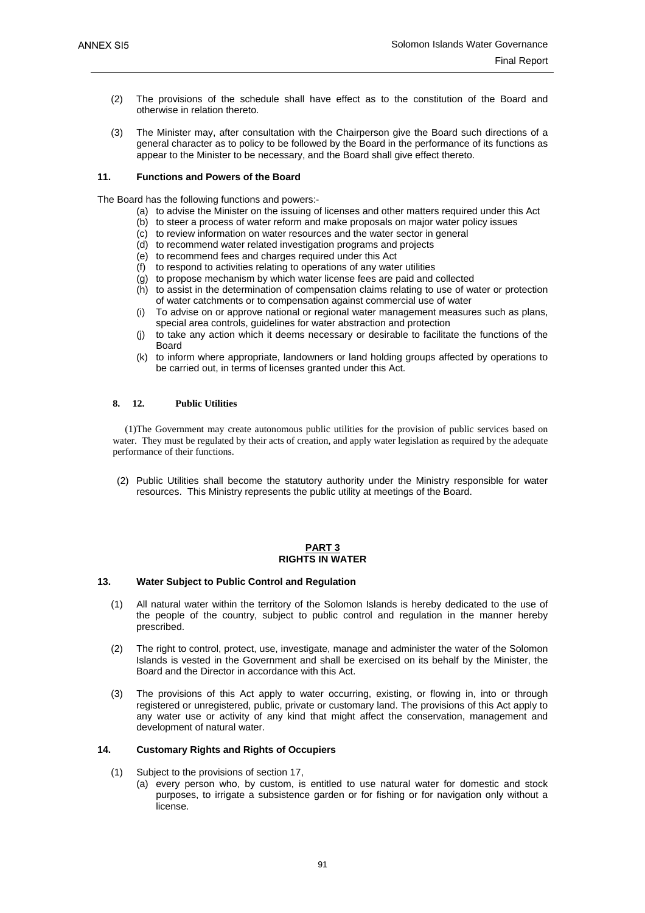(2) The provisions of the schedule shall have effect as to the constitution of the Board and otherwise in relation thereto.

(3) The Minister may, after consultation with the Chairperson give the Board such directions of a general character as to policy to be followed by the Board in the performance of its functions as appear to the Minister to be necessary, and the Board shall give effect thereto.

#### 11. Functions and Powers of the Board

The Board has the following functions and powers:-

(a) to advise the Minister on the issuing of licenses and other matters required under this Act
(b) to steer a process of water reform and make proposals on major water policy issues
(c) to review information on water resources and the water sector in general
(d) to recommend water related investigation programs and projects
(e) to recommend fees and charges required under this Act
(f) to respond to activities relating to operations of any water utilities
(g) to propose mechanism by which water license fees are paid and collected
(h) to assist in the determination of compensation claims relating to use of water or protection of water catchments or to compensation against commercial use of water
(i) To advise on or approve national or regional water management measures such as plans, special area controls, guidelines for water abstraction and protection
(j) to take any action which it deems necessary or desirable to facilitate the functions of the Board
(k) to inform where appropriate, landowners or land holding groups affected by operations to be carried out, in terms of licenses granted under this Act.

#### 8. 12. Public Utilities

(1)The Government may create autonomous public utilities for the provision of public services based on water. They must be regulated by their acts of creation, and apply water legislation as required by the adequate performance of their functions.

(2) Public Utilities shall become the statutory authority under the Ministry responsible for water resources. This Ministry represents the public utility at meetings of the Board.

## PART 3
## RIGHTS IN WATER

#### 13. Water Subject to Public Control and Regulation

(1) All natural water within the territory of the Solomon Islands is hereby dedicated to the use of the people of the country, subject to public control and regulation in the manner hereby prescribed.

(2) The right to control, protect, use, investigate, manage and administer the water of the Solomon Islands is vested in the Government and shall be exercised on its behalf by the Minister, the Board and the Director in accordance with this Act.

(3) The provisions of this Act apply to water occurring, existing, or flowing in, into or through registered or unregistered, public, private or customary land. The provisions of this Act apply to any water use or activity of any kind that might affect the conservation, management and development of natural water.

#### 14. Customary Rights and Rights of Occupiers

(1) Subject to the provisions of section 17,

(a) every person who, by custom, is entitled to use natural water for domestic and stock purposes, to irrigate a subsistence garden or for fishing or for navigation only without a license.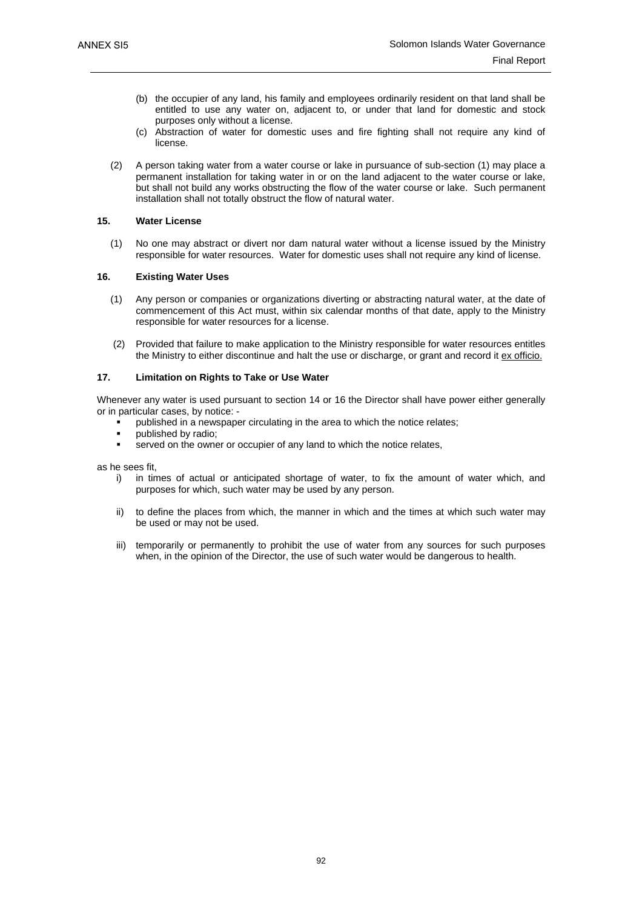(b) the occupier of any land, his family and employees ordinarily resident on that land shall be entitled to use any water on, adjacent to, or under that land for domestic and stock purposes only without a license.

(c) Abstraction of water for domestic uses and fire fighting shall not require any kind of license.

(2) A person taking water from a water course or lake in pursuance of sub-section (1) may place a permanent installation for taking water in or on the land adjacent to the water course or lake, but shall not build any works obstructing the flow of the water course or lake. Such permanent installation shall not totally obstruct the flow of natural water.

**15. Water License**

(1) No one may abstract or divert nor dam natural water without a license issued by the Ministry responsible for water resources. Water for domestic uses shall not require any kind of license.

**16. Existing Water Uses**

(1) Any person or companies or organizations diverting or abstracting natural water, at the date of commencement of this Act must, within six calendar months of that date, apply to the Ministry responsible for water resources for a license.

(2) Provided that failure to make application to the Ministry responsible for water resources entitles the Ministry to either discontinue and halt the use or discharge, or grant and record it ex officio.

**17. Limitation on Rights to Take or Use Water**

Whenever any water is used pursuant to section 14 or 16 the Director shall have power either generally or in particular cases, by notice: -

- published in a newspaper circulating in the area to which the notice relates;
- published by radio;
- served on the owner or occupier of any land to which the notice relates,

as he sees fit,

i) in times of actual or anticipated shortage of water, to fix the amount of water which, and purposes for which, such water may be used by any person.

ii) to define the places from which, the manner in which and the times at which such water may be used or may not be used.

iii) temporarily or permanently to prohibit the use of water from any sources for such purposes when, in the opinion of the Director, the use of such water would be dangerous to health.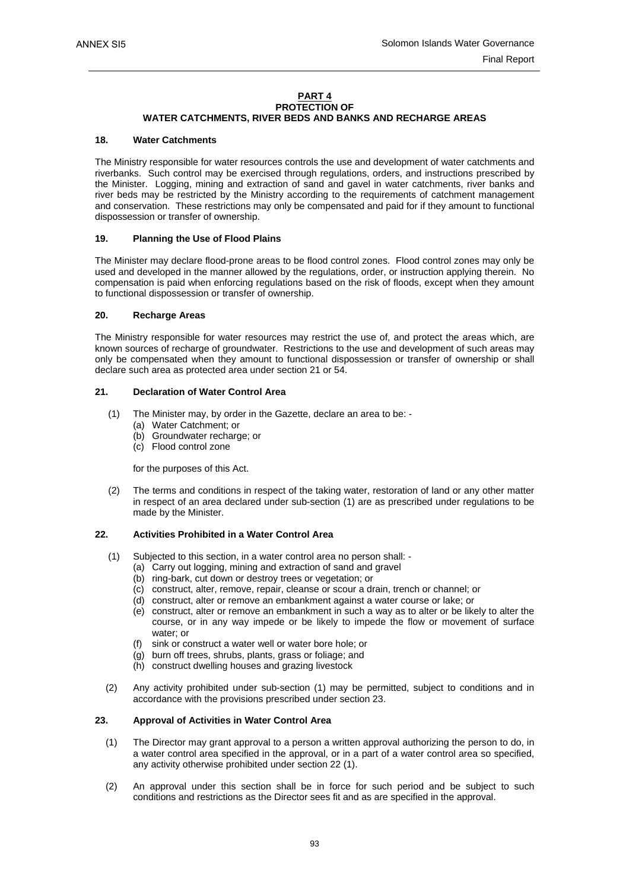## PART 4
## PROTECTION OF WATER CATCHMENTS, RIVER BEDS AND BANKS AND RECHARGE AREAS

### 18. Water Catchments

The Ministry responsible for water resources controls the use and development of water catchments and riverbanks. Such control may be exercised through regulations, orders, and instructions prescribed by the Minister. Logging, mining and extraction of sand and gavel in water catchments, river banks and river beds may be restricted by the Ministry according to the requirements of catchment management and conservation. These restrictions may only be compensated and paid for if they amount to functional dispossession or transfer of ownership.

### 19. Planning the Use of Flood Plains

The Minister may declare flood-prone areas to be flood control zones. Flood control zones may only be used and developed in the manner allowed by the regulations, order, or instruction applying therein. No compensation is paid when enforcing regulations based on the risk of floods, except when they amount to functional dispossession or transfer of ownership.

### 20. Recharge Areas

The Ministry responsible for water resources may restrict the use of, and protect the areas which, are known sources of recharge of groundwater. Restrictions to the use and development of such areas may only be compensated when they amount to functional dispossession or transfer of ownership or shall declare such area as protected area under section 21 or 54.

### 21. Declaration of Water Control Area

(1) The Minister may, by order in the Gazette, declare an area to be: -
   (a) Water Catchment; or
   (b) Groundwater recharge; or
   (c) Flood control zone

   for the purposes of this Act.

(2) The terms and conditions in respect of the taking water, restoration of land or any other matter in respect of an area declared under sub-section (1) are as prescribed under regulations to be made by the Minister.

### 22. Activities Prohibited in a Water Control Area

(1) Subjected to this section, in a water control area no person shall: -
   (a) Carry out logging, mining and extraction of sand and gravel
   (b) ring-bark, cut down or destroy trees or vegetation; or
   (c) construct, alter, remove, repair, cleanse or scour a drain, trench or channel; or
   (d) construct, alter or remove an embankment against a water course or lake; or
   (e) construct, alter or remove an embankment in such a way as to alter or be likely to alter the course, or in any way impede or be likely to impede the flow or movement of surface water; or
   (f) sink or construct a water well or water bore hole; or
   (g) burn off trees, shrubs, plants, grass or foliage; and
   (h) construct dwelling houses and grazing livestock

(2) Any activity prohibited under sub-section (1) may be permitted, subject to conditions and in accordance with the provisions prescribed under section 23.

### 23. Approval of Activities in Water Control Area

(1) The Director may grant approval to a person a written approval authorizing the person to do, in a water control area specified in the approval, or in a part of a water control area so specified, any activity otherwise prohibited under section 22 (1).

(2) An approval under this section shall be in force for such period and be subject to such conditions and restrictions as the Director sees fit and as are specified in the approval.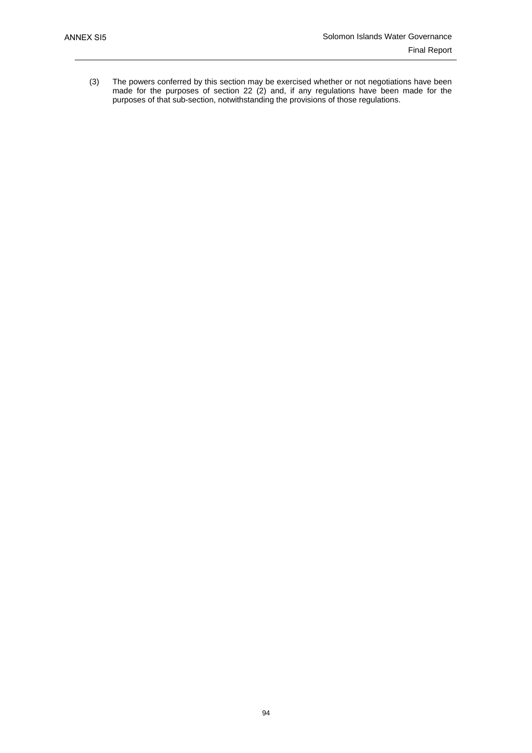(3) The powers conferred by this section may be exercised whether or not negotiations have been made for the purposes of section 22 (2) and, if any regulations have been made for the purposes of that sub-section, notwithstanding the provisions of those regulations.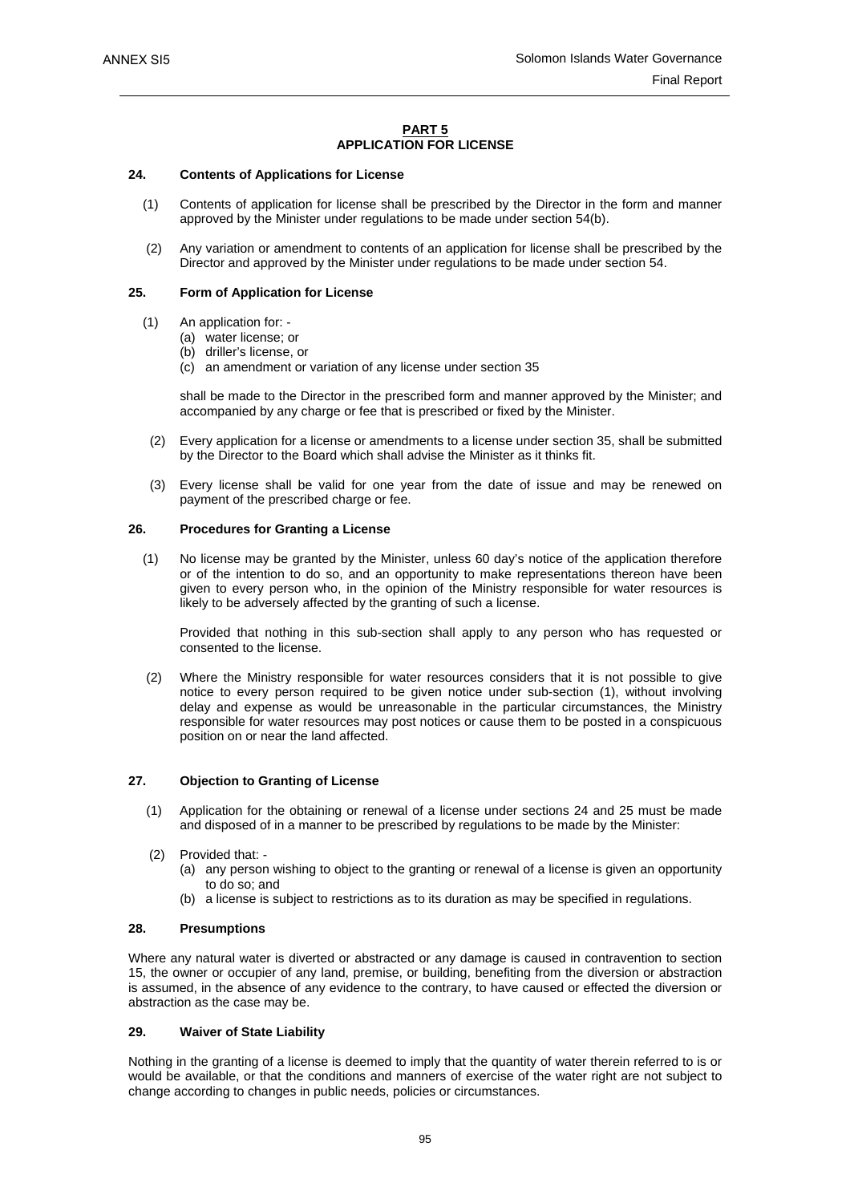## PART 5
## APPLICATION FOR LICENSE

### 24. Contents of Applications for License

(1) Contents of application for license shall be prescribed by the Director in the form and manner approved by the Minister under regulations to be made under section 54(b).

(2) Any variation or amendment to contents of an application for license shall be prescribed by the Director and approved by the Minister under regulations to be made under section 54.

### 25. Form of Application for License

(1) An application for: -
   (a) water license; or
   (b) driller's license, or
   (c) an amendment or variation of any license under section 35

   shall be made to the Director in the prescribed form and manner approved by the Minister; and accompanied by any charge or fee that is prescribed or fixed by the Minister.

(2) Every application for a license or amendments to a license under section 35, shall be submitted by the Director to the Board which shall advise the Minister as it thinks fit.

(3) Every license shall be valid for one year from the date of issue and may be renewed on payment of the prescribed charge or fee.

### 26. Procedures for Granting a License

(1) No license may be granted by the Minister, unless 60 day's notice of the application therefore or of the intention to do so, and an opportunity to make representations thereon have been given to every person who, in the opinion of the Ministry responsible for water resources is likely to be adversely affected by the granting of such a license.

   Provided that nothing in this sub-section shall apply to any person who has requested or consented to the license.

(2) Where the Ministry responsible for water resources considers that it is not possible to give notice to every person required to be given notice under sub-section (1), without involving delay and expense as would be unreasonable in the particular circumstances, the Ministry responsible for water resources may post notices or cause them to be posted in a conspicuous position on or near the land affected.

### 27. Objection to Granting of License

(1) Application for the obtaining or renewal of a license under sections 24 and 25 must be made and disposed of in a manner to be prescribed by regulations to be made by the Minister:

(2) Provided that: -
   (a) any person wishing to object to the granting or renewal of a license is given an opportunity to do so; and
   (b) a license is subject to restrictions as to its duration as may be specified in regulations.

### 28. Presumptions

Where any natural water is diverted or abstracted or any damage is caused in contravention to section 15, the owner or occupier of any land, premise, or building, benefiting from the diversion or abstraction is assumed, in the absence of any evidence to the contrary, to have caused or effected the diversion or abstraction as the case may be.

### 29. Waiver of State Liability

Nothing in the granting of a license is deemed to imply that the quantity of water therein referred to is or would be available, or that the conditions and manners of exercise of the water right are not subject to change according to changes in public needs, policies or circumstances.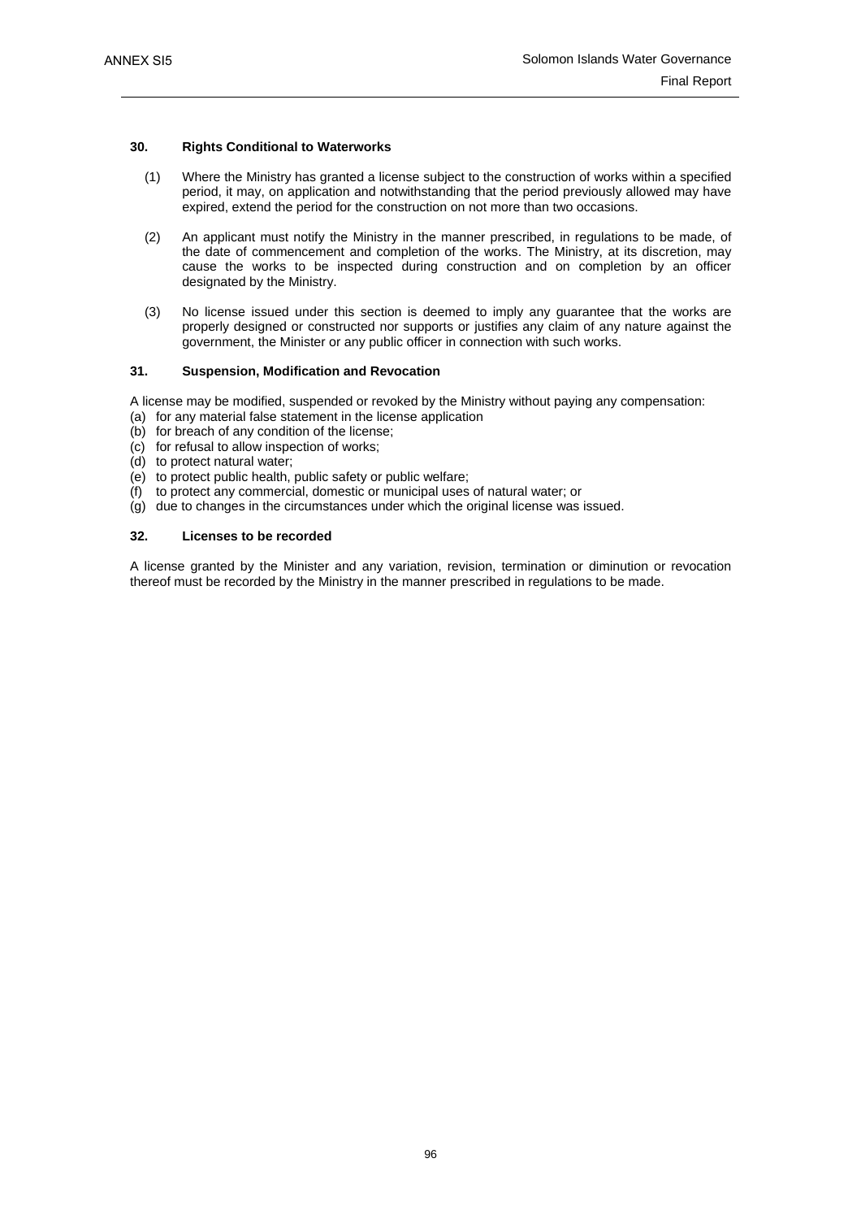### 30. Rights Conditional to Waterworks

(1) Where the Ministry has granted a license subject to the construction of works within a specified period, it may, on application and notwithstanding that the period previously allowed may have expired, extend the period for the construction on not more than two occasions.

(2) An applicant must notify the Ministry in the manner prescribed, in regulations to be made, of the date of commencement and completion of the works. The Ministry, at its discretion, may cause the works to be inspected during construction and on completion by an officer designated by the Ministry.

(3) No license issued under this section is deemed to imply any guarantee that the works are properly designed or constructed nor supports or justifies any claim of any nature against the government, the Minister or any public officer in connection with such works.

### 31. Suspension, Modification and Revocation

A license may be modified, suspended or revoked by the Ministry without paying any compensation:

(a) for any material false statement in the license application
(b) for breach of any condition of the license;
(c) for refusal to allow inspection of works;
(d) to protect natural water;
(e) to protect public health, public safety or public welfare;
(f) to protect any commercial, domestic or municipal uses of natural water; or
(g) due to changes in the circumstances under which the original license was issued.

### 32. Licenses to be recorded

A license granted by the Minister and any variation, revision, termination or diminution or revocation thereof must be recorded by the Ministry in the manner prescribed in regulations to be made.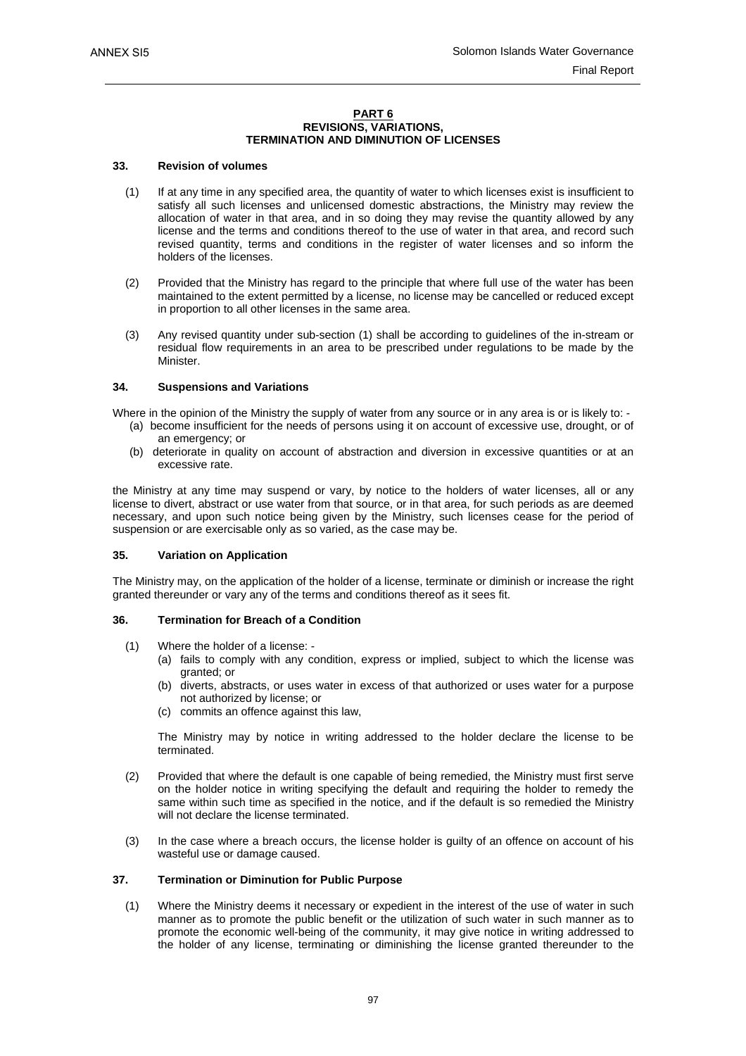## PART 6
## REVISIONS, VARIATIONS, TERMINATION AND DIMINUTION OF LICENSES

### 33. Revision of volumes

(1) If at any time in any specified area, the quantity of water to which licenses exist is insufficient to satisfy all such licenses and unlicensed domestic abstractions, the Ministry may review the allocation of water in that area, and in so doing they may revise the quantity allowed by any license and the terms and conditions thereof to the use of water in that area, and record such revised quantity, terms and conditions in the register of water licenses and so inform the holders of the licenses.

(2) Provided that the Ministry has regard to the principle that where full use of the water has been maintained to the extent permitted by a license, no license may be cancelled or reduced except in proportion to all other licenses in the same area.

(3) Any revised quantity under sub-section (1) shall be according to guidelines of the in-stream or residual flow requirements in an area to be prescribed under regulations to be made by the Minister.

### 34. Suspensions and Variations

Where in the opinion of the Ministry the supply of water from any source or in any area is or is likely to: -

(a) become insufficient for the needs of persons using it on account of excessive use, drought, or of an emergency; or

(b) deteriorate in quality on account of abstraction and diversion in excessive quantities or at an excessive rate.

the Ministry at any time may suspend or vary, by notice to the holders of water licenses, all or any license to divert, abstract or use water from that source, or in that area, for such periods as are deemed necessary, and upon such notice being given by the Ministry, such licenses cease for the period of suspension or are exercisable only as so varied, as the case may be.

### 35. Variation on Application

The Ministry may, on the application of the holder of a license, terminate or diminish or increase the right granted thereunder or vary any of the terms and conditions thereof as it sees fit.

### 36. Termination for Breach of a Condition

(1) Where the holder of a license: -

(a) fails to comply with any condition, express or implied, subject to which the license was granted; or

(b) diverts, abstracts, or uses water in excess of that authorized or uses water for a purpose not authorized by license; or

(c) commits an offence against this law,

The Ministry may by notice in writing addressed to the holder declare the license to be terminated.

(2) Provided that where the default is one capable of being remedied, the Ministry must first serve on the holder notice in writing specifying the default and requiring the holder to remedy the same within such time as specified in the notice, and if the default is so remedied the Ministry will not declare the license terminated.

(3) In the case where a breach occurs, the license holder is guilty of an offence on account of his wasteful use or damage caused.

### 37. Termination or Diminution for Public Purpose

(1) Where the Ministry deems it necessary or expedient in the interest of the use of water in such manner as to promote the public benefit or the utilization of such water in such manner as to promote the economic well-being of the community, it may give notice in writing addressed to the holder of any license, terminating or diminishing the license granted thereunder to the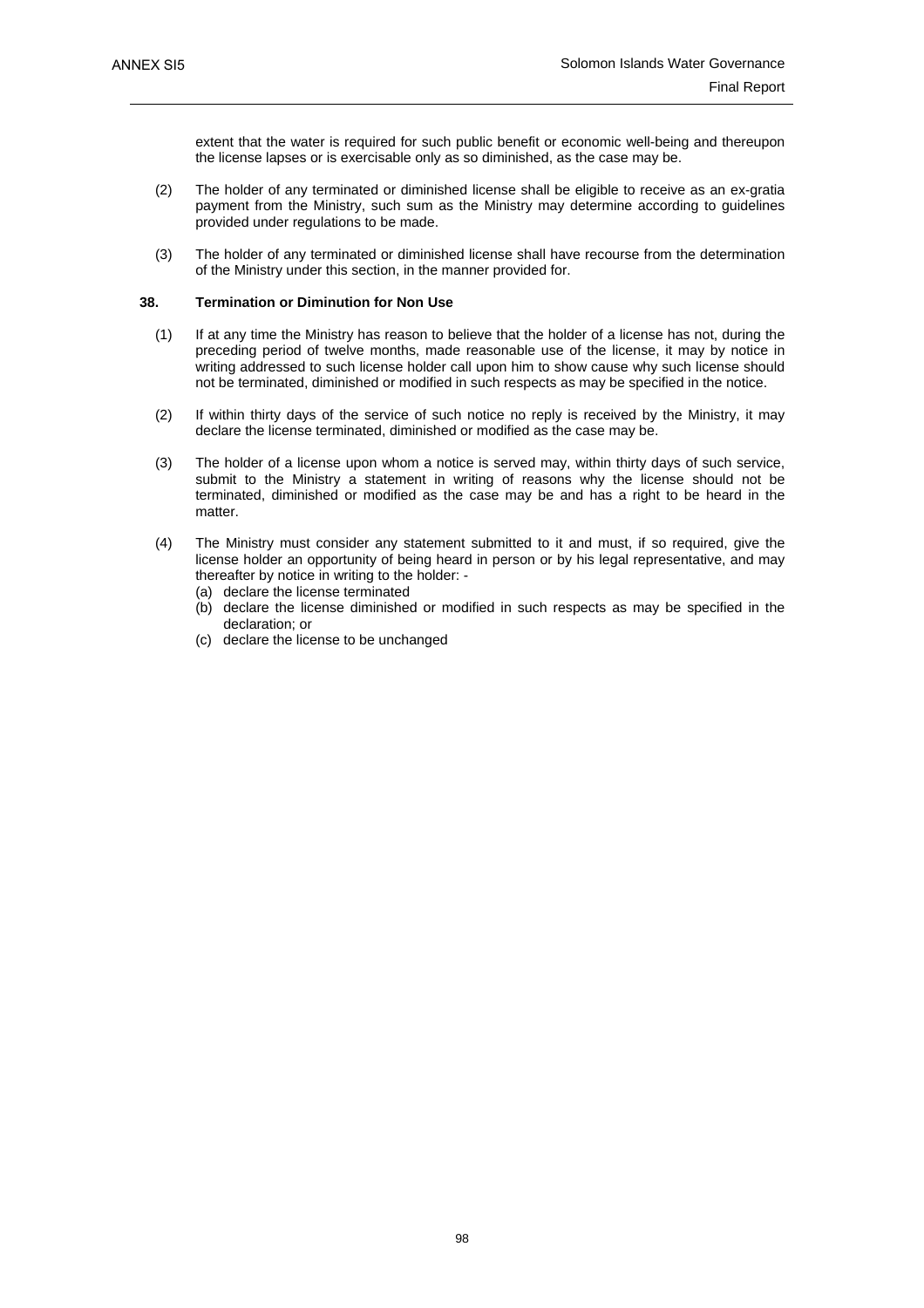extent that the water is required for such public benefit or economic well-being and thereupon the license lapses or is exercisable only as so diminished, as the case may be.

(2) The holder of any terminated or diminished license shall be eligible to receive as an ex-gratia payment from the Ministry, such sum as the Ministry may determine according to guidelines provided under regulations to be made.

(3) The holder of any terminated or diminished license shall have recourse from the determination of the Ministry under this section, in the manner provided for.

**38. Termination or Diminution for Non Use**

(1) If at any time the Ministry has reason to believe that the holder of a license has not, during the preceding period of twelve months, made reasonable use of the license, it may by notice in writing addressed to such license holder call upon him to show cause why such license should not be terminated, diminished or modified in such respects as may be specified in the notice.

(2) If within thirty days of the service of such notice no reply is received by the Ministry, it may declare the license terminated, diminished or modified as the case may be.

(3) The holder of a license upon whom a notice is served may, within thirty days of such service, submit to the Ministry a statement in writing of reasons why the license should not be terminated, diminished or modified as the case may be and has a right to be heard in the matter.

(4) The Ministry must consider any statement submitted to it and must, if so required, give the license holder an opportunity of being heard in person or by his legal representative, and may thereafter by notice in writing to the holder: -
   (a) declare the license terminated
   (b) declare the license diminished or modified in such respects as may be specified in the declaration; or
   (c) declare the license to be unchanged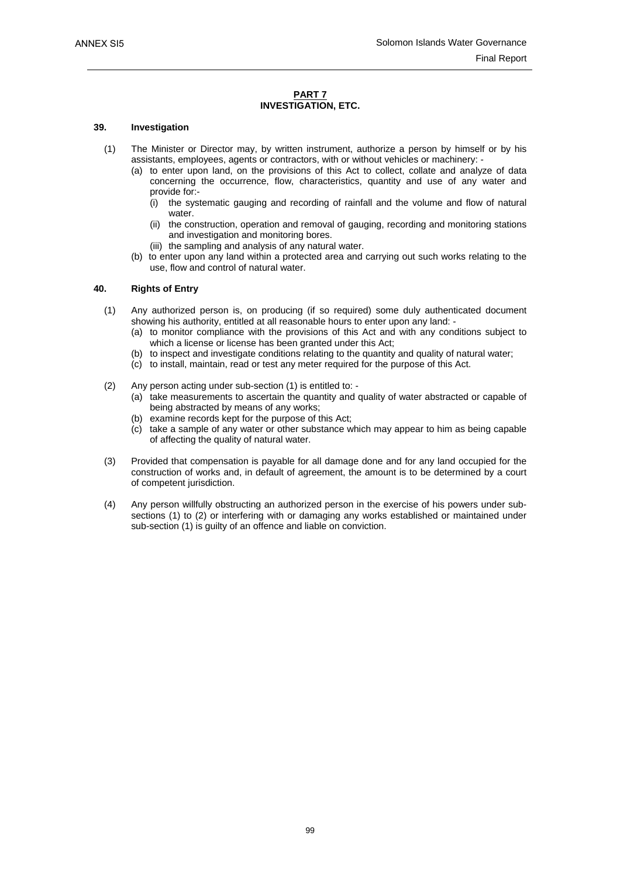## PART 7
## INVESTIGATION, ETC.

### 39. Investigation

(1) The Minister or Director may, by written instrument, authorize a person by himself or by his assistants, employees, agents or contractors, with or without vehicles or machinery: -

- (a) to enter upon land, on the provisions of this Act to collect, collate and analyze of data concerning the occurrence, flow, characteristics, quantity and use of any water and provide for:-
  - (i) the systematic gauging and recording of rainfall and the volume and flow of natural water.
  - (ii) the construction, operation and removal of gauging, recording and monitoring stations and investigation and monitoring bores.
  - (iii) the sampling and analysis of any natural water.
- (b) to enter upon any land within a protected area and carrying out such works relating to the use, flow and control of natural water.

### 40. Rights of Entry

(1) Any authorized person is, on producing (if so required) some duly authenticated document showing his authority, entitled at all reasonable hours to enter upon any land: -

- (a) to monitor compliance with the provisions of this Act and with any conditions subject to which a license or license has been granted under this Act;
- (b) to inspect and investigate conditions relating to the quantity and quality of natural water;
- (c) to install, maintain, read or test any meter required for the purpose of this Act.

(2) Any person acting under sub-section (1) is entitled to: -

- (a) take measurements to ascertain the quantity and quality of water abstracted or capable of being abstracted by means of any works;
- (b) examine records kept for the purpose of this Act;
- (c) take a sample of any water or other substance which may appear to him as being capable of affecting the quality of natural water.

(3) Provided that compensation is payable for all damage done and for any land occupied for the construction of works and, in default of agreement, the amount is to be determined by a court of competent jurisdiction.

(4) Any person willfully obstructing an authorized person in the exercise of his powers under sub-sections (1) to (2) or interfering with or damaging any works established or maintained under sub-section (1) is guilty of an offence and liable on conviction.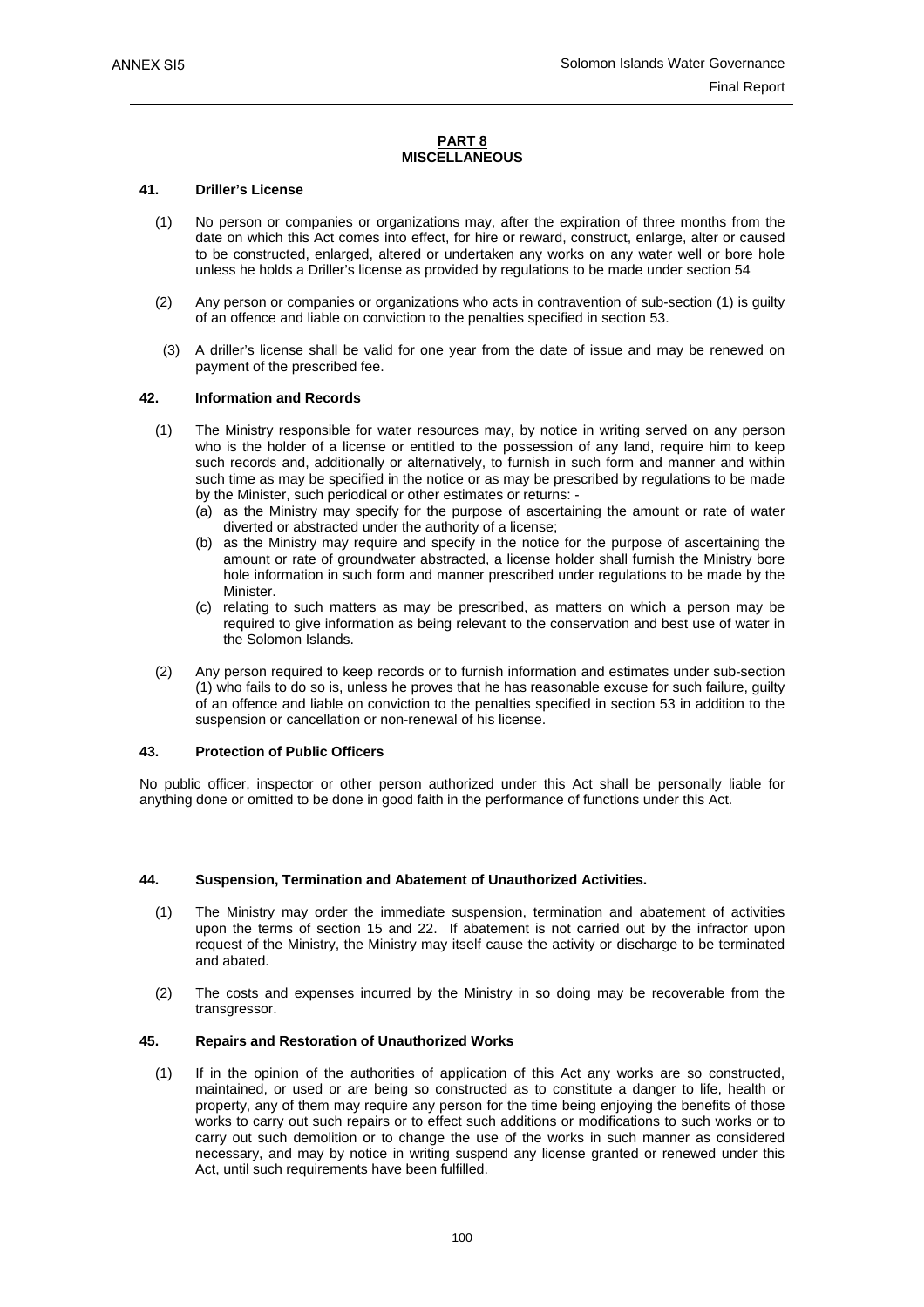## PART 8
## MISCELLANEOUS

### 41. Driller's License

(1) No person or companies or organizations may, after the expiration of three months from the date on which this Act comes into effect, for hire or reward, construct, enlarge, alter or caused to be constructed, enlarged, altered or undertaken any works on any water well or bore hole unless he holds a Driller's license as provided by regulations to be made under section 54

(2) Any person or companies or organizations who acts in contravention of sub-section (1) is guilty of an offence and liable on conviction to the penalties specified in section 53.

(3) A driller's license shall be valid for one year from the date of issue and may be renewed on payment of the prescribed fee.

### 42. Information and Records

(1) The Ministry responsible for water resources may, by notice in writing served on any person who is the holder of a license or entitled to the possession of any land, require him to keep such records and, additionally or alternatively, to furnish in such form and manner and within such time as may be specified in the notice or as may be prescribed by regulations to be made by the Minister, such periodical or other estimates or returns: -

(a) as the Ministry may specify for the purpose of ascertaining the amount or rate of water diverted or abstracted under the authority of a license;

(b) as the Ministry may require and specify in the notice for the purpose of ascertaining the amount or rate of groundwater abstracted, a license holder shall furnish the Ministry bore hole information in such form and manner prescribed under regulations to be made by the Minister.

(c) relating to such matters as may be prescribed, as matters on which a person may be required to give information as being relevant to the conservation and best use of water in the Solomon Islands.

(2) Any person required to keep records or to furnish information and estimates under sub-section (1) who fails to do so is, unless he proves that he has reasonable excuse for such failure, guilty of an offence and liable on conviction to the penalties specified in section 53 in addition to the suspension or cancellation or non-renewal of his license.

### 43. Protection of Public Officers

No public officer, inspector or other person authorized under this Act shall be personally liable for anything done or omitted to be done in good faith in the performance of functions under this Act.

### 44. Suspension, Termination and Abatement of Unauthorized Activities.

(1) The Ministry may order the immediate suspension, termination and abatement of activities upon the terms of section 15 and 22. If abatement is not carried out by the infractor upon request of the Ministry, the Ministry may itself cause the activity or discharge to be terminated and abated.

(2) The costs and expenses incurred by the Ministry in so doing may be recoverable from the transgressor.

### 45. Repairs and Restoration of Unauthorized Works

(1) If in the opinion of the authorities of application of this Act any works are so constructed, maintained, or used or are being so constructed as to constitute a danger to life, health or property, any of them may require any person for the time being enjoying the benefits of those works to carry out such repairs or to effect such additions or modifications to such works or to carry out such demolition or to change the use of the works in such manner as considered necessary, and may by notice in writing suspend any license granted or renewed under this Act, until such requirements have been fulfilled.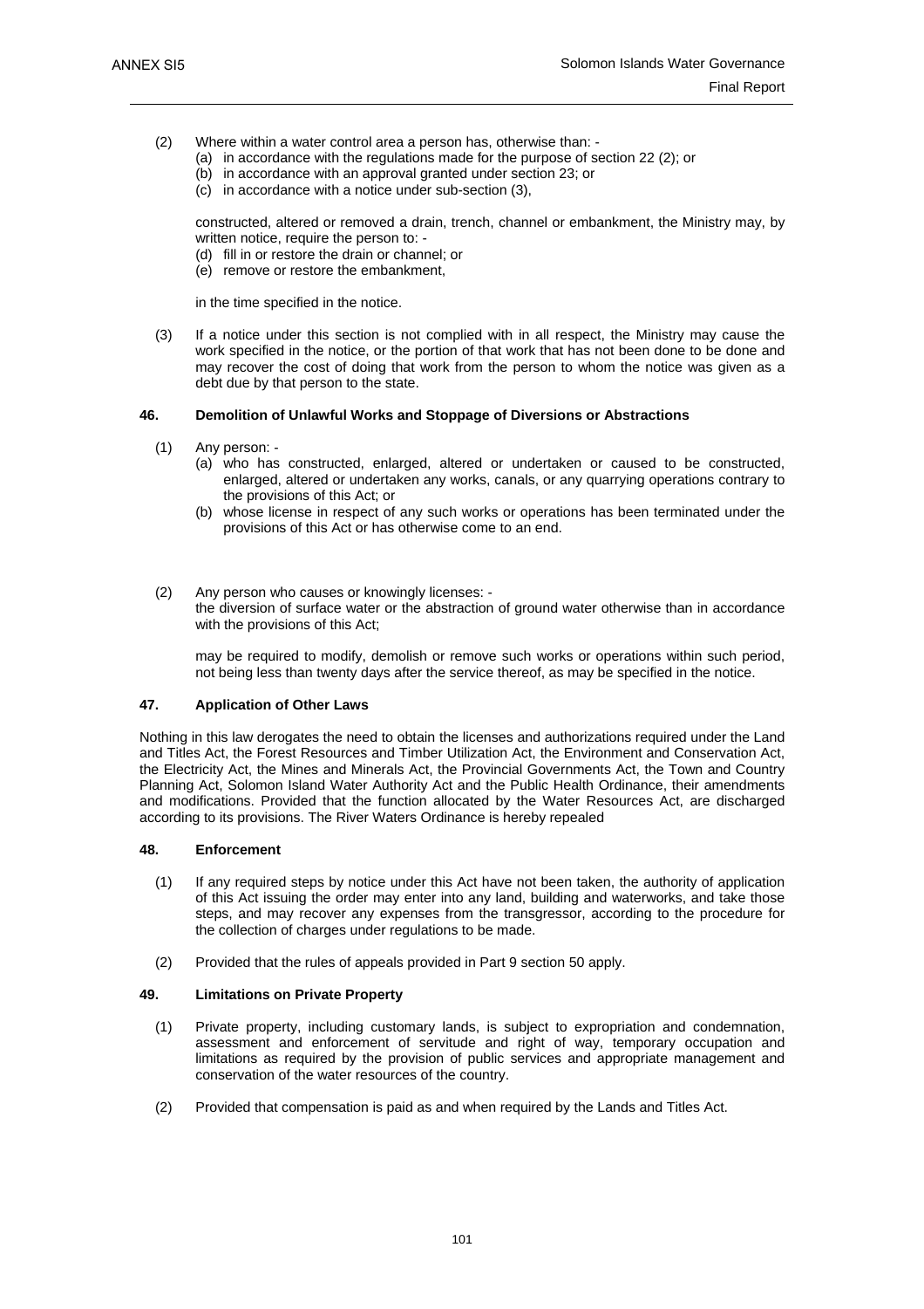(2) Where within a water control area a person has, otherwise than: -
   (a) in accordance with the regulations made for the purpose of section 22 (2); or
   (b) in accordance with an approval granted under section 23; or
   (c) in accordance with a notice under sub-section (3),

   constructed, altered or removed a drain, trench, channel or embankment, the Ministry may, by written notice, require the person to: -
   (d) fill in or restore the drain or channel; or
   (e) remove or restore the embankment,

   in the time specified in the notice.

(3) If a notice under this section is not complied with in all respect, the Ministry may cause the work specified in the notice, or the portion of that work that has not been done to be done and may recover the cost of doing that work from the person to whom the notice was given as a debt due by that person to the state.

**46. Demolition of Unlawful Works and Stoppage of Diversions or Abstractions**

(1) Any person: -
   (a) who has constructed, enlarged, altered or undertaken or caused to be constructed, enlarged, altered or undertaken any works, canals, or any quarrying operations contrary to the provisions of this Act; or
   (b) whose license in respect of any such works or operations has been terminated under the provisions of this Act or has otherwise come to an end.

(2) Any person who causes or knowingly licenses: -
   the diversion of surface water or the abstraction of ground water otherwise than in accordance with the provisions of this Act;

   may be required to modify, demolish or remove such works or operations within such period, not being less than twenty days after the service thereof, as may be specified in the notice.

**47. Application of Other Laws**

Nothing in this law derogates the need to obtain the licenses and authorizations required under the Land and Titles Act, the Forest Resources and Timber Utilization Act, the Environment and Conservation Act, the Electricity Act, the Mines and Minerals Act, the Provincial Governments Act, the Town and Country Planning Act, Solomon Island Water Authority Act and the Public Health Ordinance, their amendments and modifications. Provided that the function allocated by the Water Resources Act, are discharged according to its provisions. The River Waters Ordinance is hereby repealed

**48. Enforcement**

(1) If any required steps by notice under this Act have not been taken, the authority of application of this Act issuing the order may enter into any land, building and waterworks, and take those steps, and may recover any expenses from the transgressor, according to the procedure for the collection of charges under regulations to be made.

(2) Provided that the rules of appeals provided in Part 9 section 50 apply.

**49. Limitations on Private Property**

(1) Private property, including customary lands, is subject to expropriation and condemnation, assessment and enforcement of servitude and right of way, temporary occupation and limitations as required by the provision of public services and appropriate management and conservation of the water resources of the country.

(2) Provided that compensation is paid as and when required by the Lands and Titles Act.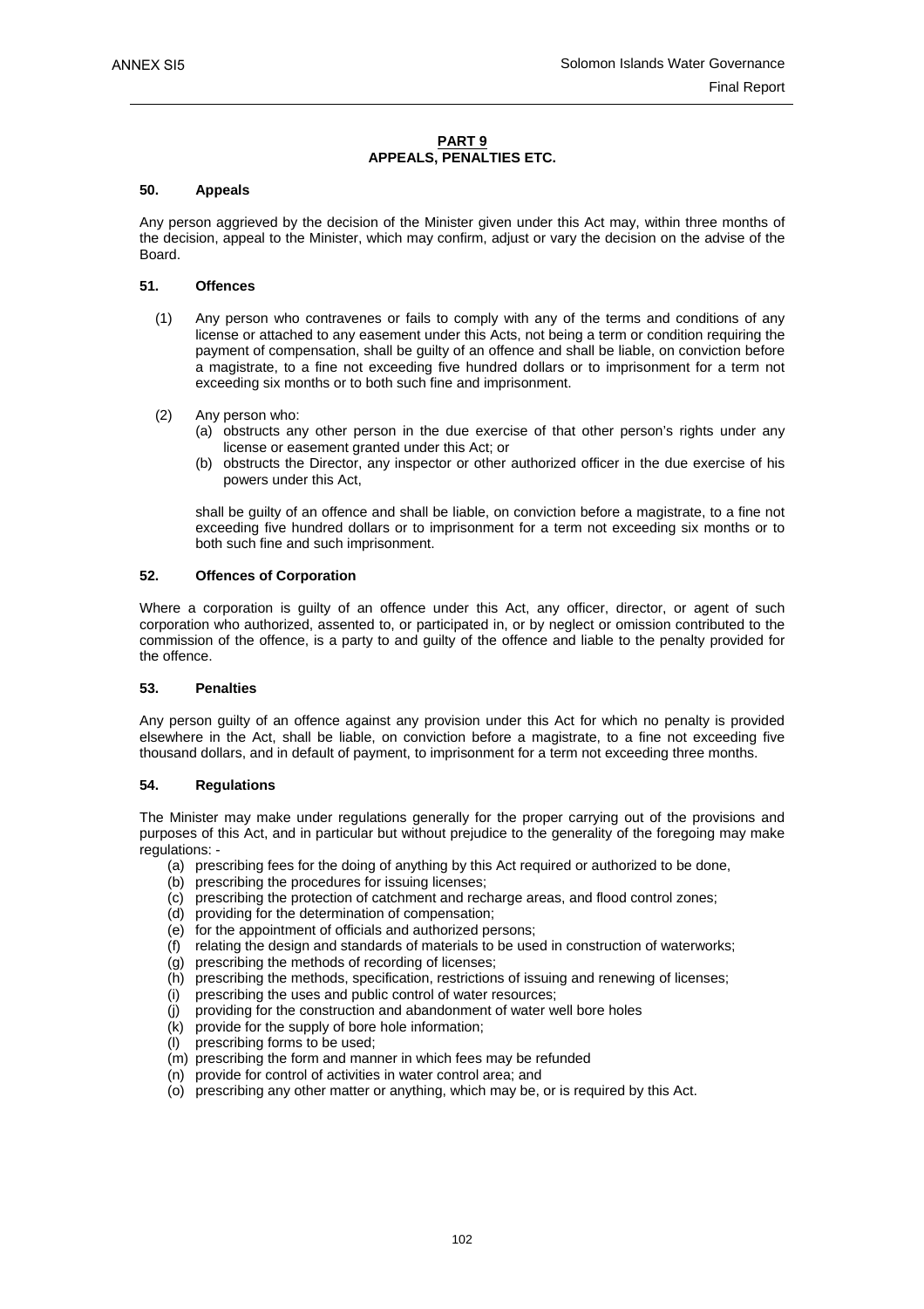## PART 9
## APPEALS, PENALTIES ETC.

### 50. Appeals

Any person aggrieved by the decision of the Minister given under this Act may, within three months of the decision, appeal to the Minister, which may confirm, adjust or vary the decision on the advise of the Board.

### 51. Offences

(1) Any person who contravenes or fails to comply with any of the terms and conditions of any license or attached to any easement under this Acts, not being a term or condition requiring the payment of compensation, shall be guilty of an offence and shall be liable, on conviction before a magistrate, to a fine not exceeding five hundred dollars or to imprisonment for a term not exceeding six months or to both such fine and imprisonment.

(2) Any person who:
- (a) obstructs any other person in the due exercise of that other person's rights under any license or easement granted under this Act; or
- (b) obstructs the Director, any inspector or other authorized officer in the due exercise of his powers under this Act,

shall be guilty of an offence and shall be liable, on conviction before a magistrate, to a fine not exceeding five hundred dollars or to imprisonment for a term not exceeding six months or to both such fine and such imprisonment.

### 52. Offences of Corporation

Where a corporation is guilty of an offence under this Act, any officer, director, or agent of such corporation who authorized, assented to, or participated in, or by neglect or omission contributed to the commission of the offence, is a party to and guilty of the offence and liable to the penalty provided for the offence.

### 53. Penalties

Any person guilty of an offence against any provision under this Act for which no penalty is provided elsewhere in the Act, shall be liable, on conviction before a magistrate, to a fine not exceeding five thousand dollars, and in default of payment, to imprisonment for a term not exceeding three months.

### 54. Regulations

The Minister may make under regulations generally for the proper carrying out of the provisions and purposes of this Act, and in particular but without prejudice to the generality of the foregoing may make regulations: -

- (a) prescribing fees for the doing of anything by this Act required or authorized to be done,
- (b) prescribing the procedures for issuing licenses;
- (c) prescribing the protection of catchment and recharge areas, and flood control zones;
- (d) providing for the determination of compensation;
- (e) for the appointment of officials and authorized persons;
- (f) relating the design and standards of materials to be used in construction of waterworks;
- (g) prescribing the methods of recording of licenses;
- (h) prescribing the methods, specification, restrictions of issuing and renewing of licenses;
- (i) prescribing the uses and public control of water resources;
- (j) providing for the construction and abandonment of water well bore holes
- (k) provide for the supply of bore hole information;
- (l) prescribing forms to be used;
- (m) prescribing the form and manner in which fees may be refunded
- (n) provide for control of activities in water control area; and
- (o) prescribing any other matter or anything, which may be, or is required by this Act.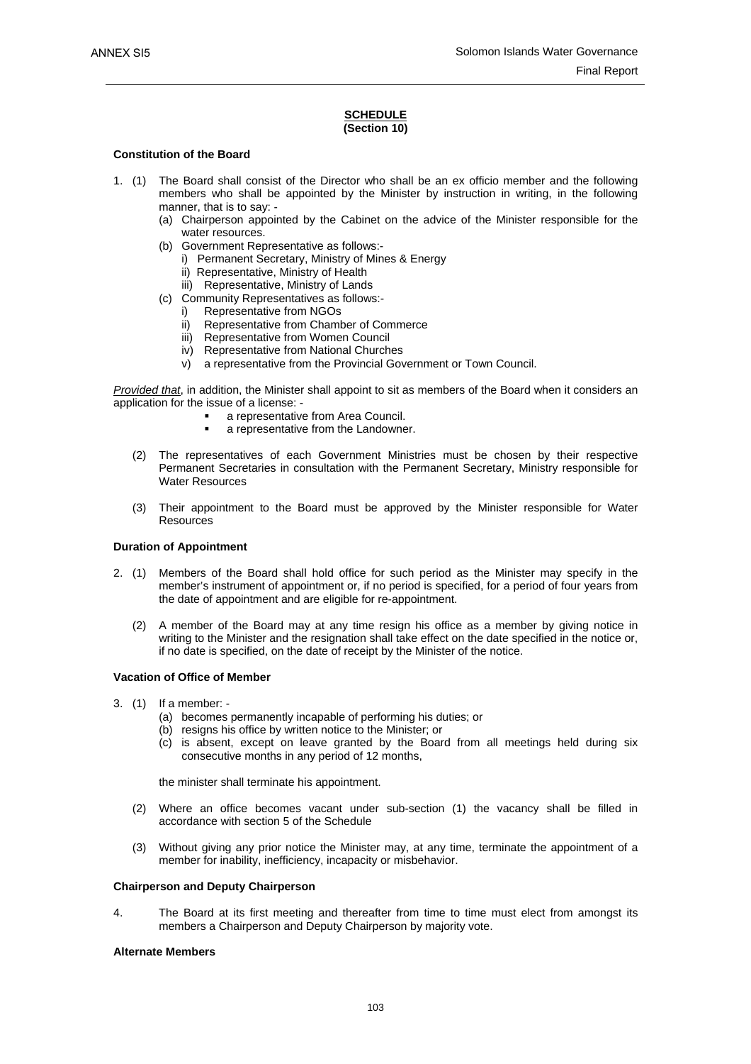**SCHEDULE**
**(Section 10)**

**Constitution of the Board**

1. (1) The Board shall consist of the Director who shall be an ex officio member and the following members who shall be appointed by the Minister by instruction in writing, in the following manner, that is to say: -
   - (a) Chairperson appointed by the Cabinet on the advice of the Minister responsible for the water resources.
   - (b) Government Representative as follows:-
     - i) Permanent Secretary, Ministry of Mines & Energy
     - ii) Representative, Ministry of Health
     - iii) Representative, Ministry of Lands
   - (c) Community Representatives as follows:-
     - i) Representative from NGOs
     - ii) Representative from Chamber of Commerce
     - iii) Representative from Women Council
     - iv) Representative from National Churches
     - v) a representative from the Provincial Government or Town Council.

*Provided that*, in addition, the Minister shall appoint to sit as members of the Board when it considers an application for the issue of a license: -

- a representative from Area Council.
- a representative from the Landowner.

(2) The representatives of each Government Ministries must be chosen by their respective Permanent Secretaries in consultation with the Permanent Secretary, Ministry responsible for Water Resources

(3) Their appointment to the Board must be approved by the Minister responsible for Water Resources

**Duration of Appointment**

2. (1) Members of the Board shall hold office for such period as the Minister may specify in the member's instrument of appointment or, if no period is specified, for a period of four years from the date of appointment and are eligible for re-appointment.

   (2) A member of the Board may at any time resign his office as a member by giving notice in writing to the Minister and the resignation shall take effect on the date specified in the notice or, if no date is specified, on the date of receipt by the Minister of the notice.

**Vacation of Office of Member**

3. (1) If a member: -
   - (a) becomes permanently incapable of performing his duties; or
   - (b) resigns his office by written notice to the Minister; or
   - (c) is absent, except on leave granted by the Board from all meetings held during six consecutive months in any period of 12 months,

   the minister shall terminate his appointment.

   (2) Where an office becomes vacant under sub-section (1) the vacancy shall be filled in accordance with section 5 of the Schedule

   (3) Without giving any prior notice the Minister may, at any time, terminate the appointment of a member for inability, inefficiency, incapacity or misbehavior.

**Chairperson and Deputy Chairperson**

4. The Board at its first meeting and thereafter from time to time must elect from amongst its members a Chairperson and Deputy Chairperson by majority vote.

**Alternate Members**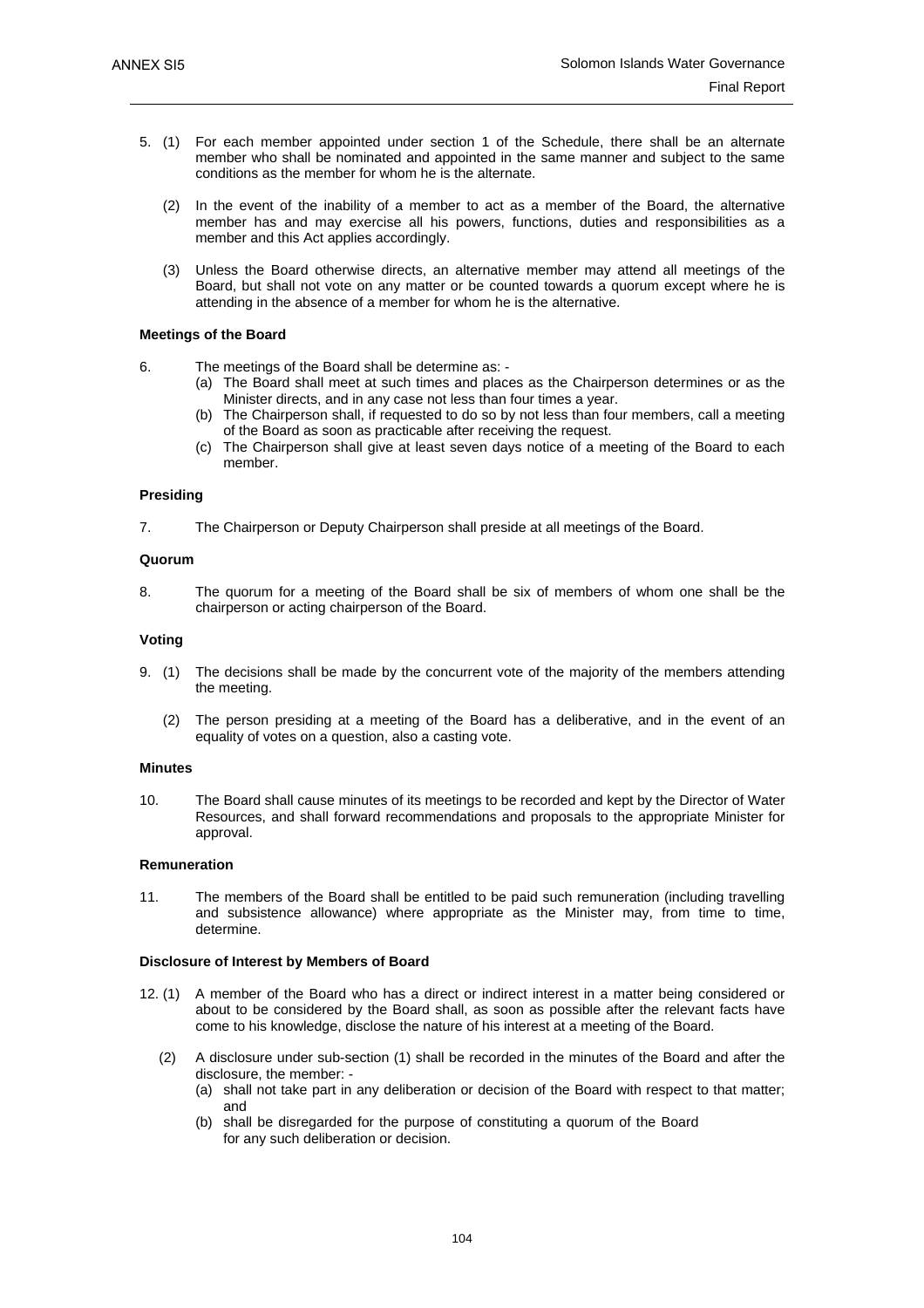5. (1) For each member appointed under section 1 of the Schedule, there shall be an alternate member who shall be nominated and appointed in the same manner and subject to the same conditions as the member for whom he is the alternate.

   (2) In the event of the inability of a member to act as a member of the Board, the alternative member has and may exercise all his powers, functions, duties and responsibilities as a member and this Act applies accordingly.

   (3) Unless the Board otherwise directs, an alternative member may attend all meetings of the Board, but shall not vote on any matter or be counted towards a quorum except where he is attending in the absence of a member for whom he is the alternative.

**Meetings of the Board**

6. The meetings of the Board shall be determine as: -
   (a) The Board shall meet at such times and places as the Chairperson determines or as the Minister directs, and in any case not less than four times a year.
   (b) The Chairperson shall, if requested to do so by not less than four members, call a meeting of the Board as soon as practicable after receiving the request.
   (c) The Chairperson shall give at least seven days notice of a meeting of the Board to each member.

**Presiding**

7. The Chairperson or Deputy Chairperson shall preside at all meetings of the Board.

**Quorum**

8. The quorum for a meeting of the Board shall be six of members of whom one shall be the chairperson or acting chairperson of the Board.

**Voting**

9. (1) The decisions shall be made by the concurrent vote of the majority of the members attending the meeting.

   (2) The person presiding at a meeting of the Board has a deliberative, and in the event of an equality of votes on a question, also a casting vote.

**Minutes**

10. The Board shall cause minutes of its meetings to be recorded and kept by the Director of Water Resources, and shall forward recommendations and proposals to the appropriate Minister for approval.

**Remuneration**

11. The members of the Board shall be entitled to be paid such remuneration (including travelling and subsistence allowance) where appropriate as the Minister may, from time to time, determine.

**Disclosure of Interest by Members of Board**

12. (1) A member of the Board who has a direct or indirect interest in a matter being considered or about to be considered by the Board shall, as soon as possible after the relevant facts have come to his knowledge, disclose the nature of his interest at a meeting of the Board.

    (2) A disclosure under sub-section (1) shall be recorded in the minutes of the Board and after the disclosure, the member: -
    (a) shall not take part in any deliberation or decision of the Board with respect to that matter; and
    (b) shall be disregarded for the purpose of constituting a quorum of the Board for any such deliberation or decision.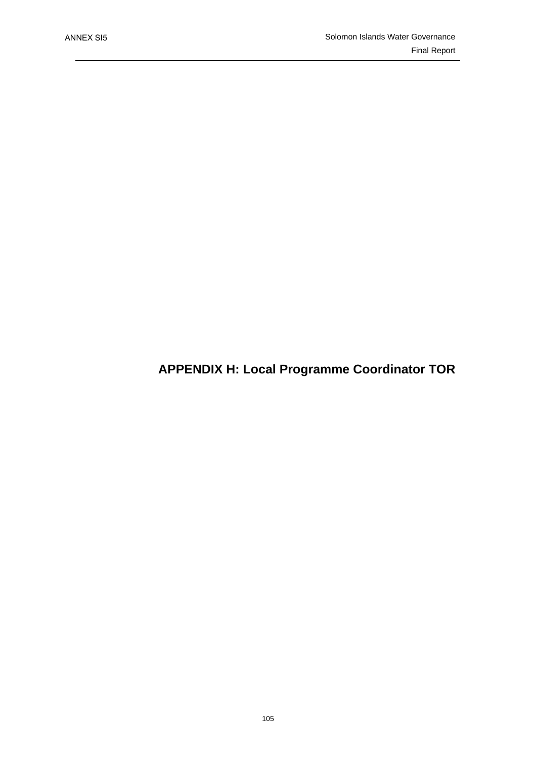# APPENDIX H: Local Programme Coordinator TOR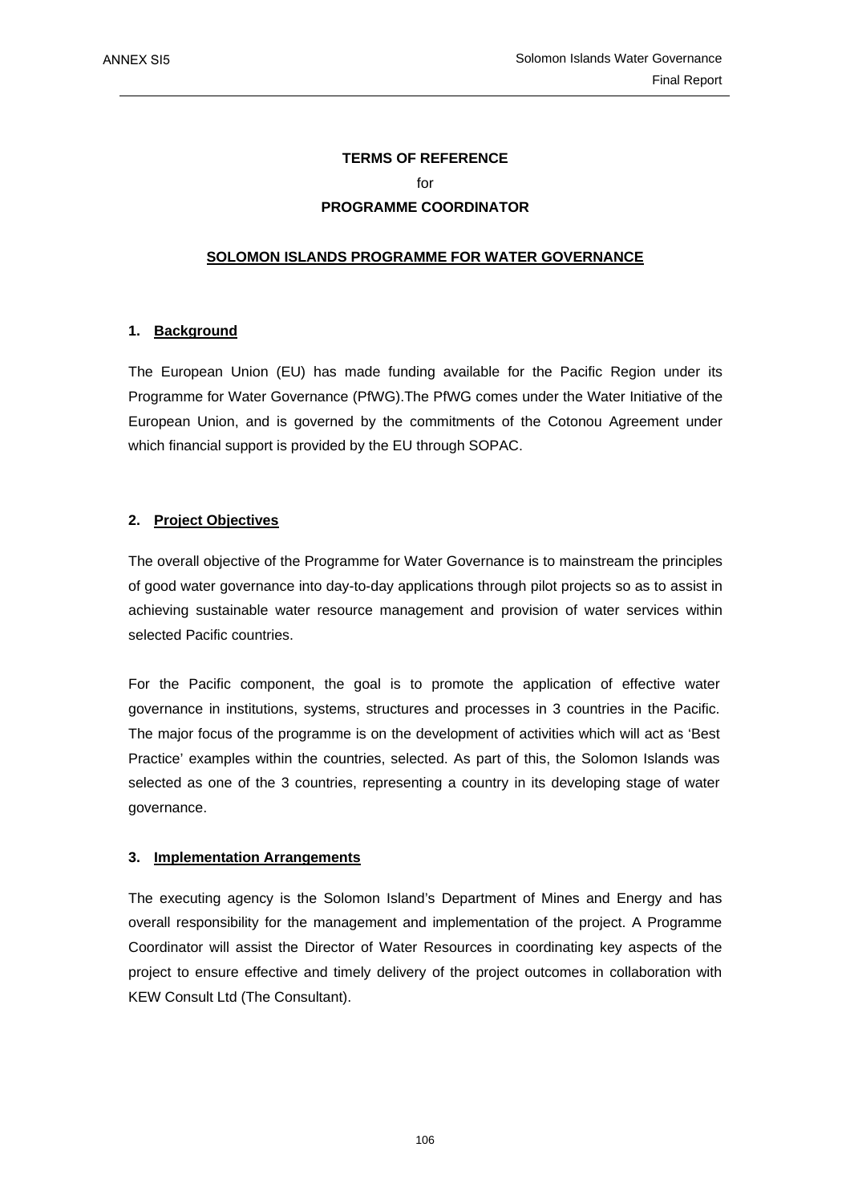**TERMS OF REFERENCE**

for

**PROGRAMME COORDINATOR**

**SOLOMON ISLANDS PROGRAMME FOR WATER GOVERNANCE**

## 1. Background

The European Union (EU) has made funding available for the Pacific Region under its Programme for Water Governance (PfWG).The PfWG comes under the Water Initiative of the European Union, and is governed by the commitments of the Cotonou Agreement under which financial support is provided by the EU through SOPAC.

## 2. Project Objectives

The overall objective of the Programme for Water Governance is to mainstream the principles of good water governance into day-to-day applications through pilot projects so as to assist in achieving sustainable water resource management and provision of water services within selected Pacific countries.

For the Pacific component, the goal is to promote the application of effective water governance in institutions, systems, structures and processes in 3 countries in the Pacific. The major focus of the programme is on the development of activities which will act as 'Best Practice' examples within the countries, selected. As part of this, the Solomon Islands was selected as one of the 3 countries, representing a country in its developing stage of water governance.

## 3. Implementation Arrangements

The executing agency is the Solomon Island's Department of Mines and Energy and has overall responsibility for the management and implementation of the project. A Programme Coordinator will assist the Director of Water Resources in coordinating key aspects of the project to ensure effective and timely delivery of the project outcomes in collaboration with KEW Consult Ltd (The Consultant).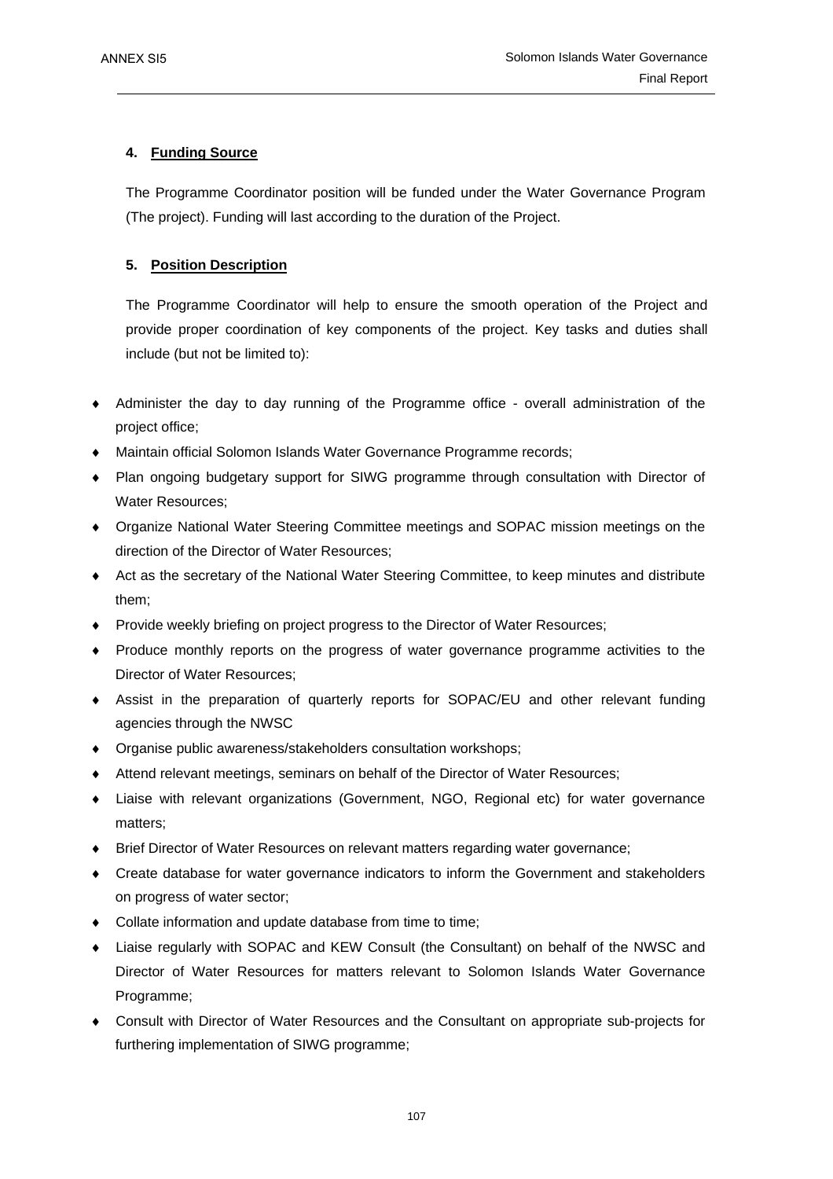### 4. Funding Source

The Programme Coordinator position will be funded under the Water Governance Program (The project). Funding will last according to the duration of the Project.

### 5. Position Description

The Programme Coordinator will help to ensure the smooth operation of the Project and provide proper coordination of key components of the project. Key tasks and duties shall include (but not be limited to):

- Administer the day to day running of the Programme office - overall administration of the project office;
- Maintain official Solomon Islands Water Governance Programme records;
- Plan ongoing budgetary support for SIWG programme through consultation with Director of Water Resources;
- Organize National Water Steering Committee meetings and SOPAC mission meetings on the direction of the Director of Water Resources;
- Act as the secretary of the National Water Steering Committee, to keep minutes and distribute them;
- Provide weekly briefing on project progress to the Director of Water Resources;
- Produce monthly reports on the progress of water governance programme activities to the Director of Water Resources;
- Assist in the preparation of quarterly reports for SOPAC/EU and other relevant funding agencies through the NWSC
- Organise public awareness/stakeholders consultation workshops;
- Attend relevant meetings, seminars on behalf of the Director of Water Resources;
- Liaise with relevant organizations (Government, NGO, Regional etc) for water governance matters;
- Brief Director of Water Resources on relevant matters regarding water governance;
- Create database for water governance indicators to inform the Government and stakeholders on progress of water sector;
- Collate information and update database from time to time;
- Liaise regularly with SOPAC and KEW Consult (the Consultant) on behalf of the NWSC and Director of Water Resources for matters relevant to Solomon Islands Water Governance Programme;
- Consult with Director of Water Resources and the Consultant on appropriate sub-projects for furthering implementation of SIWG programme;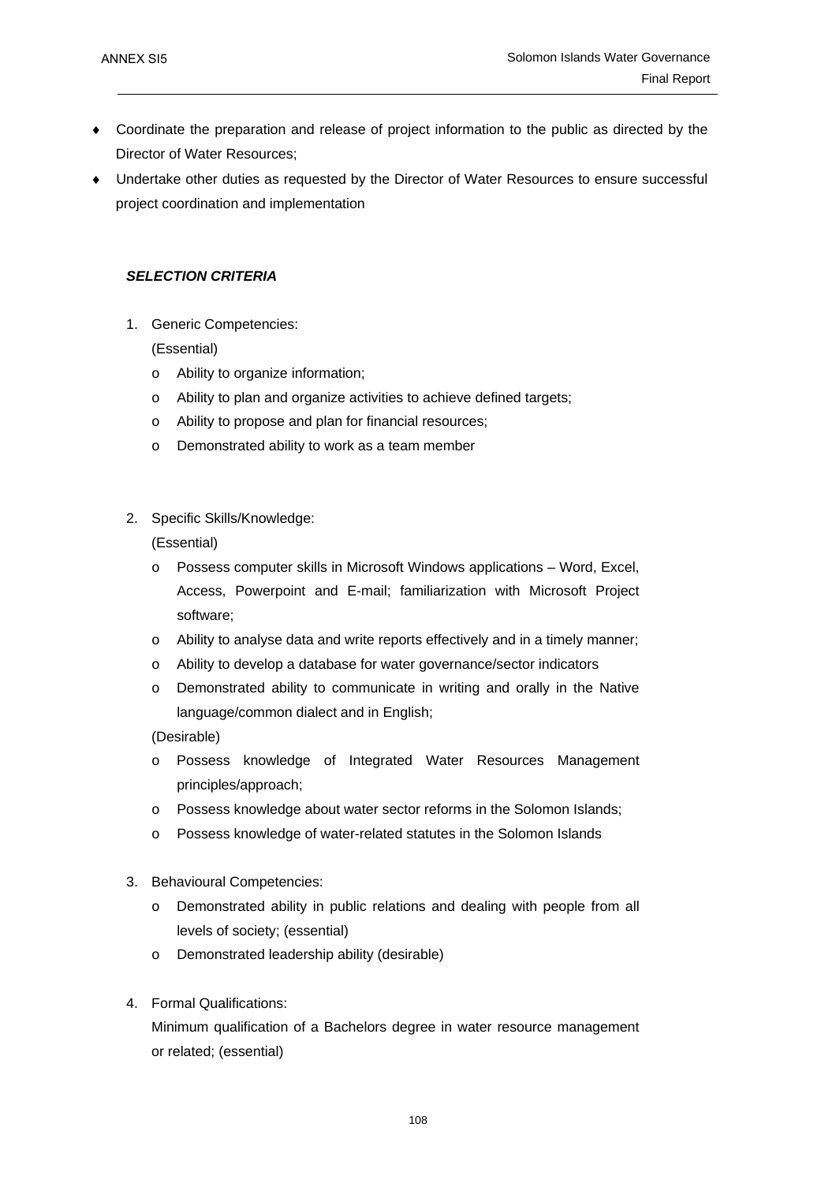- Coordinate the preparation and release of project information to the public as directed by the Director of Water Resources;
- Undertake other duties as requested by the Director of Water Resources to ensure successful project coordination and implementation

***SELECTION CRITERIA***

1. Generic Competencies:

   (Essential)

   - Ability to organize information;
   - Ability to plan and organize activities to achieve defined targets;
   - Ability to propose and plan for financial resources;
   - Demonstrated ability to work as a team member

2. Specific Skills/Knowledge:

   (Essential)

   - Possess computer skills in Microsoft Windows applications – Word, Excel, Access, Powerpoint and E-mail; familiarization with Microsoft Project software;
   - Ability to analyse data and write reports effectively and in a timely manner;
   - Ability to develop a database for water governance/sector indicators
   - Demonstrated ability to communicate in writing and orally in the Native language/common dialect and in English;

   (Desirable)

   - Possess knowledge of Integrated Water Resources Management principles/approach;
   - Possess knowledge about water sector reforms in the Solomon Islands;
   - Possess knowledge of water-related statutes in the Solomon Islands

3. Behavioural Competencies:

   - Demonstrated ability in public relations and dealing with people from all levels of society; (essential)
   - Demonstrated leadership ability (desirable)

4. Formal Qualifications:

   Minimum qualification of a Bachelors degree in water resource management or related; (essential)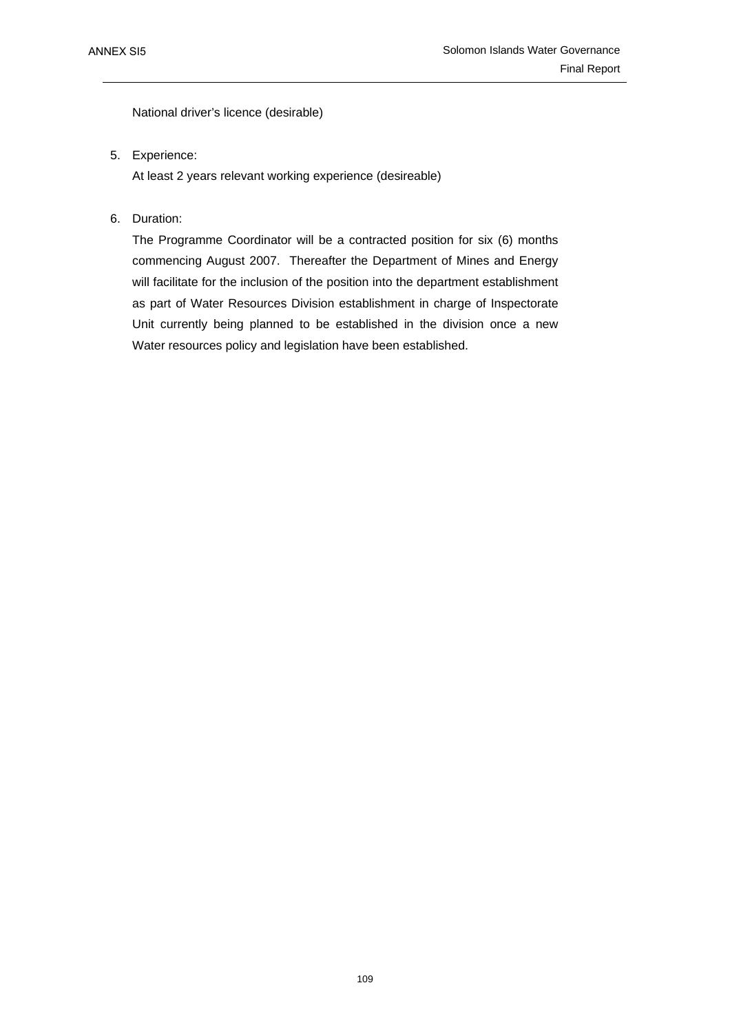National driver's licence (desirable)

5. Experience:

   At least 2 years relevant working experience (desireable)

6. Duration:

   The Programme Coordinator will be a contracted position for six (6) months commencing August 2007. Thereafter the Department of Mines and Energy will facilitate for the inclusion of the position into the department establishment as part of Water Resources Division establishment in charge of Inspectorate Unit currently being planned to be established in the division once a new Water resources policy and legislation have been established.